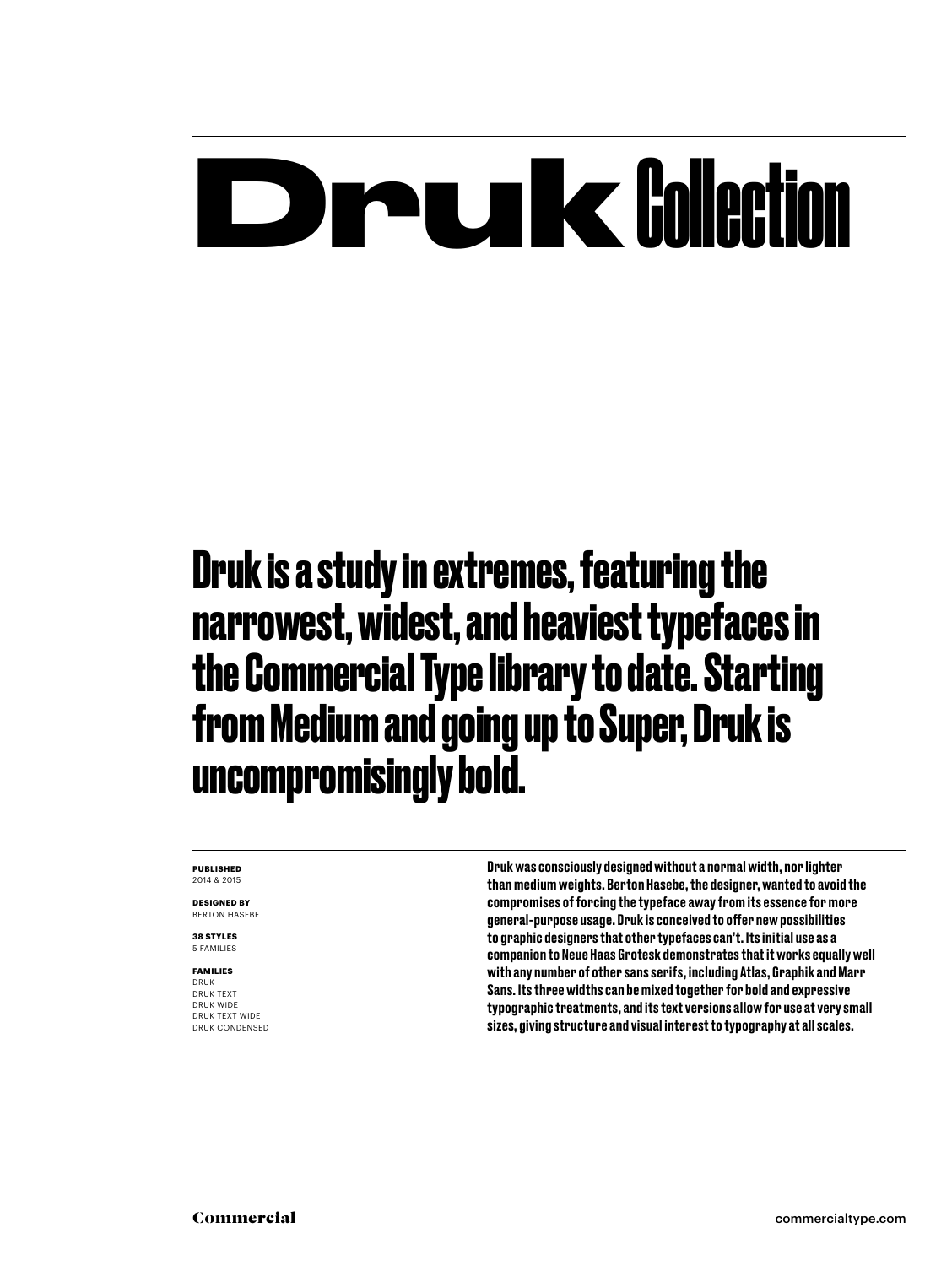# Druk Collection

## Druk is a study in extremes, featuring the narrowest, widest, and heaviest typefaces in the Commercial Type library to date. Starting from Medium and going up to Super, Druk is uncompromisingly bold.

**PUBLISHED**
2014 & 2015

**DESIGNED BY**
BERTON HASEBE

**38 STYLES**
5 FAMILIES

**FAMILIES**
DRUK
DRUK TEXT
DRUK WIDE
DRUK TEXT WIDE
DRUK CONDENSED

Druk was consciously designed without a normal width, nor lighter than medium weights. Berton Hasebe, the designer, wanted to avoid the compromises of forcing the typeface away from its essence for more general-purpose usage. Druk is conceived to offer new possibilities to graphic designers that other typefaces can't. Its initial use as a companion to Neue Haas Grotesk demonstrates that it works equally well with any number of other sans serifs, including Atlas, Graphik and Marr Sans. Its three widths can be mixed together for bold and expressive typographic treatments, and its text versions allow for use at very small sizes, giving structure and visual interest to typography at all scales.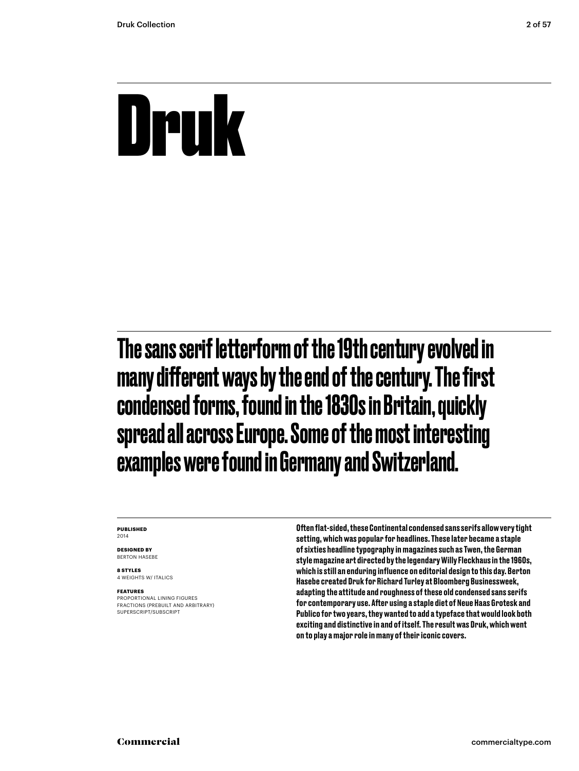# Druk

## The sans serif letterform of the 19th century evolved in many different ways by the end of the century. The first condensed forms, found in the 1830s in Britain, quickly spread all across Europe. Some of the most interesting examples were found in Germany and Switzerland.

**PUBLISHED**
2014

**DESIGNED BY**
BERTON HASEBE

**8 STYLES**
4 WEIGHTS W/ ITALICS

**FEATURES**
PROPORTIONAL LINING FIGURES
FRACTIONS (PREBUILT AND ARBITRARY)
SUPERSCRIPT/SUBSCRIPT

Often flat-sided, these Continental condensed sans serifs allow very tight setting, which was popular for headlines. These later became a staple of sixties headline typography in magazines such as Twen, the German style magazine art directed by the legendary Willy Fleckhaus in the 1960s, which is still an enduring influence on editorial design to this day. Berton Hasebe created Druk for Richard Turley at Bloomberg Businessweek, adapting the attitude and roughness of these old condensed sans serifs for contemporary use. After using a staple diet of Neue Haas Grotesk and Publico for two years, they wanted to add a typeface that would look both exciting and distinctive in and of itself. The result was Druk, which went on to play a major role in many of their iconic covers.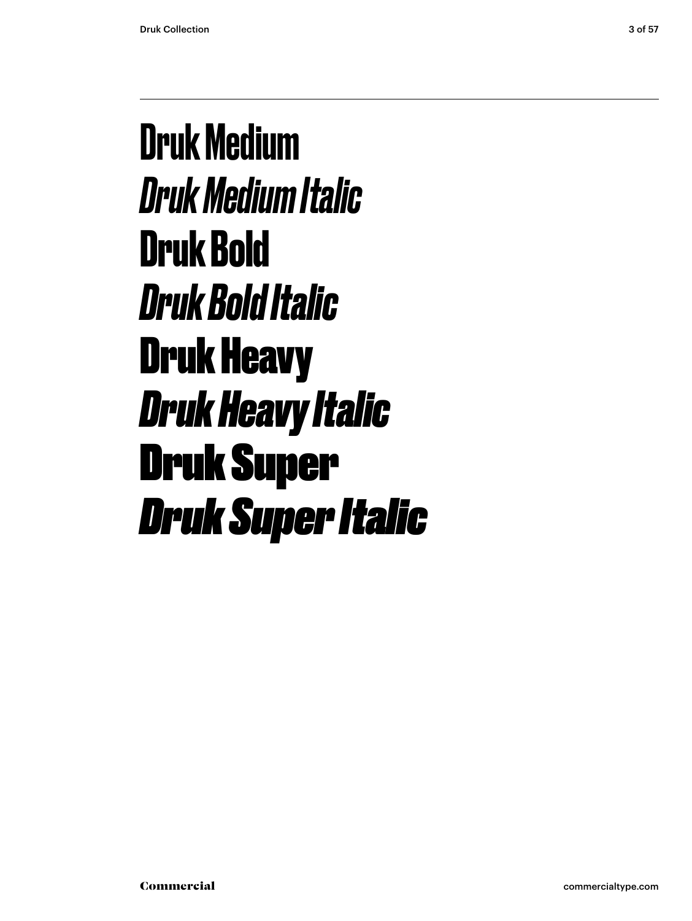Druk Medium
*Druk Medium Italic*
Druk Bold
*Druk Bold Italic*
Druk Heavy
*Druk Heavy Italic*
Druk Super
*Druk Super Italic*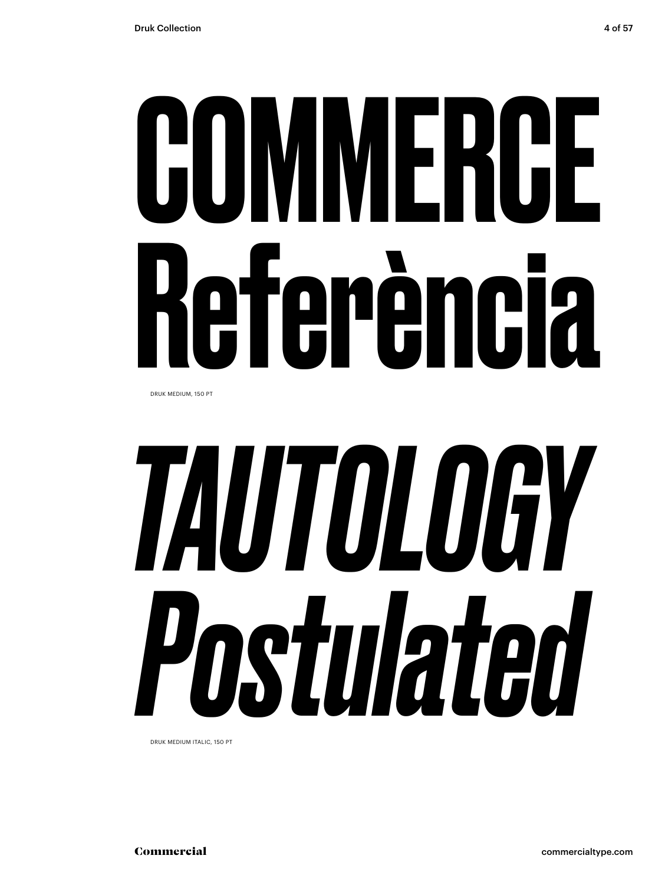# COMMERCE Referència

DRUK MEDIUM, 150 PT

# *TAUTOLOGY Postulated*

DRUK MEDIUM ITALIC, 150 PT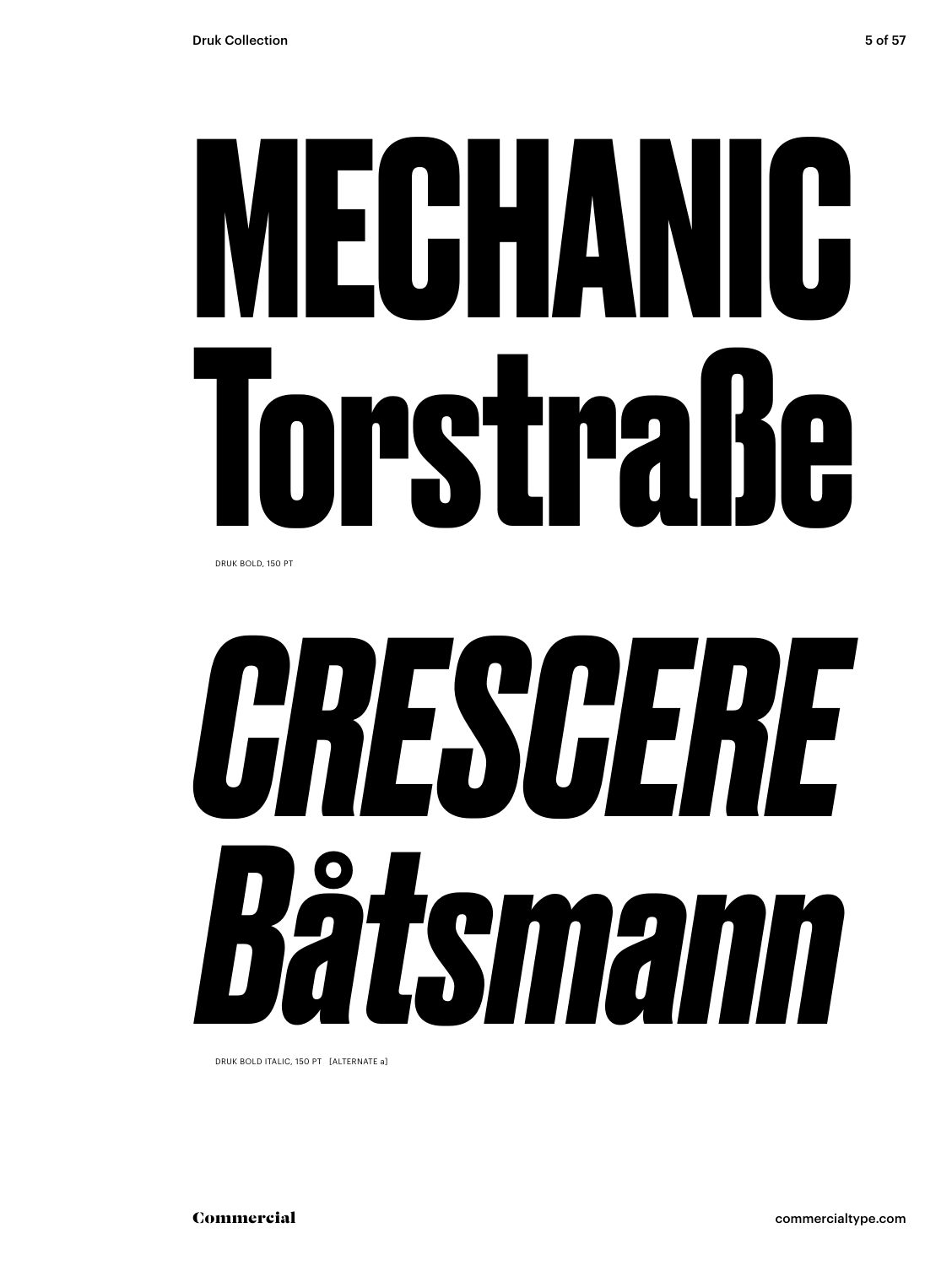# MECHANIC Torstraße

DRUK BOLD, 150 PT

# *CRESCERE Båtsmann*

DRUK BOLD ITALIC, 150 PT [ALTERNATE a]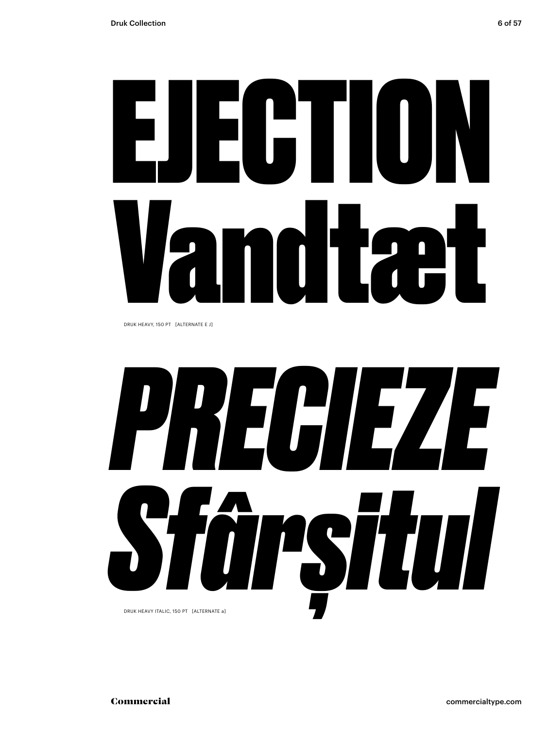# EJECTION Vandtæt

DRUK HEAVY, 150 PT [ALTERNATE E J]

# *PRECIEZE Sfârșitul*

DRUK HEAVY ITALIC, 150 PT [ALTERNATE a]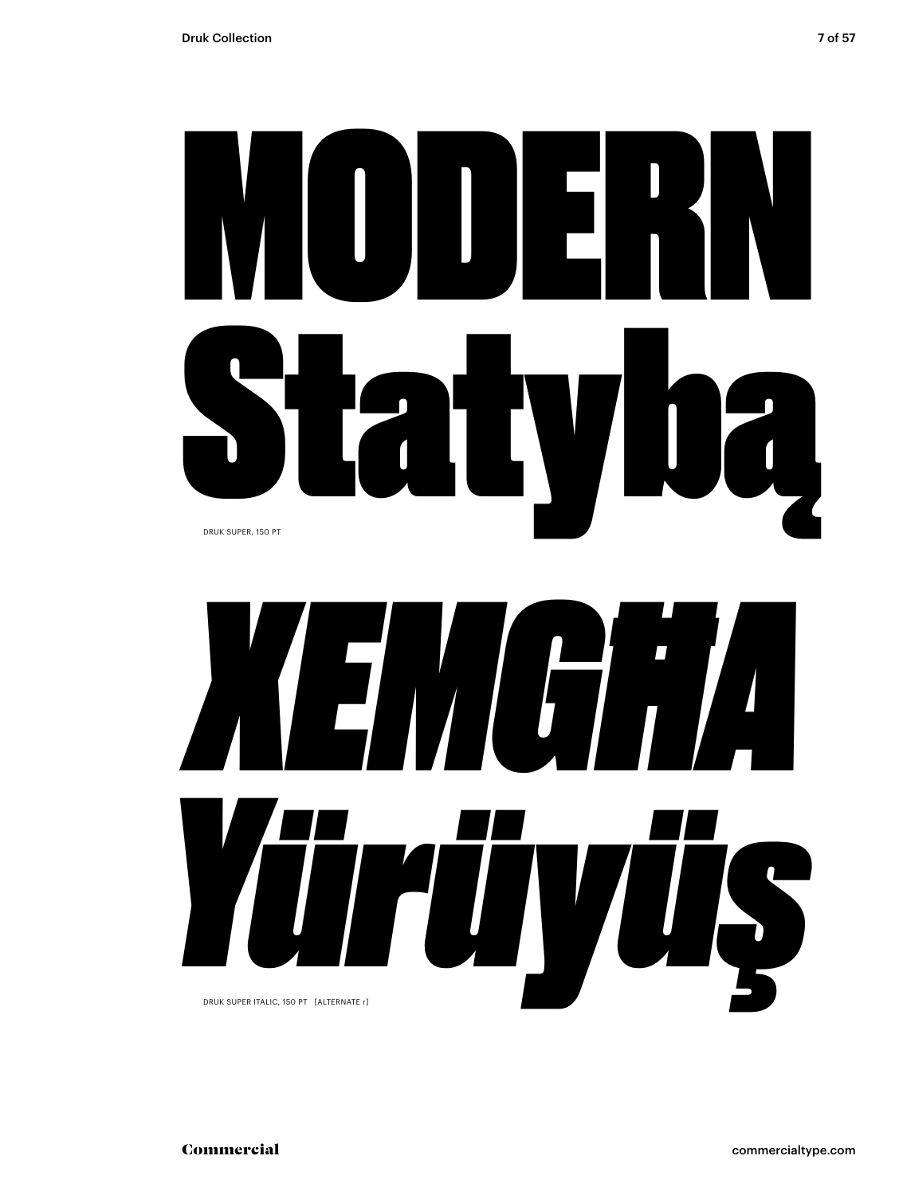# MODERN Statybą

DRUK SUPER, 150 PT

# *ХЕМGĦA Yürüyüş*

DRUK SUPER ITALIC, 150 PT [ALTERNATE r]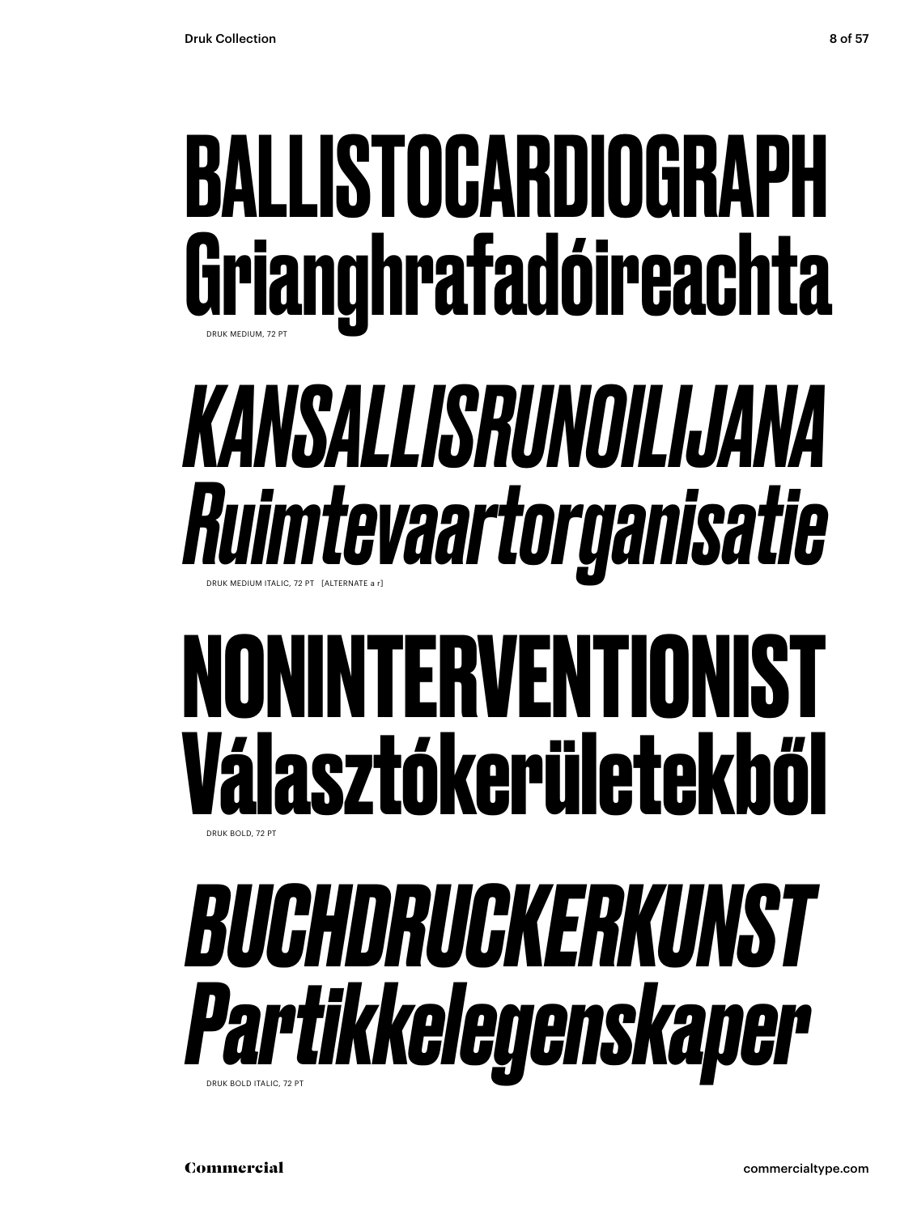BALLISTOCARDIOGRAPH
Grianghrafadóireachta

DRUK MEDIUM, 72 PT

*KANSALLISRUNOILIJANA*
*Ruimtevaartorganisatie*

DRUK MEDIUM ITALIC, 72 PT [ALTERNATE a r]

**NONINTERVENTIONIST**
**Választókerületekből**

DRUK BOLD, 72 PT

***BUCHDRUCKERKUNST***
***Partikkelegenskaper***

DRUK BOLD ITALIC, 72 PT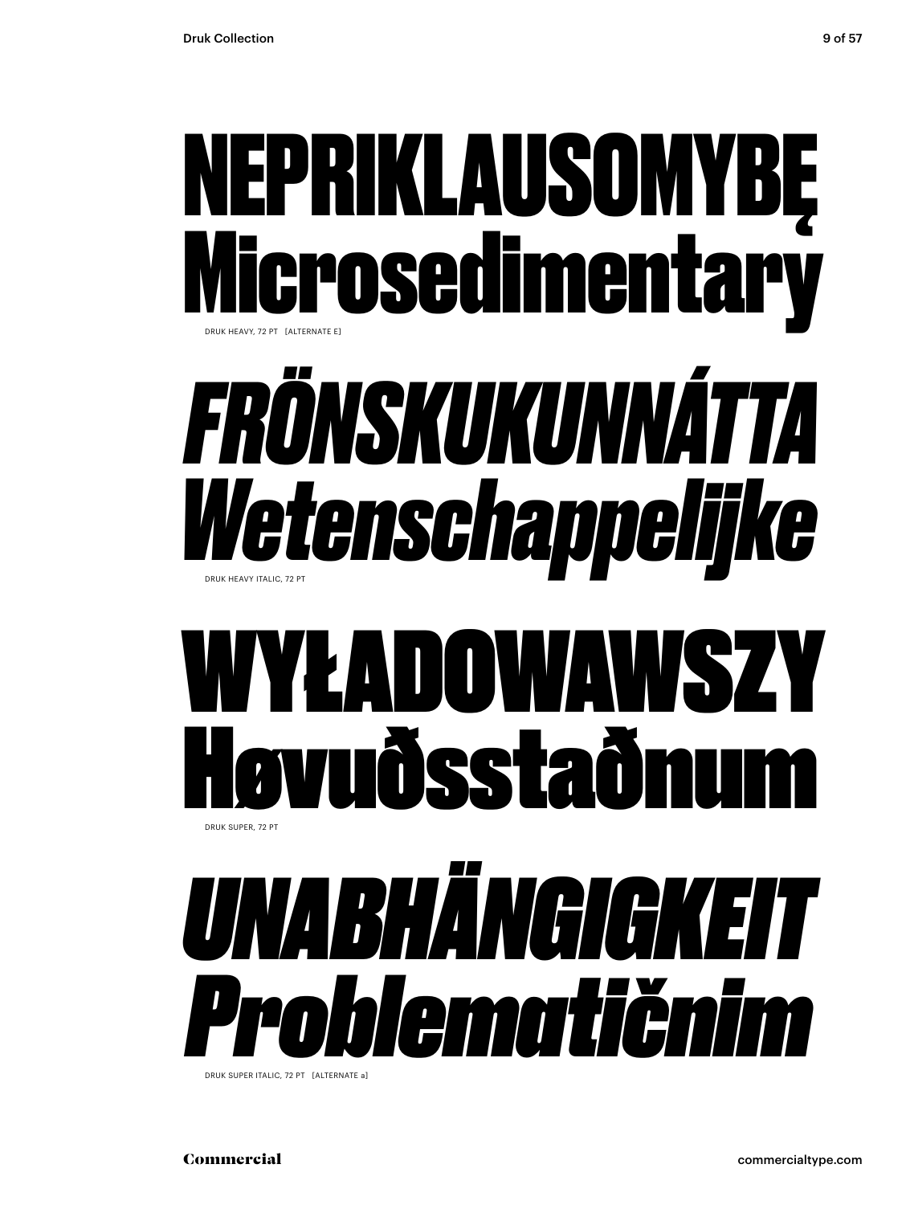NEPRIKLAUSOMYBĘ
Microsedimentary

DRUK HEAVY, 72 PT [ALTERNATE E]

*FRÖNSKUKUNNÁTTA*
*Wetenschappelijke*

DRUK HEAVY ITALIC, 72 PT

WYŁADOWAWSZY
Høvuðsstaðnum

DRUK SUPER, 72 PT

*UNABHÄNGIGKEIT*
*Problematičnim*

DRUK SUPER ITALIC, 72 PT [ALTERNATE a]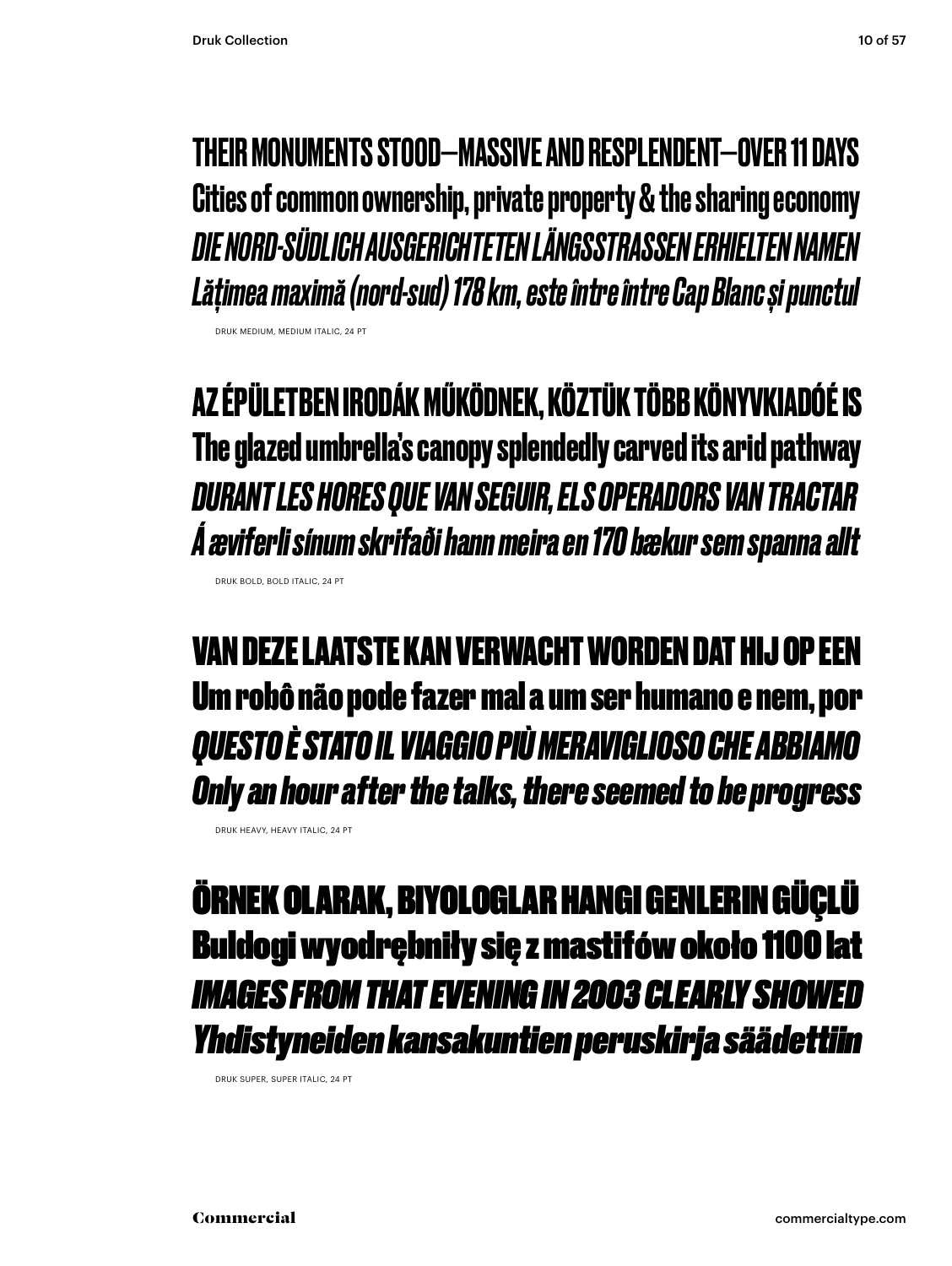THEIR MONUMENTS STOOD—MASSIVE AND RESPLENDENT—OVER 11 DAYS
Cities of common ownership, private property & the sharing economy
*DIE NORD-SÜDLICH AUSGERICHTETEN LÄNGSSTRASSEN ERHIELTEN NAMEN*
*Lățimea maximă (nord-sud) 178 km, este între între Cap Blanc și punctul*

DRUK MEDIUM, MEDIUM ITALIC, 24 PT

**AZ ÉPÜLETBEN IRODÁK MŰKÖDNEK, KÖZTÜK TÖBB KÖNYVKIADÓÉ IS**
**The glazed umbrella's canopy splendedly carved its arid pathway**
***DURANT LES HORES QUE VAN SEGUIR, ELS OPERADORS VAN TRACTAR***
***Á æviferli sínum skrifaði hann meira en 170 bækur sem spanna allt***

DRUK BOLD, BOLD ITALIC, 24 PT

**VAN DEZE LAATSTE KAN VERWACHT WORDEN DAT HIJ OP EEN**
**Um robô não pode fazer mal a um ser humano e nem, por**
***QUESTO È STATO IL VIAGGIO PIÙ MERAVIGLIOSO CHE ABBIAMO***
***Only an hour after the talks, there seemed to be progress***

DRUK HEAVY, HEAVY ITALIC, 24 PT

**ÖRNEK OLARAK, BIYOLOGLAR HANGI GENLERIN GÜÇLÜ**
**Buldogi wyodrębniły się z mastifów około 1100 lat**
***IMAGES FROM THAT EVENING IN 2003 CLEARLY SHOWED***
***Yhdistyneiden kansakuntien peruskirja säädettiin***

DRUK SUPER, SUPER ITALIC, 24 PT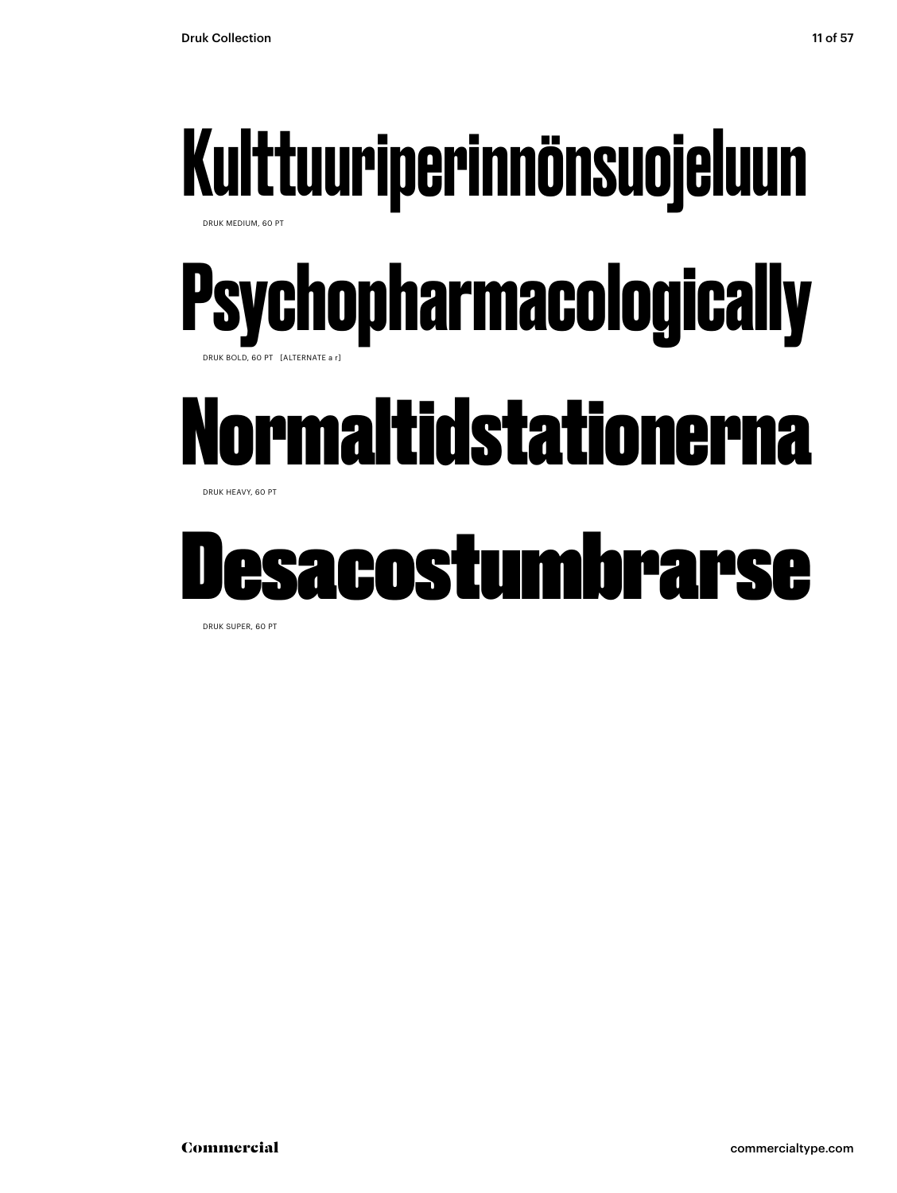# Kulttuuriperinnönsuojeluun

DRUK MEDIUM, 60 PT

# Psychopharmacologically

DRUK BOLD, 60 PT [ALTERNATE a r]

# Normaltidstationerna

DRUK HEAVY, 60 PT

# Desacostumbrarse

DRUK SUPER, 60 PT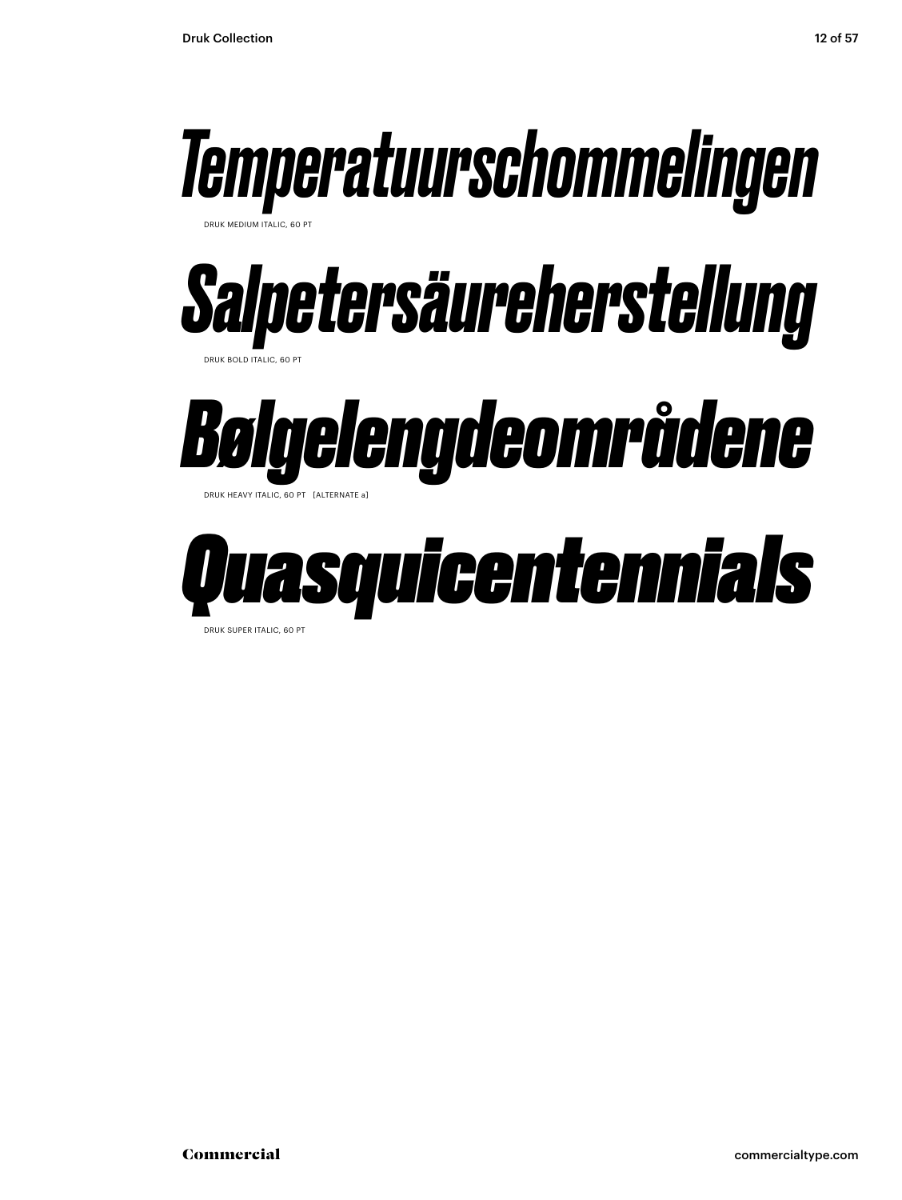*Temperatuurschommelingen*

DRUK MEDIUM ITALIC, 60 PT

***Salpetersäureherstellung***

DRUK BOLD ITALIC, 60 PT

***Bølgelengdeområdene***

DRUK HEAVY ITALIC, 60 PT [ALTERNATE a]

***Quasquicentennials***

DRUK SUPER ITALIC, 60 PT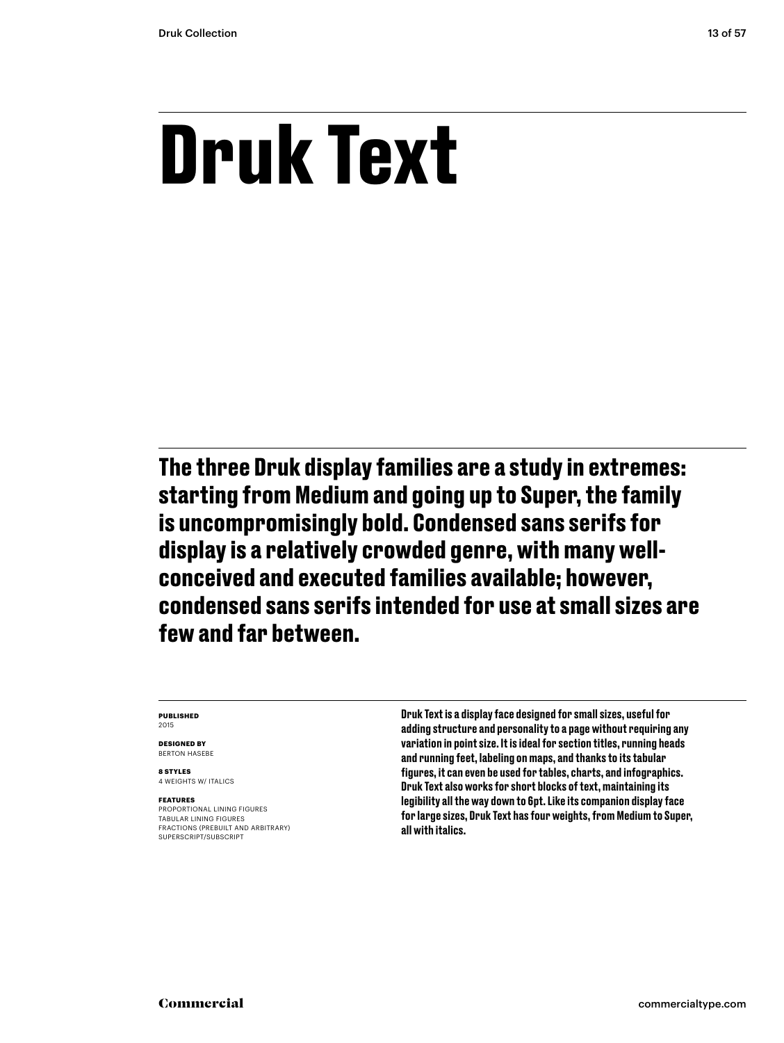# Druk Text

**The three Druk display families are a study in extremes: starting from Medium and going up to Super, the family is uncompromisingly bold. Condensed sans serifs for display is a relatively crowded genre, with many well-conceived and executed families available; however, condensed sans serifs intended for use at small sizes are few and far between.**

**PUBLISHED**
2015

**DESIGNED BY**
BERTON HASEBE

**8 STYLES**
4 WEIGHTS W/ ITALICS

**FEATURES**
PROPORTIONAL LINING FIGURES
TABULAR LINING FIGURES
FRACTIONS (PREBUILT AND ARBITRARY)
SUPERSCRIPT/SUBSCRIPT

Druk Text is a display face designed for small sizes, useful for adding structure and personality to a page without requiring any variation in point size. It is ideal for section titles, running heads and running feet, labeling on maps, and thanks to its tabular figures, it can even be used for tables, charts, and infographics. Druk Text also works for short blocks of text, maintaining its legibility all the way down to 6pt. Like its companion display face for large sizes, Druk Text has four weights, from Medium to Super, all with italics.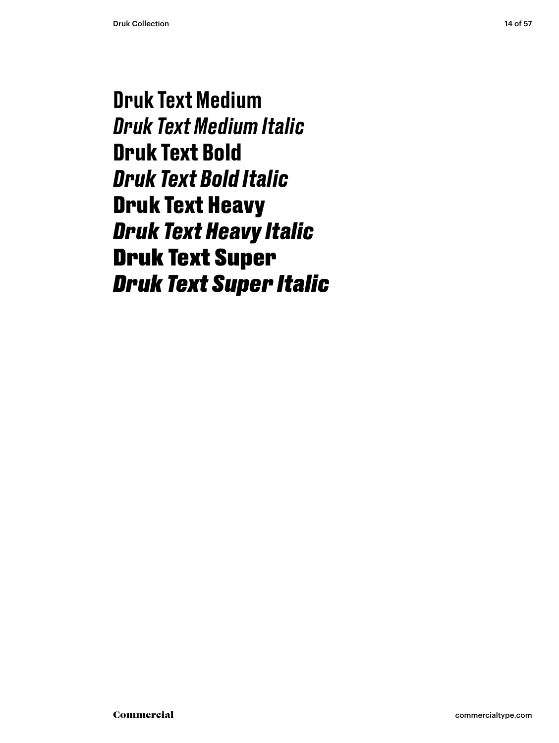**Druk Text Medium**
***Druk Text Medium Italic***
**Druk Text Bold**
***Druk Text Bold Italic***
**Druk Text Heavy**
***Druk Text Heavy Italic***
**Druk Text Super**
***Druk Text Super Italic***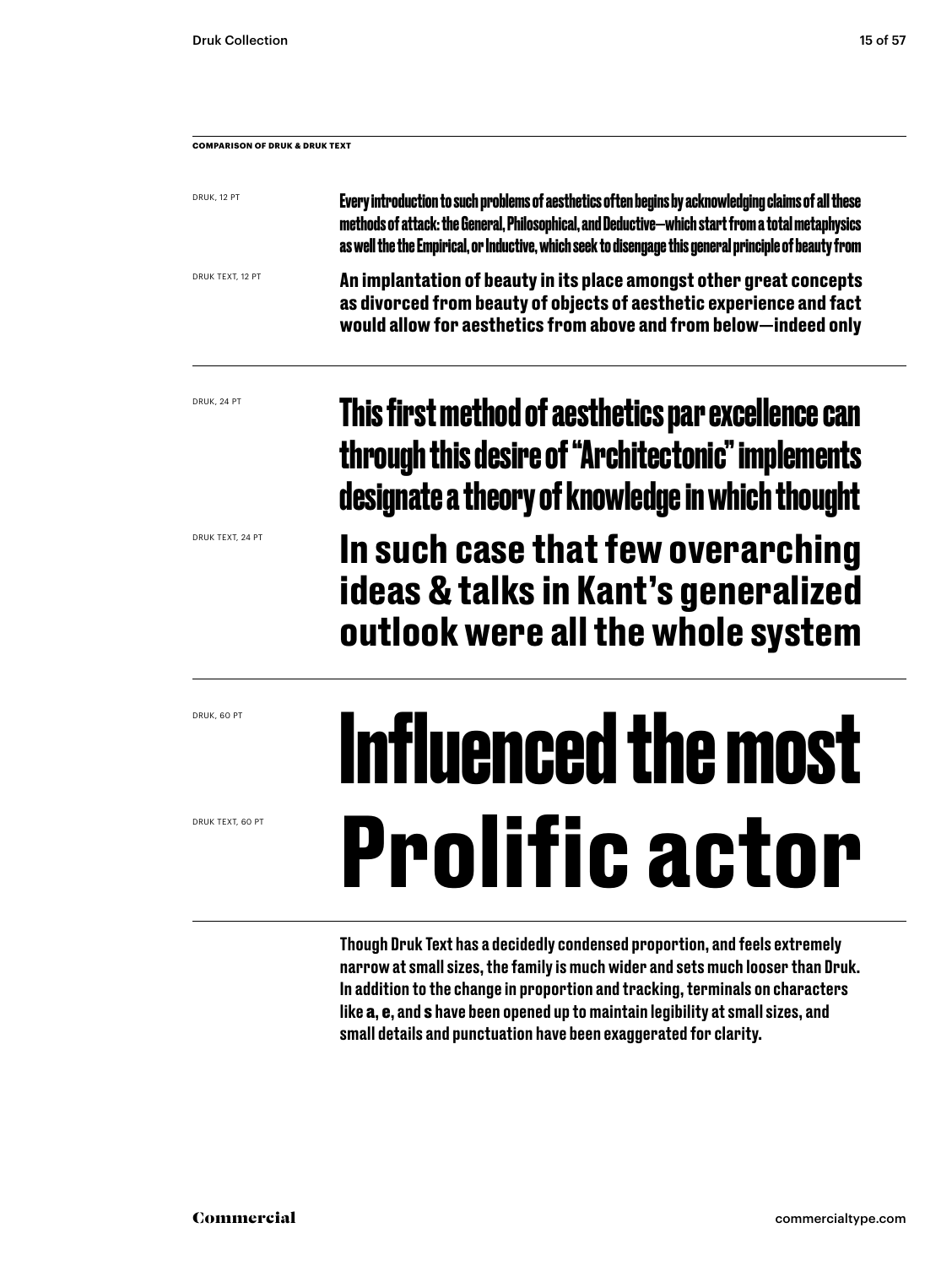**COMPARISON OF DRUK & DRUK TEXT**

DRUK, 12 PT

Every introduction to such problems of aesthetics often begins by acknowledging claims of all these methods of attack: the General, Philosophical, and Deductive—which start from a total metaphysics as well the the Empirical, or Inductive, which seek to disengage this general principle of beauty from

DRUK TEXT, 12 PT

An implantation of beauty in its place amongst other great concepts as divorced from beauty of objects of aesthetic experience and fact would allow for aesthetics from above and from below—indeed only

DRUK, 24 PT

This first method of aesthetics par excellence can through this desire of "Architectonic" implements designate a theory of knowledge in which thought

DRUK TEXT, 24 PT

In such case that few overarching ideas & talks in Kant's generalized outlook were all the whole system

DRUK, 60 PT

Influenced the most

DRUK TEXT, 60 PT

Prolific actor

Though Druk Text has a decidedly condensed proportion, and feels extremely narrow at small sizes, the family is much wider and sets much looser than Druk. In addition to the change in proportion and tracking, terminals on characters like **a**, **e**, and **s** have been opened up to maintain legibility at small sizes, and small details and punctuation have been exaggerated for clarity.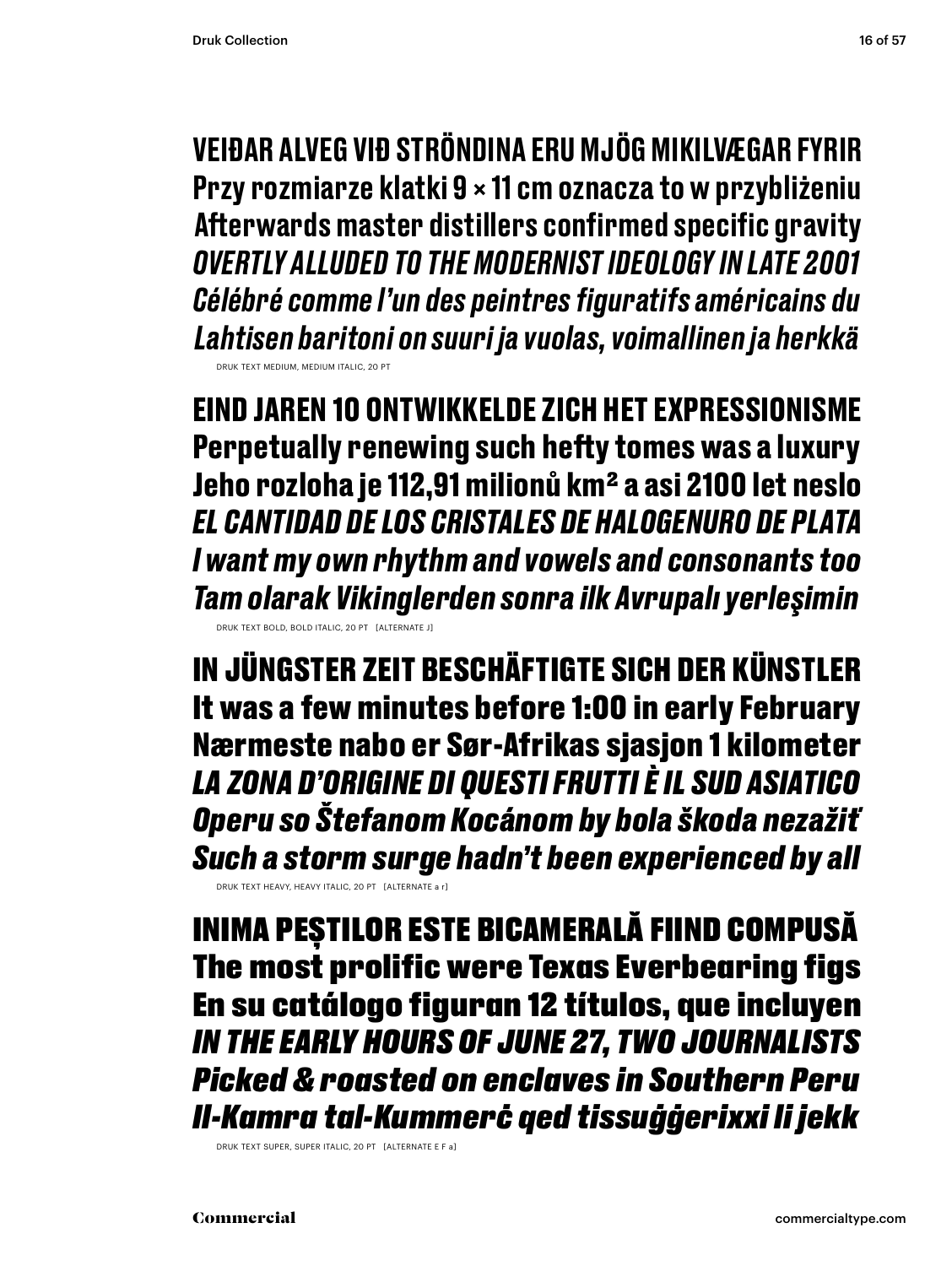VEIÐAR ALVEG VIÐ STRÖNDINA ERU MJÖG MIKILVÆGAR FYRIR
Przy rozmiarze klatki 9 × 11 cm oznacza to w przybliżeniu
Afterwards master distillers confirmed specific gravity
*OVERTLY ALLUDED TO THE MODERNIST IDEOLOGY IN LATE 2001*
*Célébré comme l'un des peintres figuratifs américains du*
*Lahtisen baritoni on suuri ja vuolas, voimallinen ja herkkä*

DRUK TEXT MEDIUM, MEDIUM ITALIC, 20 PT

**EIND JAREN 10 ONTWIKKELDE ZICH HET EXPRESSIONISME**
**Perpetually renewing such hefty tomes was a luxury**
**Jeho rozloha je 112,91 milionů km² a asi 2100 let neslo**
***EL CANTIDAD DE LOS CRISTALES DE HALOGENURO DE PLATA***
***I want my own rhythm and vowels and consonants too***
***Tam olarak Vikinglerden sonra ilk Avrupalı yerleşimin***

DRUK TEXT BOLD, BOLD ITALIC, 20 PT [ALTERNATE J]

**IN JÜNGSTER ZEIT BESCHÄFTIGTE SICH DER KÜNSTLER**
**It was a few minutes before 1:00 in early February**
**Nærmeste nabo er Sør-Afrikas sjasjon 1 kilometer**
***LA ZONA D'ORIGINE DI QUESTI FRUTTI È IL SUD ASIATICO***
***Operu so Štefanom Kocánom by bola škoda nezažiť***
***Such a storm surge hadn't been experienced by all***

DRUK TEXT HEAVY, HEAVY ITALIC, 20 PT [ALTERNATE a r]

**INIMA PEȘTILOR ESTE BICAMERALĂ FIIND COMPUSĂ**
**The most prolific were Texas Everbearing figs**
**En su catálogo figuran 12 títulos, que incluyen**
***IN THE EARLY HOURS OF JUNE 27, TWO JOURNALISTS***
***Picked & roasted on enclaves in Southern Peru***
***Il-Kamra tal-Kummerċ qed tissuġġerixxi li jekk***

DRUK TEXT SUPER, SUPER ITALIC, 20 PT [ALTERNATE E F a]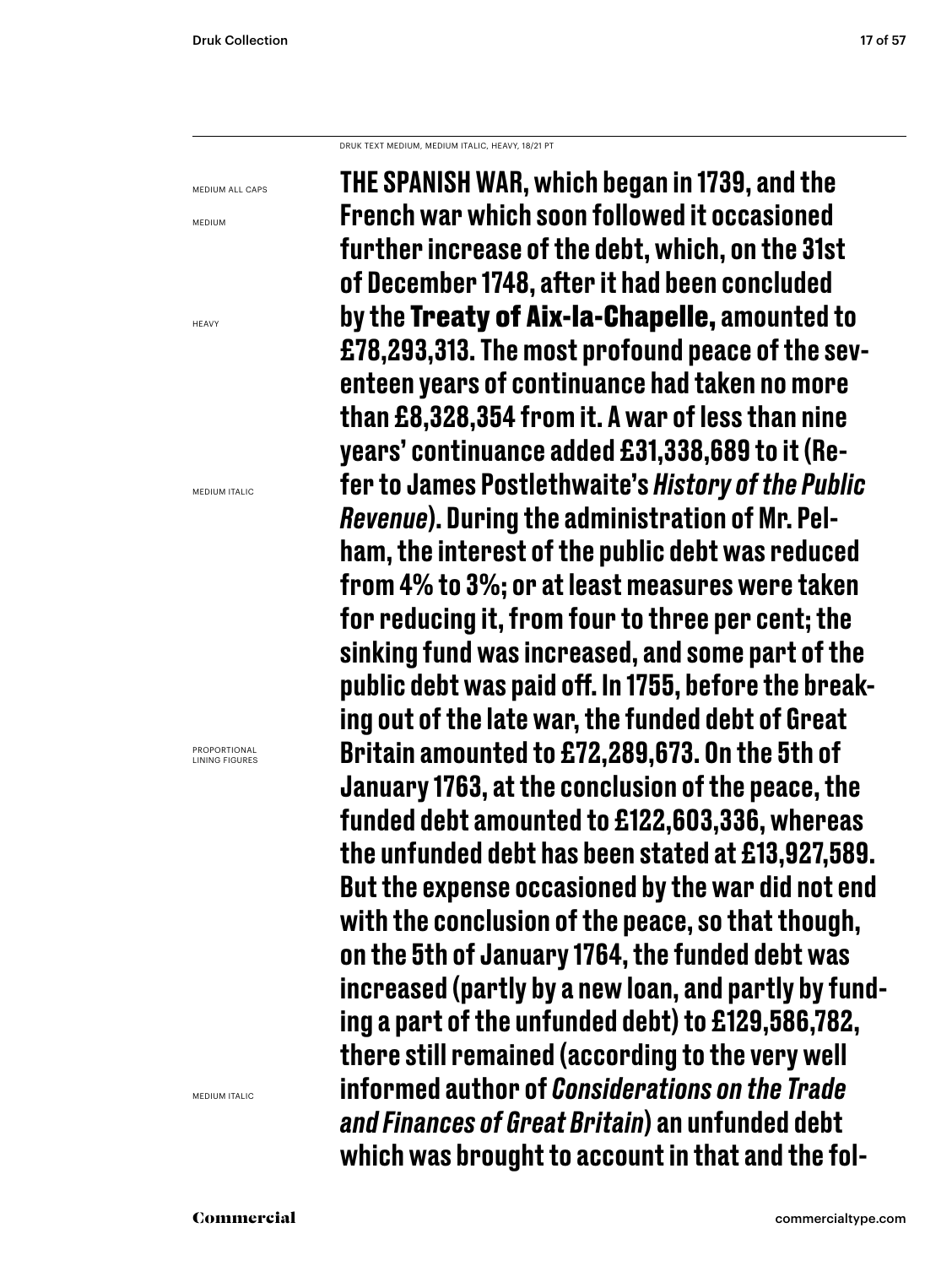DRUK TEXT MEDIUM, MEDIUM ITALIC, HEAVY, 18/21 PT

MEDIUM ALL CAPS

MEDIUM

HEAVY

MEDIUM ITALIC

PROPORTIONAL LINING FIGURES

MEDIUM ITALIC

THE SPANISH WAR, which began in 1739, and the French war which soon followed it occasioned further increase of the debt, which, on the 31st of December 1748, after it had been concluded by the **Treaty of Aix-la-Chapelle,** amounted to £78,293,313. The most profound peace of the seventeen years of continuance had taken no more than £8,328,354 from it. A war of less than nine years' continuance added £31,338,689 to it (Refer to James Postlethwaite's *History of the Public Revenue*). During the administration of Mr. Pelham, the interest of the public debt was reduced from 4% to 3%; or at least measures were taken for reducing it, from four to three per cent; the sinking fund was increased, and some part of the public debt was paid off. In 1755, before the breaking out of the late war, the funded debt of Great Britain amounted to £72,289,673. On the 5th of January 1763, at the conclusion of the peace, the funded debt amounted to £122,603,336, whereas the unfunded debt has been stated at £13,927,589. But the expense occasioned by the war did not end with the conclusion of the peace, so that though, on the 5th of January 1764, the funded debt was increased (partly by a new loan, and partly by funding a part of the unfunded debt) to £129,586,782, there still remained (according to the very well informed author of *Considerations on the Trade and Finances of Great Britain*) an unfunded debt which was brought to account in that and the fol-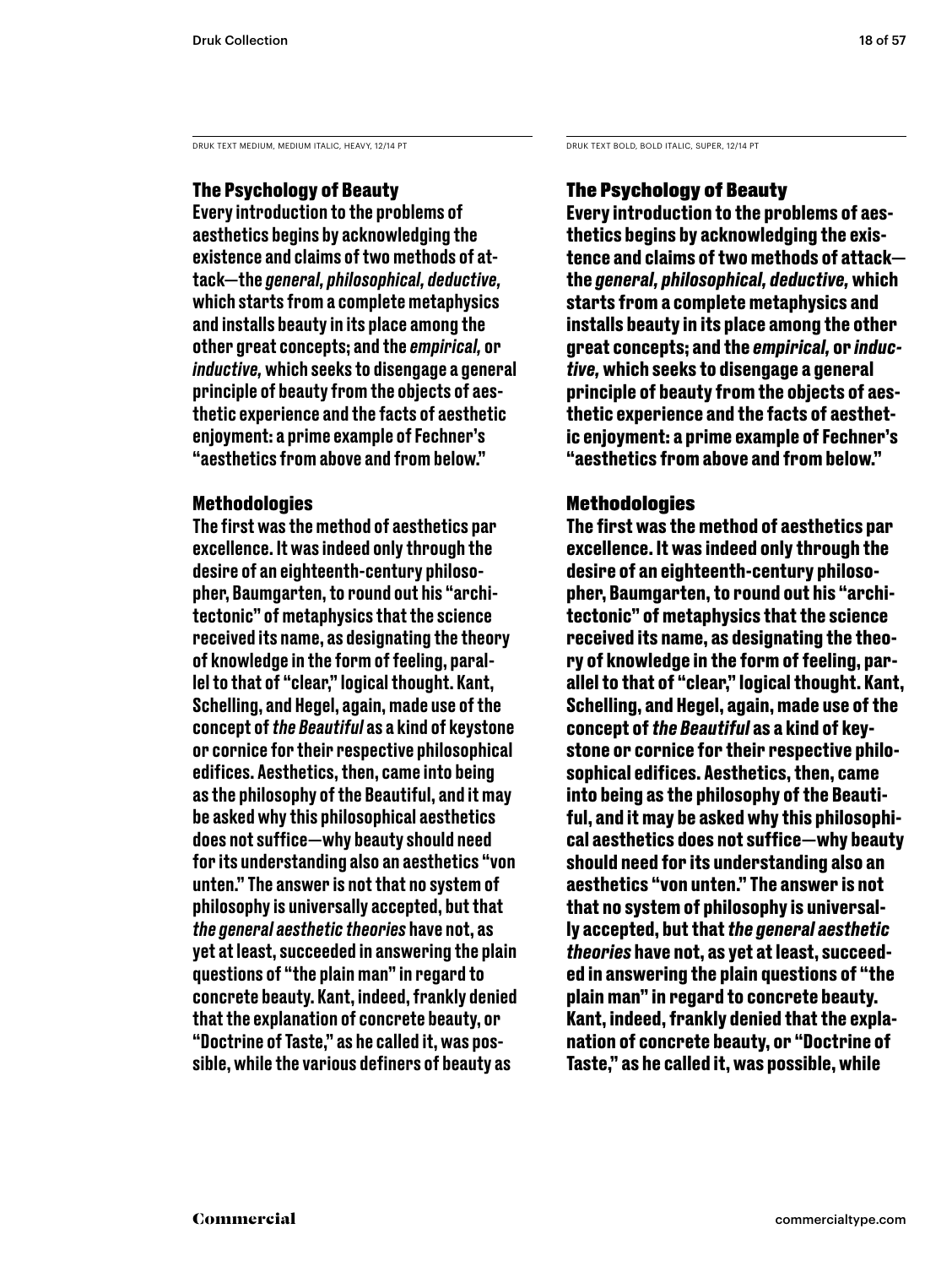DRUK TEXT MEDIUM, MEDIUM ITALIC, HEAVY, 12/14 PT

### The Psychology of Beauty

Every introduction to the problems of aesthetics begins by acknowledging the existence and claims of two methods of attack—the *general, philosophical, deductive,* which starts from a complete metaphysics and installs beauty in its place among the other great concepts; and the *empirical,* or *inductive,* which seeks to disengage a general principle of beauty from the objects of aesthetic experience and the facts of aesthetic enjoyment: a prime example of Fechner's "aesthetics from above and from below."

### Methodologies

The first was the method of aesthetics par excellence. It was indeed only through the desire of an eighteenth-century philosopher, Baumgarten, to round out his "architectonic" of metaphysics that the science received its name, as designating the theory of knowledge in the form of feeling, parallel to that of "clear," logical thought. Kant, Schelling, and Hegel, again, made use of the concept of *the Beautiful* as a kind of keystone or cornice for their respective philosophical edifices. Aesthetics, then, came into being as the philosophy of the Beautiful, and it may be asked why this philosophical aesthetics does not suffice—why beauty should need for its understanding also an aesthetics "von unten." The answer is not that no system of philosophy is universally accepted, but that *the general aesthetic theories* have not, as yet at least, succeeded in answering the plain questions of "the plain man" in regard to concrete beauty. Kant, indeed, frankly denied that the explanation of concrete beauty, or "Doctrine of Taste," as he called it, was possible, while the various definers of beauty as

DRUK TEXT BOLD, BOLD ITALIC, SUPER, 12/14 PT

### The Psychology of Beauty

**Every introduction to the problems of aesthetics begins by acknowledging the existence and claims of two methods of attack—the *general, philosophical, deductive,* which starts from a complete metaphysics and installs beauty in its place among the other great concepts; and the *empirical,* or *inductive,* which seeks to disengage a general principle of beauty from the objects of aesthetic experience and the facts of aesthetic enjoyment: a prime example of Fechner's "aesthetics from above and from below."**

### Methodologies

**The first was the method of aesthetics par excellence. It was indeed only through the desire of an eighteenth-century philosopher, Baumgarten, to round out his "architectonic" of metaphysics that the science received its name, as designating the theory of knowledge in the form of feeling, parallel to that of "clear," logical thought. Kant, Schelling, and Hegel, again, made use of the concept of *the Beautiful* as a kind of keystone or cornice for their respective philosophical edifices. Aesthetics, then, came into being as the philosophy of the Beautiful, and it may be asked why this philosophical aesthetics does not suffice—why beauty should need for its understanding also an aesthetics "von unten." The answer is not that no system of philosophy is universally accepted, but that *the general aesthetic theories* have not, as yet at least, succeeded in answering the plain questions of "the plain man" in regard to concrete beauty. Kant, indeed, frankly denied that the explanation of concrete beauty, or "Doctrine of Taste," as he called it, was possible, while**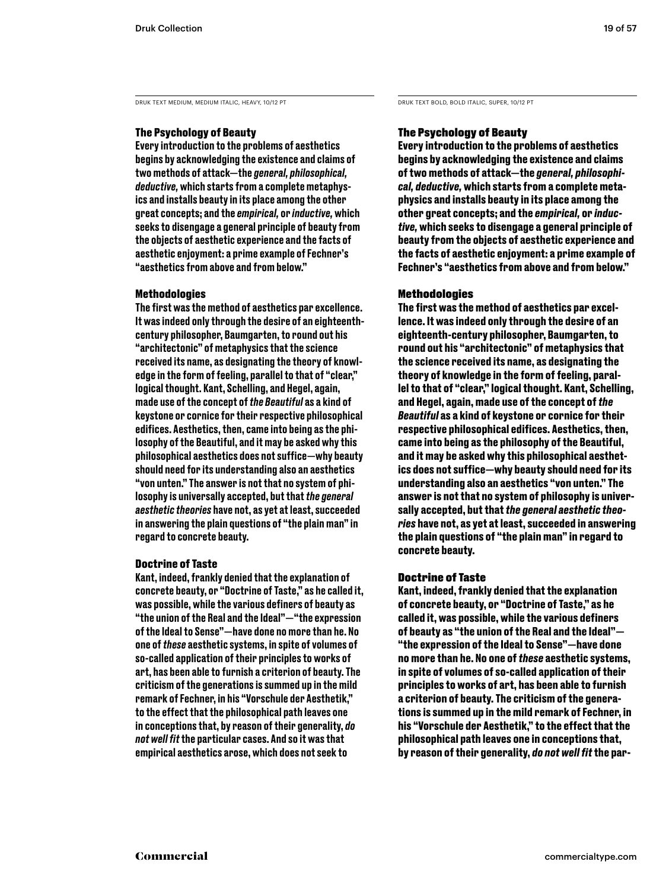DRUK TEXT MEDIUM, MEDIUM ITALIC, HEAVY, 10/12 PT

### The Psychology of Beauty

Every introduction to the problems of aesthetics begins by acknowledging the existence and claims of two methods of attack—the *general, philosophical, deductive,* which starts from a complete metaphysics and installs beauty in its place among the other great concepts; and the *empirical,* or *inductive,* which seeks to disengage a general principle of beauty from the objects of aesthetic experience and the facts of aesthetic enjoyment: a prime example of Fechner's "aesthetics from above and from below."

### Methodologies

The first was the method of aesthetics par excellence. It was indeed only through the desire of an eighteenth-century philosopher, Baumgarten, to round out his "architectonic" of metaphysics that the science received its name, as designating the theory of knowledge in the form of feeling, parallel to that of "clear," logical thought. Kant, Schelling, and Hegel, again, made use of the concept of *the Beautiful* as a kind of keystone or cornice for their respective philosophical edifices. Aesthetics, then, came into being as the philosophy of the Beautiful, and it may be asked why this philosophical aesthetics does not suffice—why beauty should need for its understanding also an aesthetics "von unten." The answer is not that no system of philosophy is universally accepted, but that *the general aesthetic theories* have not, as yet at least, succeeded in answering the plain questions of "the plain man" in regard to concrete beauty.

### Doctrine of Taste

Kant, indeed, frankly denied that the explanation of concrete beauty, or "Doctrine of Taste," as he called it, was possible, while the various definers of beauty as "the union of the Real and the Ideal"—"the expression of the Ideal to Sense"—have done no more than he. No one of *these* aesthetic systems, in spite of volumes of so-called application of their principles to works of art, has been able to furnish a criterion of beauty. The criticism of the generations is summed up in the mild remark of Fechner, in his "Vorschule der Aesthetik," to the effect that the philosophical path leaves one in conceptions that, by reason of their generality, *do not well fit* the particular cases. And so it was that empirical aesthetics arose, which does not seek to

DRUK TEXT BOLD, BOLD ITALIC, SUPER, 10/12 PT

### The Psychology of Beauty

**Every introduction to the problems of aesthetics begins by acknowledging the existence and claims of two methods of attack—the *general, philosophical, deductive,* which starts from a complete metaphysics and installs beauty in its place among the other great concepts; and the *empirical,* or *inductive,* which seeks to disengage a general principle of beauty from the objects of aesthetic experience and the facts of aesthetic enjoyment: a prime example of Fechner's "aesthetics from above and from below."**

### Methodologies

**The first was the method of aesthetics par excellence. It was indeed only through the desire of an eighteenth-century philosopher, Baumgarten, to round out his "architectonic" of metaphysics that the science received its name, as designating the theory of knowledge in the form of feeling, parallel to that of "clear," logical thought. Kant, Schelling, and Hegel, again, made use of the concept of *the Beautiful* as a kind of keystone or cornice for their respective philosophical edifices. Aesthetics, then, came into being as the philosophy of the Beautiful, and it may be asked why this philosophical aesthetics does not suffice—why beauty should need for its understanding also an aesthetics "von unten." The answer is not that no system of philosophy is universally accepted, but that *the general aesthetic theories* have not, as yet at least, succeeded in answering the plain questions of "the plain man" in regard to concrete beauty.**

### Doctrine of Taste

**Kant, indeed, frankly denied that the explanation of concrete beauty, or "Doctrine of Taste," as he called it, was possible, while the various definers of beauty as "the union of the Real and the Ideal"—"the expression of the Ideal to Sense"—have done no more than he. No one of *these* aesthetic systems, in spite of volumes of so-called application of their principles to works of art, has been able to furnish a criterion of beauty. The criticism of the generations is summed up in the mild remark of Fechner, in his "Vorschule der Aesthetik," to the effect that the philosophical path leaves one in conceptions that, by reason of their generality, *do not well fit* the par-**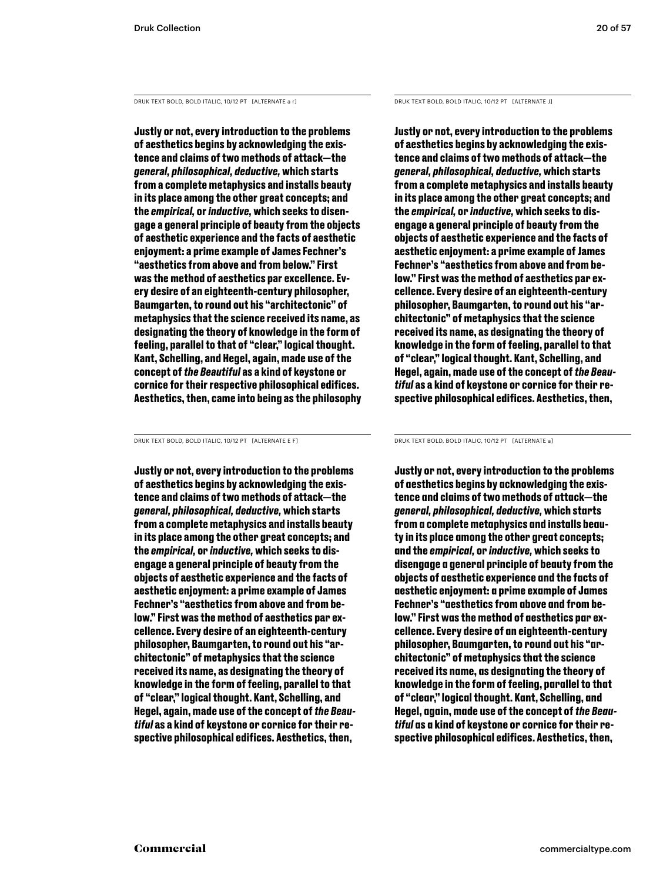DRUK TEXT BOLD, BOLD ITALIC, 10/12 PT [ALTERNATE a r]

**Justly or not, every introduction to the problems of aesthetics begins by acknowledging the existence and claims of two methods of attack—the *general, philosophical, deductive,* which starts from a complete metaphysics and installs beauty in its place among the other great concepts; and the *empirical,* or *inductive,* which seeks to disengage a general principle of beauty from the objects of aesthetic experience and the facts of aesthetic enjoyment: a prime example of James Fechner's "aesthetics from above and from below." First was the method of aesthetics par excellence. Every desire of an eighteenth-century philosopher, Baumgarten, to round out his "architectonic" of metaphysics that the science received its name, as designating the theory of knowledge in the form of feeling, parallel to that of "clear," logical thought. Kant, Schelling, and Hegel, again, made use of the concept of *the Beautiful* as a kind of keystone or cornice for their respective philosophical edifices. Aesthetics, then, came into being as the philosophy**

DRUK TEXT BOLD, BOLD ITALIC, 10/12 PT [ALTERNATE J]

**Justly or not, every introduction to the problems of aesthetics begins by acknowledging the existence and claims of two methods of attack—the *general, philosophical, deductive,* which starts from a complete metaphysics and installs beauty in its place among the other great concepts; and the *empirical,* or *inductive,* which seeks to disengage a general principle of beauty from the objects of aesthetic experience and the facts of aesthetic enjoyment: a prime example of James Fechner's "aesthetics from above and from below." First was the method of aesthetics par excellence. Every desire of an eighteenth-century philosopher, Baumgarten, to round out his "architectonic" of metaphysics that the science received its name, as designating the theory of knowledge in the form of feeling, parallel to that of "clear," logical thought. Kant, Schelling, and Hegel, again, made use of the concept of *the Beautiful* as a kind of keystone or cornice for their respective philosophical edifices. Aesthetics, then,**

DRUK TEXT BOLD, BOLD ITALIC, 10/12 PT [ALTERNATE E F]

**Justly or not, every introduction to the problems of aesthetics begins by acknowledging the existence and claims of two methods of attack—the *general, philosophical, deductive,* which starts from a complete metaphysics and installs beauty in its place among the other great concepts; and the *empirical,* or *inductive,* which seeks to disengage a general principle of beauty from the objects of aesthetic experience and the facts of aesthetic enjoyment: a prime example of James Fechner's "aesthetics from above and from below." First was the method of aesthetics par excellence. Every desire of an eighteenth-century philosopher, Baumgarten, to round out his "architectonic" of metaphysics that the science received its name, as designating the theory of knowledge in the form of feeling, parallel to that of "clear," logical thought. Kant, Schelling, and Hegel, again, made use of the concept of *the Beautiful* as a kind of keystone or cornice for their respective philosophical edifices. Aesthetics, then,**

DRUK TEXT BOLD, BOLD ITALIC, 10/12 PT [ALTERNATE a]

**Justly or not, every introduction to the problems of aesthetics begins by acknowledging the existence and claims of two methods of attack—the *general, philosophical, deductive,* which starts from a complete metaphysics and installs beauty in its place among the other great concepts; and the *empirical,* or *inductive,* which seeks to disengage a general principle of beauty from the objects of aesthetic experience and the facts of aesthetic enjoyment: a prime example of James Fechner's "aesthetics from above and from below." First was the method of aesthetics par excellence. Every desire of an eighteenth-century philosopher, Baumgarten, to round out his "architectonic" of metaphysics that the science received its name, as designating the theory of knowledge in the form of feeling, parallel to that of "clear," logical thought. Kant, Schelling, and Hegel, again, made use of the concept of *the Beautiful* as a kind of keystone or cornice for their respective philosophical edifices. Aesthetics, then,**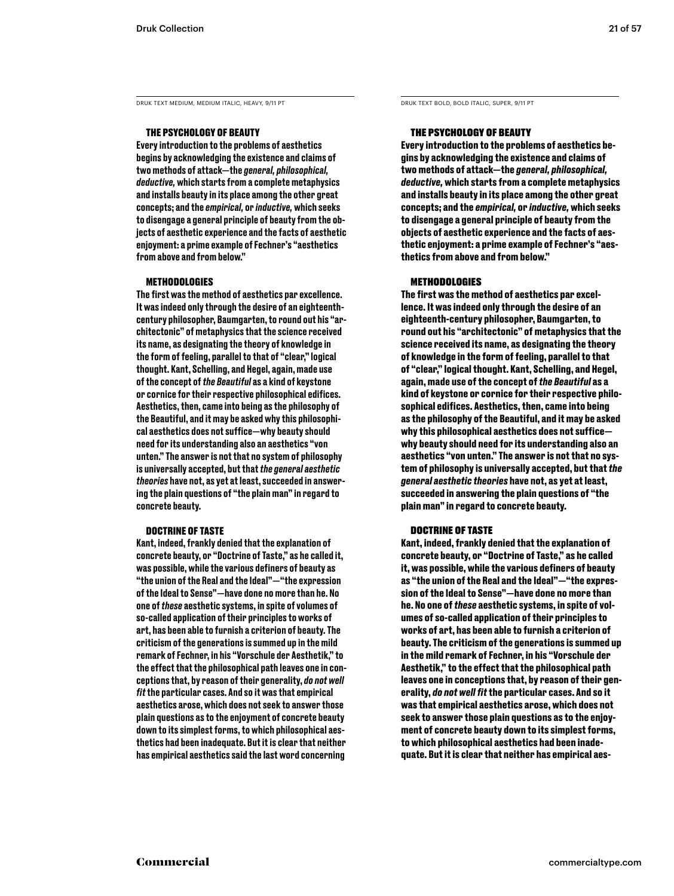DRUK TEXT MEDIUM, MEDIUM ITALIC, HEAVY, 9/11 PT

### THE PSYCHOLOGY OF BEAUTY

Every introduction to the problems of aesthetics begins by acknowledging the existence and claims of two methods of attack—the *general, philosophical, deductive,* which starts from a complete metaphysics and installs beauty in its place among the other great concepts; and the *empirical,* or *inductive,* which seeks to disengage a general principle of beauty from the objects of aesthetic experience and the facts of aesthetic enjoyment: a prime example of Fechner's "aesthetics from above and from below."

### METHODOLOGIES

The first was the method of aesthetics par excellence. It was indeed only through the desire of an eighteenth-century philosopher, Baumgarten, to round out his "architectonic" of metaphysics that the science received its name, as designating the theory of knowledge in the form of feeling, parallel to that of "clear," logical thought. Kant, Schelling, and Hegel, again, made use of the concept of *the Beautiful* as a kind of keystone or cornice for their respective philosophical edifices. Aesthetics, then, came into being as the philosophy of the Beautiful, and it may be asked why this philosophical aesthetics does not suffice—why beauty should need for its understanding also an aesthetics "von unten." The answer is not that no system of philosophy is universally accepted, but that *the general aesthetic theories* have not, as yet at least, succeeded in answering the plain questions of "the plain man" in regard to concrete beauty.

### DOCTRINE OF TASTE

Kant, indeed, frankly denied that the explanation of concrete beauty, or "Doctrine of Taste," as he called it, was possible, while the various definers of beauty as "the union of the Real and the Ideal"—"the expression of the Ideal to Sense"—have done no more than he. No one of *these* aesthetic systems, in spite of volumes of so-called application of their principles to works of art, has been able to furnish a criterion of beauty. The criticism of the generations is summed up in the mild remark of Fechner, in his "Vorschule der Aesthetik," to the effect that the philosophical path leaves one in conceptions that, by reason of their generality, *do not well fit* the particular cases. And so it was that empirical aesthetics arose, which does not seek to answer those plain questions as to the enjoyment of concrete beauty down to its simplest forms, to which philosophical aesthetics had been inadequate. But it is clear that neither has empirical aesthetics said the last word concerning

DRUK TEXT BOLD, BOLD ITALIC, SUPER, 9/11 PT

### THE PSYCHOLOGY OF BEAUTY

**Every introduction to the problems of aesthetics begins by acknowledging the existence and claims of two methods of attack—the *general, philosophical, deductive,* which starts from a complete metaphysics and installs beauty in its place among the other great concepts; and the *empirical,* or *inductive,* which seeks to disengage a general principle of beauty from the objects of aesthetic experience and the facts of aesthetic enjoyment: a prime example of Fechner's "aesthetics from above and from below."**

### METHODOLOGIES

**The first was the method of aesthetics par excellence. It was indeed only through the desire of an eighteenth-century philosopher, Baumgarten, to round out his "architectonic" of metaphysics that the science received its name, as designating the theory of knowledge in the form of feeling, parallel to that of "clear," logical thought. Kant, Schelling, and Hegel, again, made use of the concept of *the Beautiful* as a kind of keystone or cornice for their respective philosophical edifices. Aesthetics, then, came into being as the philosophy of the Beautiful, and it may be asked why this philosophical aesthetics does not suffice—why beauty should need for its understanding also an aesthetics "von unten." The answer is not that no system of philosophy is universally accepted, but that *the general aesthetic theories* have not, as yet at least, succeeded in answering the plain questions of "the plain man" in regard to concrete beauty.**

### DOCTRINE OF TASTE

**Kant, indeed, frankly denied that the explanation of concrete beauty, or "Doctrine of Taste," as he called it, was possible, while the various definers of beauty as "the union of the Real and the Ideal"—"the expression of the Ideal to Sense"—have done no more than he. No one of *these* aesthetic systems, in spite of volumes of so-called application of their principles to works of art, has been able to furnish a criterion of beauty. The criticism of the generations is summed up in the mild remark of Fechner, in his "Vorschule der Aesthetik," to the effect that the philosophical path leaves one in conceptions that, by reason of their generality, *do not well fit* the particular cases. And so it was that empirical aesthetics arose, which does not seek to answer those plain questions as to the enjoyment of concrete beauty down to its simplest forms, to which philosophical aesthetics had been inadequate. But it is clear that neither has empirical aes-**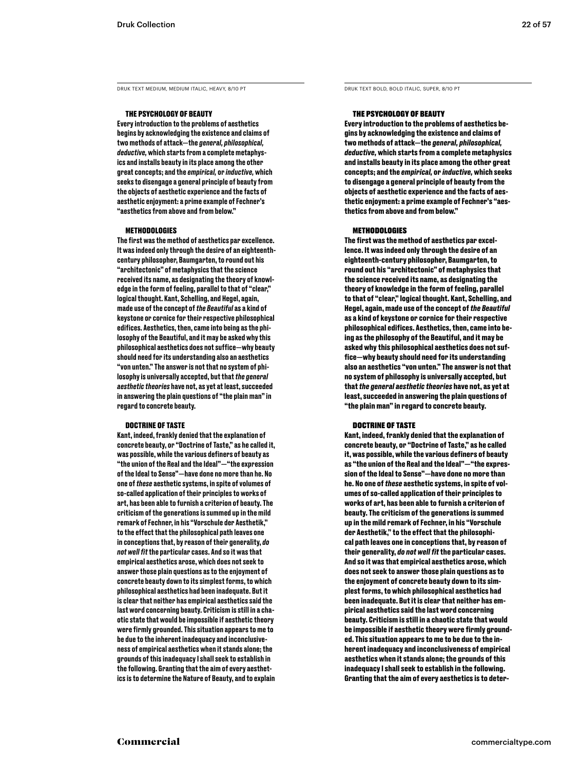DRUK TEXT MEDIUM, MEDIUM ITALIC, HEAVY, 8/10 PT

### THE PSYCHOLOGY OF BEAUTY

Every introduction to the problems of aesthetics begins by acknowledging the existence and claims of two methods of attack—the *general, philosophical, deductive,* which starts from a complete metaphysics and installs beauty in its place among the other great concepts; and the *empirical,* or *inductive,* which seeks to disengage a general principle of beauty from the objects of aesthetic experience and the facts of aesthetic enjoyment: a prime example of Fechner's "aesthetics from above and from below."

### METHODOLOGIES

The first was the method of aesthetics par excellence. It was indeed only through the desire of an eighteenth-century philosopher, Baumgarten, to round out his "architectonic" of metaphysics that the science received its name, as designating the theory of knowledge in the form of feeling, parallel to that of "clear," logical thought. Kant, Schelling, and Hegel, again, made use of the concept of *the Beautiful* as a kind of keystone or cornice for their respective philosophical edifices. Aesthetics, then, came into being as the philosophy of the Beautiful, and it may be asked why this philosophical aesthetics does not suffice—why beauty should need for its understanding also an aesthetics "von unten." The answer is not that no system of philosophy is universally accepted, but that *the general aesthetic theories* have not, as yet at least, succeeded in answering the plain questions of "the plain man" in regard to concrete beauty.

### DOCTRINE OF TASTE

Kant, indeed, frankly denied that the explanation of concrete beauty, or "Doctrine of Taste," as he called it, was possible, while the various definers of beauty as "the union of the Real and the Ideal"—"the expression of the Ideal to Sense"—have done no more than he. No one of *these* aesthetic systems, in spite of volumes of so-called application of their principles to works of art, has been able to furnish a criterion of beauty. The criticism of the generations is summed up in the mild remark of Fechner, in his "Vorschule der Aesthetik," to the effect that the philosophical path leaves one in conceptions that, by reason of their generality, *do not well fit* the particular cases. And so it was that empirical aesthetics arose, which does not seek to answer those plain questions as to the enjoyment of concrete beauty down to its simplest forms, to which philosophical aesthetics had been inadequate. But it is clear that neither has empirical aesthetics said the last word concerning beauty. Criticism is still in a chaotic state that would be impossible if aesthetic theory were firmly grounded. This situation appears to me to be due to the inherent inadequacy and inconclusiveness of empirical aesthetics when it stands alone; the grounds of this inadequacy I shall seek to establish in the following. Granting that the aim of every aesthetics is to determine the Nature of Beauty, and to explain

DRUK TEXT BOLD, BOLD ITALIC, SUPER, 8/10 PT

### THE PSYCHOLOGY OF BEAUTY

**Every introduction to the problems of aesthetics begins by acknowledging the existence and claims of two methods of attack—the *general, philosophical, deductive,* which starts from a complete metaphysics and installs beauty in its place among the other great concepts; and the *empirical,* or *inductive,* which seeks to disengage a general principle of beauty from the objects of aesthetic experience and the facts of aesthetic enjoyment: a prime example of Fechner's "aesthetics from above and from below."**

### METHODOLOGIES

**The first was the method of aesthetics par excellence. It was indeed only through the desire of an eighteenth-century philosopher, Baumgarten, to round out his "architectonic" of metaphysics that the science received its name, as designating the theory of knowledge in the form of feeling, parallel to that of "clear," logical thought. Kant, Schelling, and Hegel, again, made use of the concept of *the Beautiful* as a kind of keystone or cornice for their respective philosophical edifices. Aesthetics, then, came into being as the philosophy of the Beautiful, and it may be asked why this philosophical aesthetics does not suffice—why beauty should need for its understanding also an aesthetics "von unten." The answer is not that no system of philosophy is universally accepted, but that *the general aesthetic theories* have not, as yet at least, succeeded in answering the plain questions of "the plain man" in regard to concrete beauty.**

### DOCTRINE OF TASTE

**Kant, indeed, frankly denied that the explanation of concrete beauty, or "Doctrine of Taste," as he called it, was possible, while the various definers of beauty as "the union of the Real and the Ideal"—"the expression of the Ideal to Sense"—have done no more than he. No one of *these* aesthetic systems, in spite of volumes of so-called application of their principles to works of art, has been able to furnish a criterion of beauty. The criticism of the generations is summed up in the mild remark of Fechner, in his "Vorschule der Aesthetik," to the effect that the philosophical path leaves one in conceptions that, by reason of their generality, *do not well fit* the particular cases. And so it was that empirical aesthetics arose, which does not seek to answer those plain questions as to the enjoyment of concrete beauty down to its simplest forms, to which philosophical aesthetics had been inadequate. But it is clear that neither has empirical aesthetics said the last word concerning beauty. Criticism is still in a chaotic state that would be impossible if aesthetic theory were firmly grounded. This situation appears to me to be due to the inherent inadequacy and inconclusiveness of empirical aesthetics when it stands alone; the grounds of this inadequacy I shall seek to establish in the following. Granting that the aim of every aesthetics is to deter-**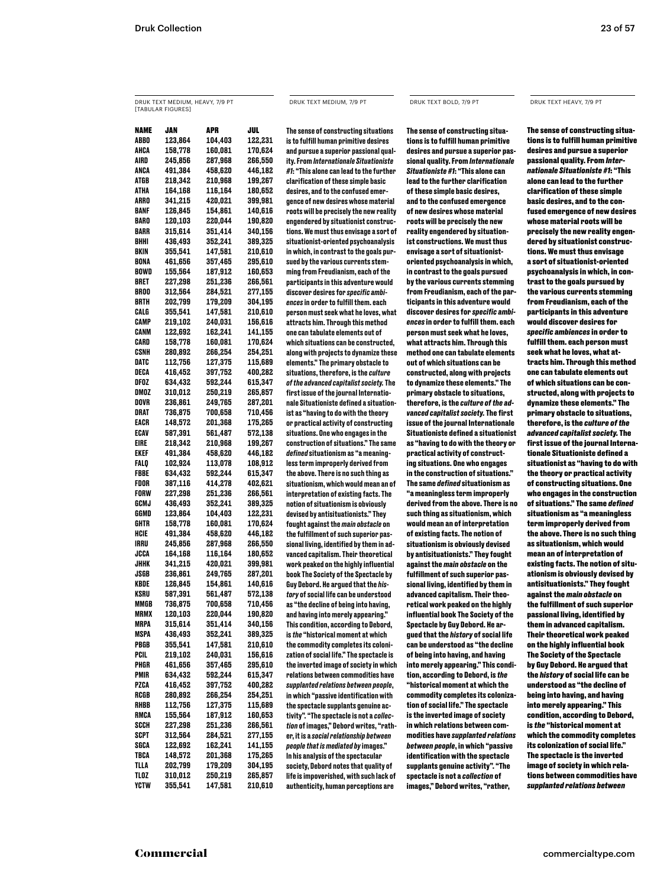DRUK TEXT MEDIUM, HEAVY, 7/9 PT [TABULAR FIGURES]

| NAME | JAN | APR | JUL |
|---|---|---|---|
| ABBO | 123,864 | 104,403 | 122,231 |
| AHCA | 158,778 | 160,081 | 170,624 |
| AIRD | 245,856 | 287,968 | 266,550 |
| ANCA | 491,384 | 458,620 | 446,182 |
| ATGB | 218,342 | 210,968 | 199,267 |
| ATHA | 164,168 | 116,164 | 180,652 |
| ARRO | 341,215 | 420,021 | 399,981 |
| BANF | 126,845 | 154,861 | 140,616 |
| BARO | 120,103 | 220,044 | 190,820 |
| BARR | 315,614 | 351,414 | 340,156 |
| BHHI | 436,493 | 352,241 | 389,325 |
| BKIN | 355,541 | 147,581 | 210,610 |
| BONA | 461,656 | 357,465 | 295,610 |
| BOWD | 155,564 | 187,912 | 160,653 |
| BRET | 227,298 | 251,236 | 266,561 |
| BROO | 312,564 | 284,521 | 277,155 |
| BRTH | 202,799 | 179,209 | 304,195 |
| CALG | 355,541 | 147,581 | 210,610 |
| CAMP | 219,102 | 240,031 | 156,616 |
| CANM | 122,692 | 162,241 | 141,155 |
| CARD | 158,778 | 160,081 | 170,624 |
| CSNH | 280,892 | 266,254 | 254,251 |
| DATC | 112,756 | 127,375 | 115,689 |
| DECA | 416,452 | 397,752 | 400,282 |
| DFOZ | 634,432 | 592,244 | 615,347 |
| DMOZ | 310,012 | 250,219 | 265,857 |
| DOVR | 236,861 | 249,765 | 287,201 |
| DRAT | 736,875 | 700,658 | 710,456 |
| EACR | 148,572 | 201,368 | 175,265 |
| ECAV | 587,391 | 561,487 | 572,138 |
| EIRE | 218,342 | 210,968 | 199,267 |
| EKEF | 491,384 | 458,620 | 446,182 |
| FALQ | 102,924 | 113,078 | 108,912 |
| FBBE | 634,432 | 592,244 | 615,347 |
| FDOR | 387,116 | 414,278 | 402,621 |
| FORW | 227,298 | 251,236 | 266,561 |
| GCMJ | 436,493 | 352,241 | 389,325 |
| GGMD | 123,864 | 104,403 | 122,231 |
| GHTR | 158,778 | 160,081 | 170,624 |
| HCIE | 491,384 | 458,620 | 446,182 |
| IRRU | 245,856 | 287,968 | 266,550 |
| JCCA | 164,168 | 116,164 | 180,652 |
| JHHK | 341,215 | 420,021 | 399,981 |
| JSGB | 236,861 | 249,765 | 287,201 |
| KBDE | 126,845 | 154,861 | 140,616 |
| KSRU | 587,391 | 561,487 | 572,138 |
| MMGB | 736,875 | 700,658 | 710,456 |
| MRMX | 120,103 | 220,044 | 190,820 |
| MRPA | 315,614 | 351,414 | 340,156 |
| MSPA | 436,493 | 352,241 | 389,325 |
| PBGB | 355,541 | 147,581 | 210,610 |
| PCIL | 219,102 | 240,031 | 156,616 |
| PHGR | 461,656 | 357,465 | 295,610 |
| PMIR | 634,432 | 592,244 | 615,347 |
| PZCA | 416,452 | 397,752 | 400,282 |
| RCGB | 280,892 | 266,254 | 254,251 |
| RHBB | 112,756 | 127,375 | 115,689 |
| RMCA | 155,564 | 187,912 | 160,653 |
| SCCH | 227,298 | 251,236 | 266,561 |
| SCPT | 312,564 | 284,521 | 277,155 |
| SGCA | 122,692 | 162,241 | 141,155 |
| TBCA | 148,572 | 201,368 | 175,265 |
| TLLA | 202,799 | 179,209 | 304,195 |
| TLOZ | 310,012 | 250,219 | 265,857 |
| YCTW | 355,541 | 147,581 | 210,610 |

DRUK TEXT MEDIUM, 7/9 PT

The sense of constructing situations is to fulfill human primitive desires and pursue a superior passional quality. From *Internationale Situationiste #1*: "This alone can lead to the further clarification of these simple basic desires, and to the confused emergence of new desires whose material roots will be precisely the new reality engendered by situationist constructions. We must thus envisage a sort of situationist-oriented psychoanalysis in which, in contrast to the goals pursued by the various currents stemming from Freudianism, each of the participants in this adventure would discover desires for *specific ambiences* in order to fulfill them. each person must seek what he loves, what attracts him. Through this method one can tabulate elements out of which situations can be constructed, along with projects to dynamize these elements." The primary obstacle to situations, therefore, is the *culture of the advanced capitalist society.* The first issue of the journal Internationale Situationiste defined a situationist as "having to do with the theory or practical activity of constructing situations. One who engages in the construction of situations." The same *defined* situationism as "a meaningless term improperly derived from the above. There is no such thing as situationism, which would mean an of interpretation of existing facts. The notion of situationism is obviously devised by antisituationists." They fought against the *main obstacle* on the fulfillment of such superior passional living, identified by them in advanced capitalism. Their theoretical work peaked on the highly influential book The Society of the Spectacle by Guy Debord. He argued that the *history* of social life can be understood as "the decline of being into having, and having into merely appearing." This condition, according to Debord, is *the* "historical moment at which the commodity completes its colonization of social life." The spectacle is the inverted image of society in which relations between commodities have *supplanted relations between people*, in which "passive identification with the spectacle supplants genuine activity". "The spectacle is not a *collection* of images," Debord writes, "rather, it is a *social relationship between people that is mediated by* images." In his analysis of the spectacular society, Debord notes that quality of life is impoverished, with such lack of authenticity, human perceptions are

DRUK TEXT BOLD, 7/9 PT

**The sense of constructing situations is to fulfill human primitive desires and pursue a superior passional quality. From *Internationale Situationiste #1*: "This alone can lead to the further clarification of these simple basic desires, and to the confused emergence of new desires whose material roots will be precisely the new reality engendered by situationist constructions. We must thus envisage a sort of situationist-oriented psychoanalysis in which, in contrast to the goals pursued by the various currents stemming from Freudianism, each of the participants in this adventure would discover desires for *specific ambiences* in order to fulfill them. each person must seek what he loves, what attracts him. Through this method one can tabulate elements out of which situations can be constructed, along with projects to dynamize these elements." The primary obstacle to situations, therefore, is the *culture of the advanced capitalist society.* The first issue of the journal Internationale Situationiste defined a situationist as "having to do with the theory or practical activity of constructing situations. One who engages in the construction of situations." The same *defined* situationism as "a meaningless term improperly derived from the above. There is no such thing as situationism, which would mean an of interpretation of existing facts. The notion of situationism is obviously devised by antisituationists." They fought against the *main obstacle* on the fulfillment of such superior passional living, identified by them in advanced capitalism. Their theoretical work peaked on the highly influential book The Society of the Spectacle by Guy Debord. He argued that the *history* of social life can be understood as "the decline of being into having, and having into merely appearing." This condition, according to Debord, is *the* "historical moment at which the commodity completes its colonization of social life." The spectacle is the inverted image of society in which relations between commodities have *supplanted relations between people*, in which "passive identification with the spectacle supplants genuine activity". "The spectacle is not a *collection* of images," Debord writes, "rather,**

DRUK TEXT HEAVY, 7/9 PT

**The sense of constructing situations is to fulfill human primitive desires and pursue a superior passional quality. From *Internationale Situationiste #1*: "This alone can lead to the further clarification of these simple basic desires, and to the confused emergence of new desires whose material roots will be precisely the new reality engendered by situationist constructions. We must thus envisage a sort of situationist-oriented psychoanalysis in which, in contrast to the goals pursued by the various currents stemming from Freudianism, each of the participants in this adventure would discover desires for *specific ambiences* in order to fulfill them. each person must seek what he loves, what attracts him. Through this method one can tabulate elements out of which situations can be constructed, along with projects to dynamize these elements." The primary obstacle to situations, therefore, is the *culture of the advanced capitalist society.* The first issue of the journal Internationale Situationiste defined a situationist as "having to do with the theory or practical activity of constructing situations. One who engages in the construction of situations." The same *defined* situationism as "a meaningless term improperly derived from the above. There is no such thing as situationism, which would mean an of interpretation of existing facts. The notion of situationism is obviously devised by antisituationists." They fought against the *main obstacle* on the fulfillment of such superior passional living, identified by them in advanced capitalism. Their theoretical work peaked on the highly influential book The Society of the Spectacle by Guy Debord. He argued that the *history* of social life can be understood as "the decline of being into having, and having into merely appearing." This condition, according to Debord, is *the* "historical moment at which the commodity completes its colonization of social life." The spectacle is the inverted image of society in which relations between commodities have *supplanted relations between***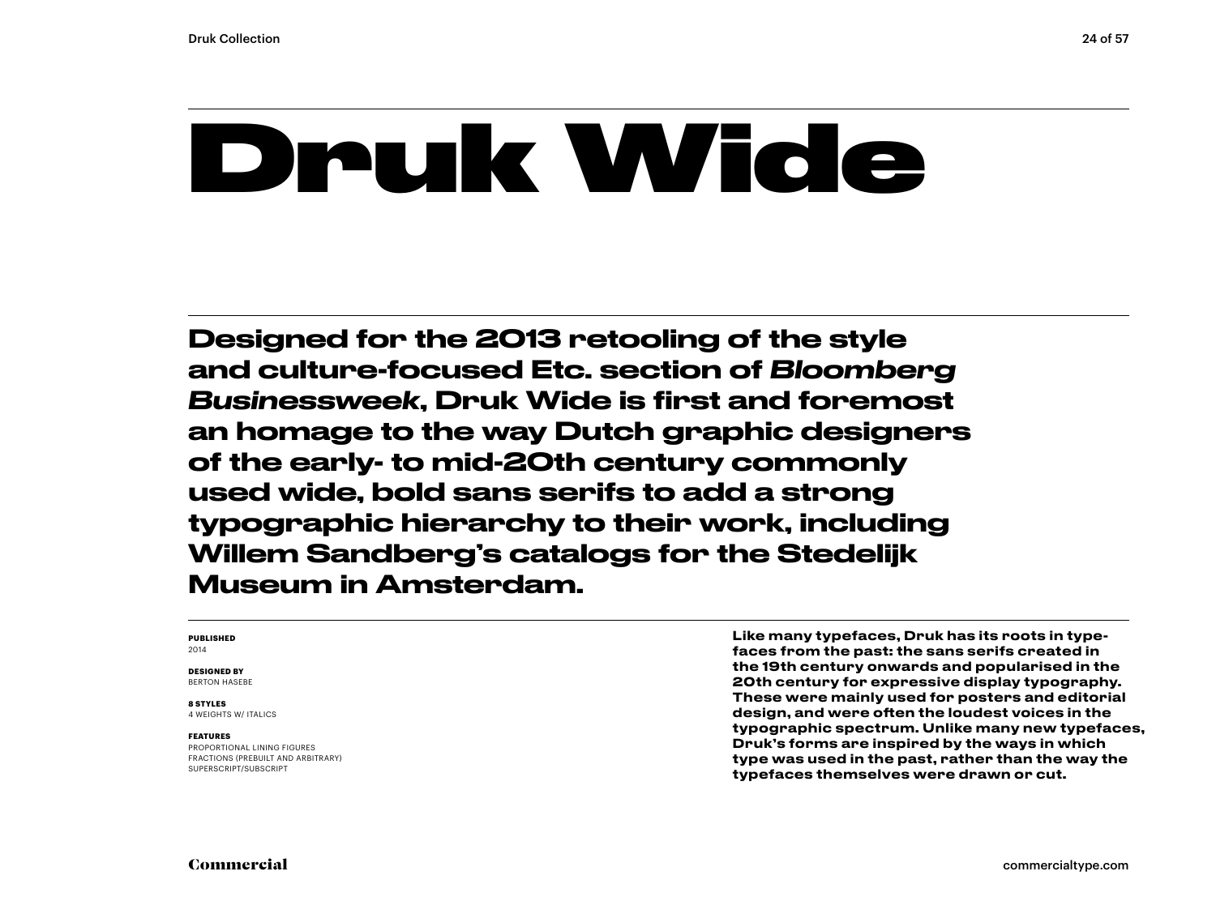# Druk Wide

**Designed for the 2013 retooling of the style and culture-focused Etc. section of *Bloomberg Businessweek*, Druk Wide is first and foremost an homage to the way Dutch graphic designers of the early- to mid-20th century commonly used wide, bold sans serifs to add a strong typographic hierarchy to their work, including Willem Sandberg's catalogs for the Stedelijk Museum in Amsterdam.**

**PUBLISHED**
2014

**DESIGNED BY**
BERTON HASEBE

**8 STYLES**
4 WEIGHTS W/ ITALICS

**FEATURES**
PROPORTIONAL LINING FIGURES
FRACTIONS (PREBUILT AND ARBITRARY)
SUPERSCRIPT/SUBSCRIPT

**Like many typefaces, Druk has its roots in typefaces from the past: the sans serifs created in the 19th century onwards and popularised in the 20th century for expressive display typography. These were mainly used for posters and editorial design, and were often the loudest voices in the typographic spectrum. Unlike many new typefaces, Druk's forms are inspired by the ways in which type was used in the past, rather than the way the typefaces themselves were drawn or cut.**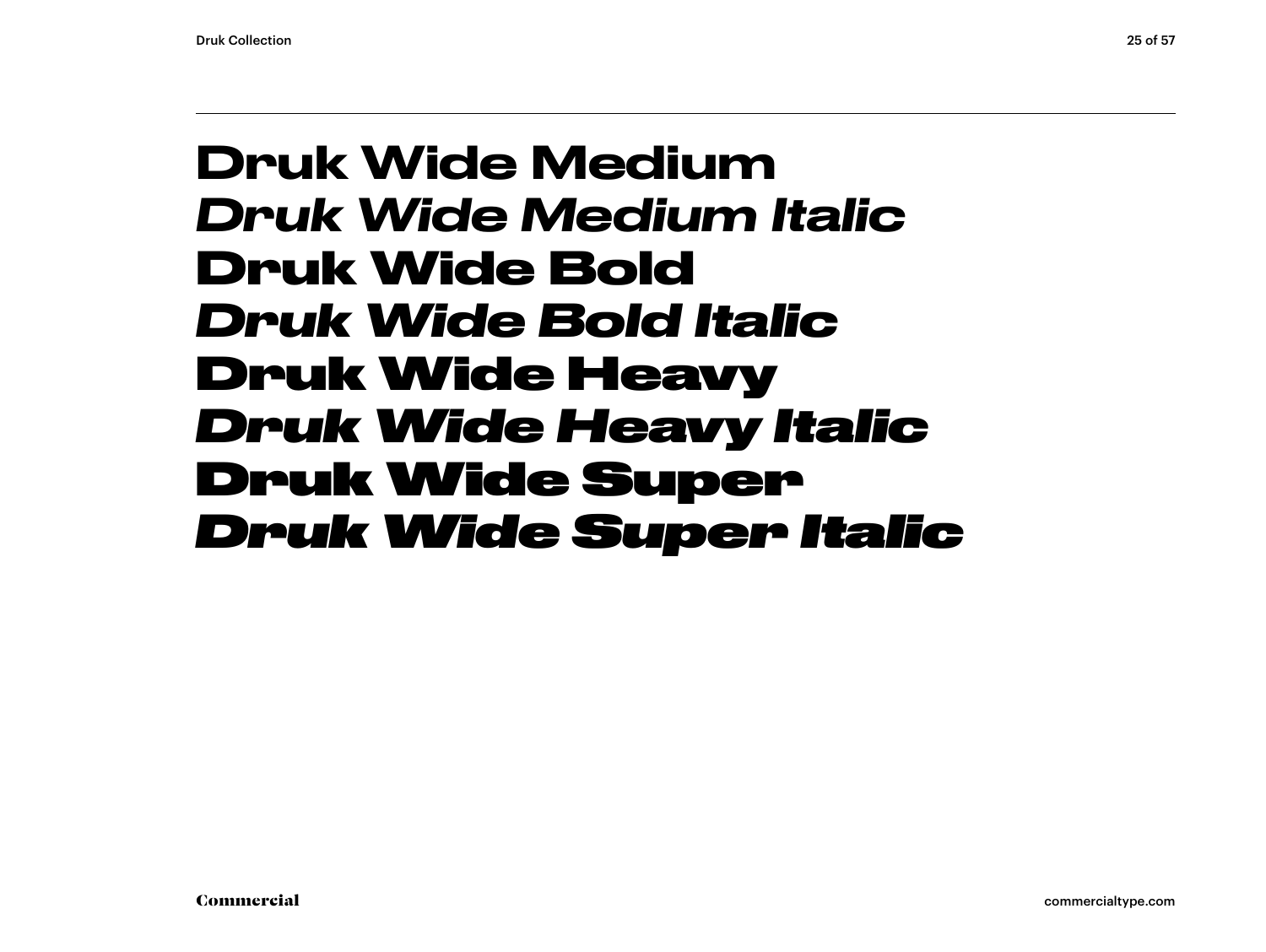**Druk Wide Medium**
***Druk Wide Medium Italic***
**Druk Wide Bold**
***Druk Wide Bold Italic***
**Druk Wide Heavy**
***Druk Wide Heavy Italic***
**Druk Wide Super**
***Druk Wide Super Italic***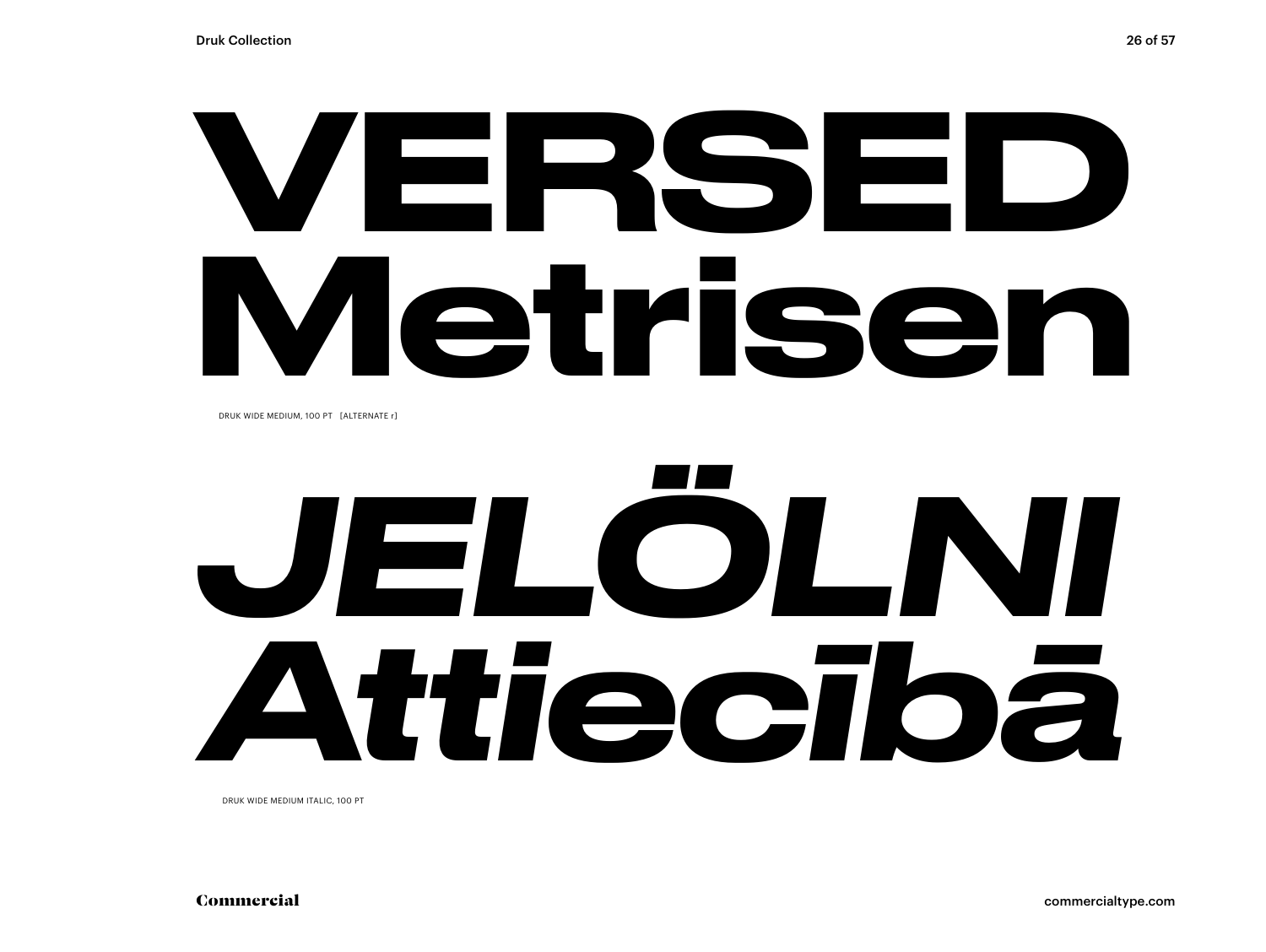VERSED
Metrisen

DRUK WIDE MEDIUM, 100 PT [ALTERNATE r]

*JELÖLNI*
*Attiecībā*

DRUK WIDE MEDIUM ITALIC, 100 PT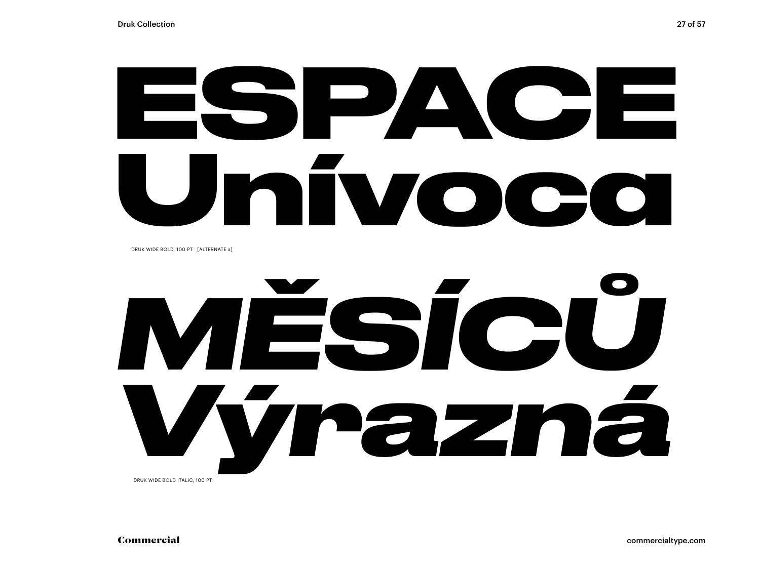ESPACE Unívoca

DRUK WIDE BOLD, 100 PT [ALTERNATE a]

*MĚŠÍCŮ Výrazná*

DRUK WIDE BOLD ITALIC, 100 PT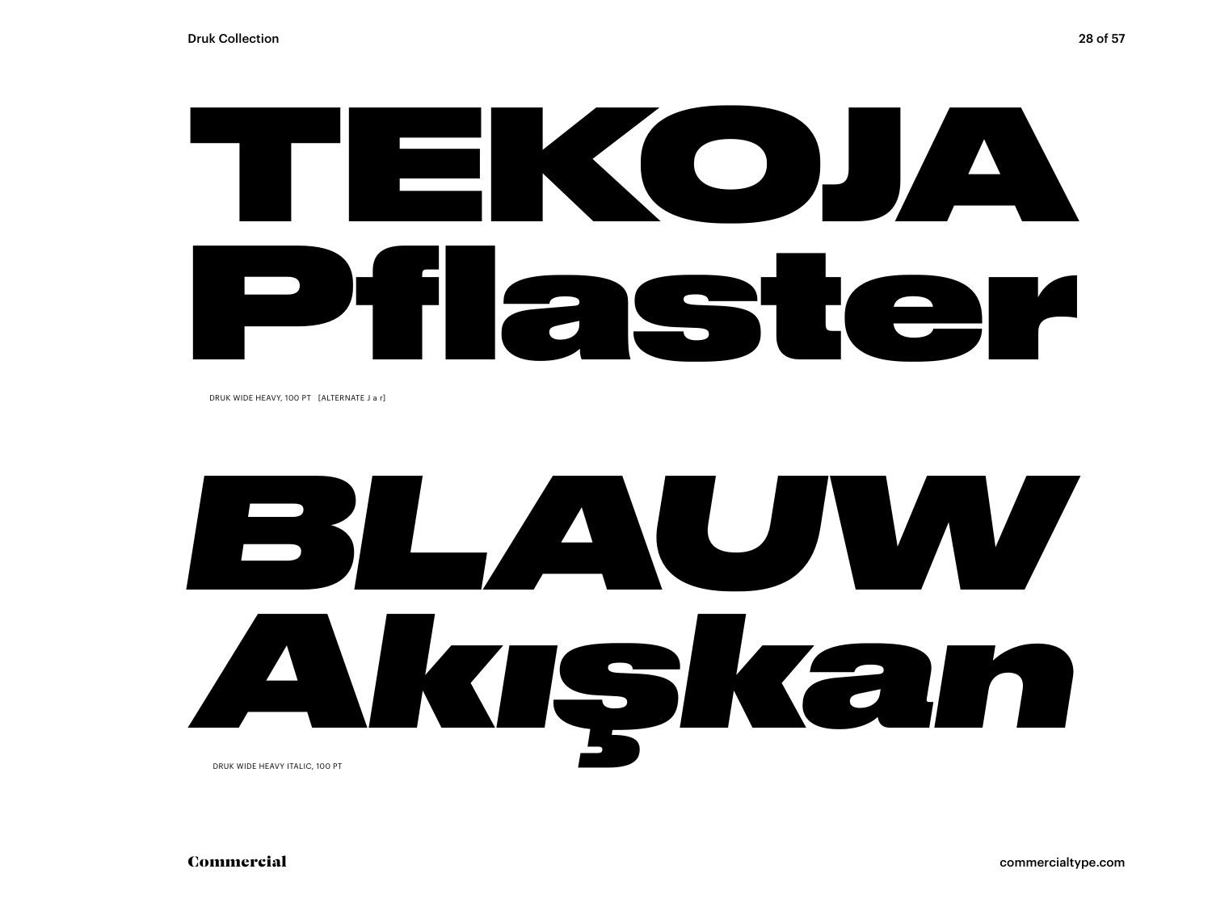TEKOJA
Pflaster

DRUK WIDE HEAVY, 100 PT [ALTERNATE J a r]

*BLAUW*
*Akışkan*

DRUK WIDE HEAVY ITALIC, 100 PT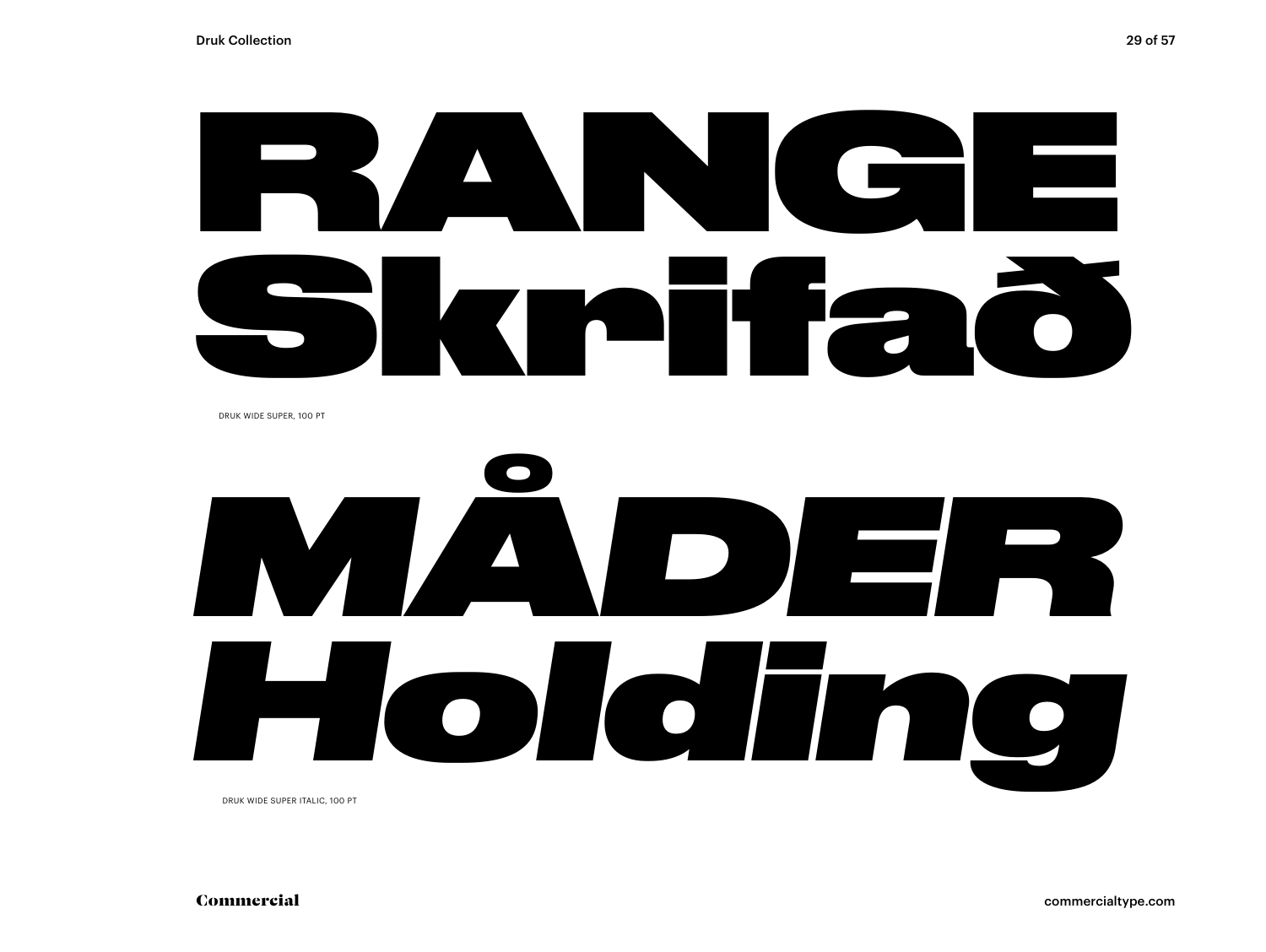RANGE
Skrifað

DRUK WIDE SUPER, 100 PT

*MÅDER*
*Holding*

DRUK WIDE SUPER ITALIC, 100 PT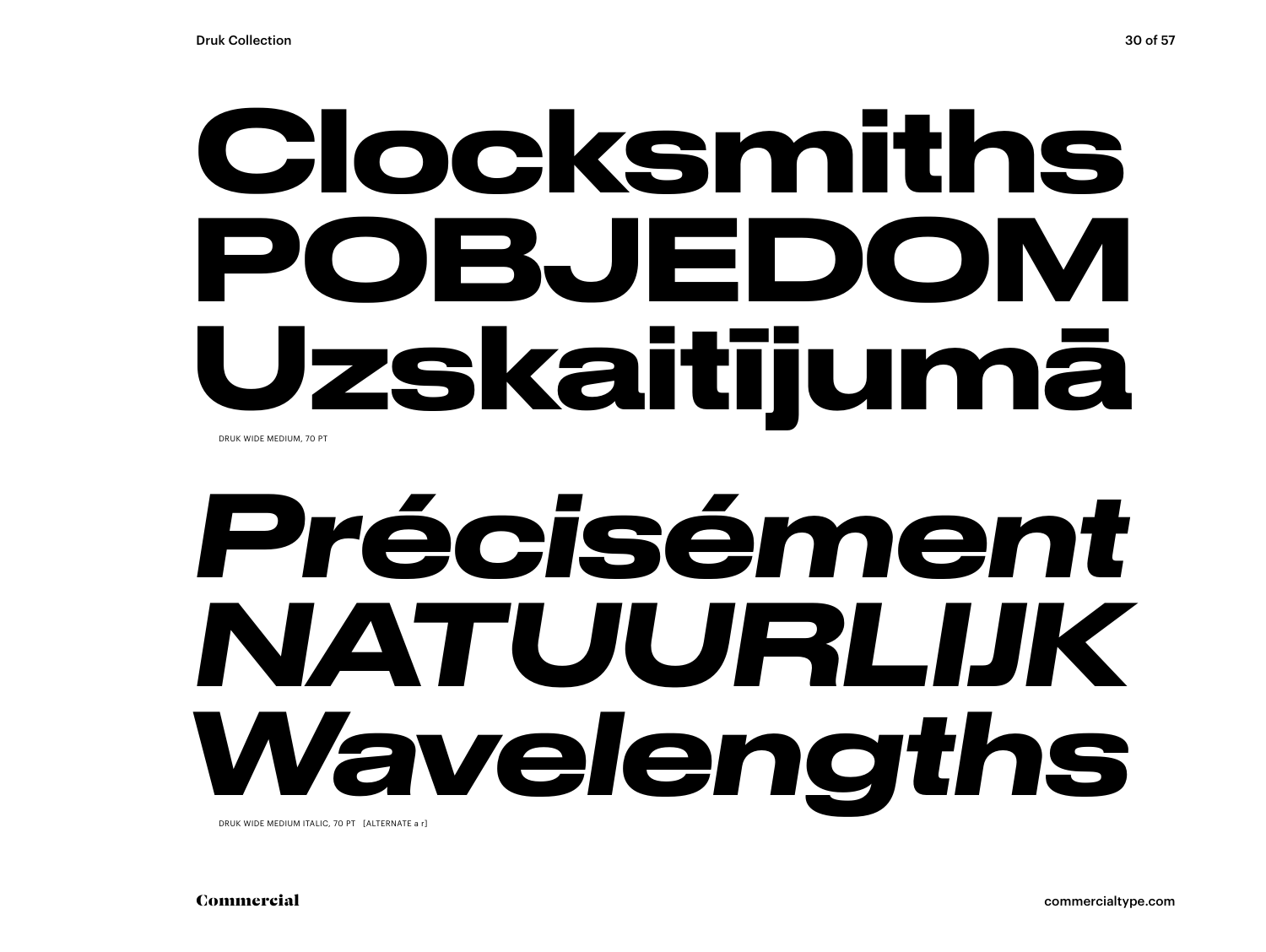# Clocksmiths POBJEDOM Uzskaitījumā

DRUK WIDE MEDIUM, 70 PT

# *Précisément NATUURLIJK Wavelengths*

DRUK WIDE MEDIUM ITALIC, 70 PT [ALTERNATE a r]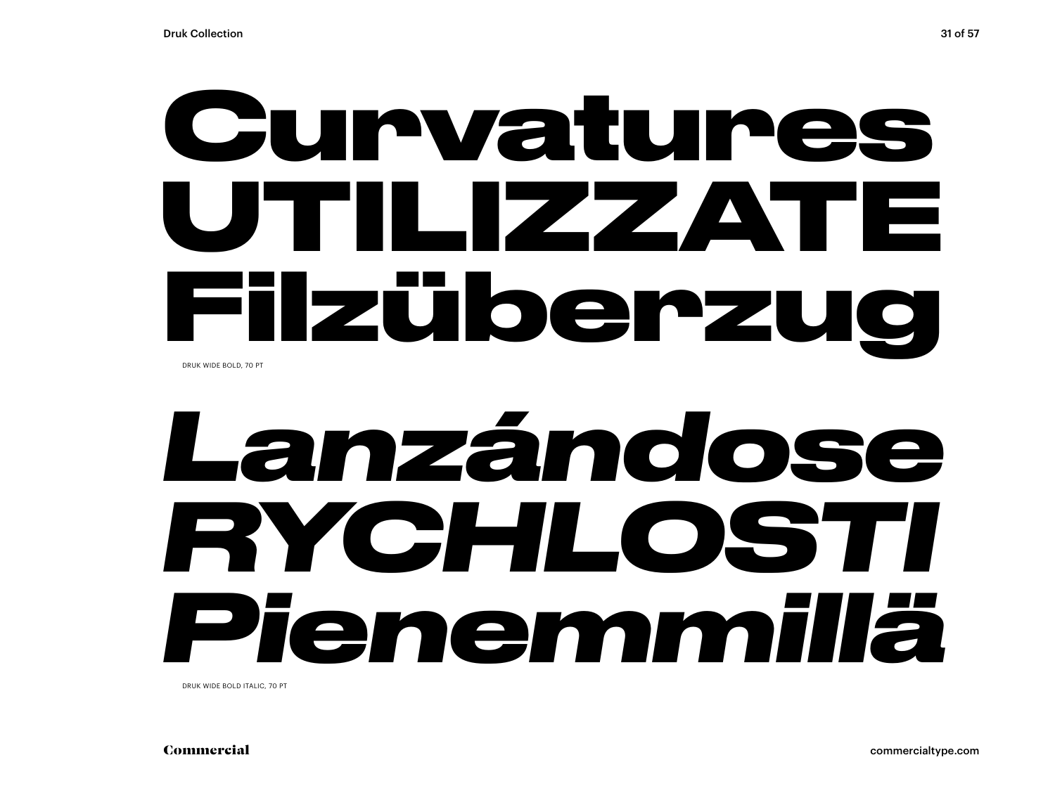Curvatures
UTILIZZATE
Filzüberzug

DRUK WIDE BOLD, 70 PT

*Lanzándose*
*RYCHLOSTI*
*Pienemmillä*

DRUK WIDE BOLD ITALIC, 70 PT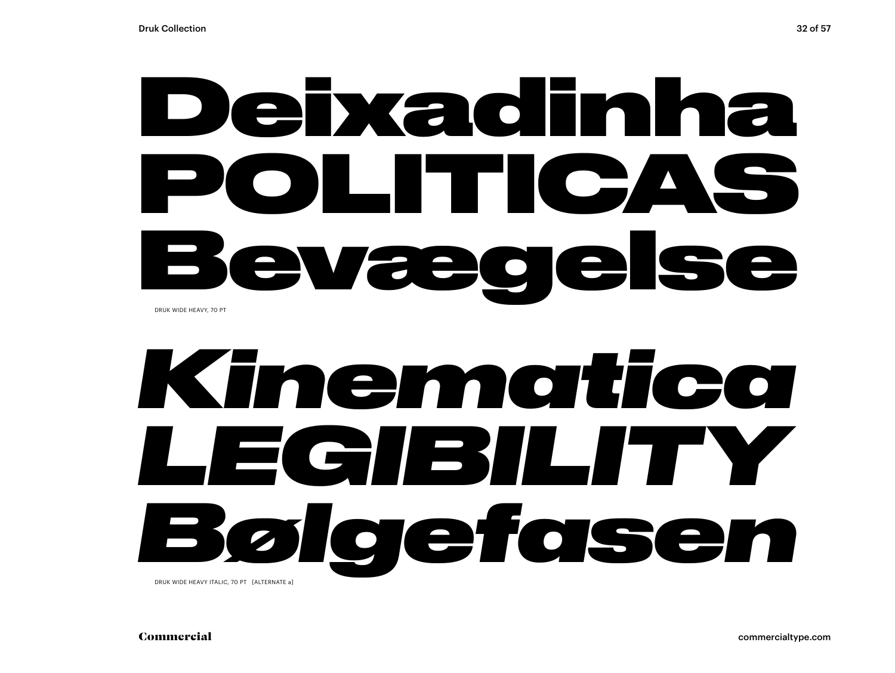Deixadinha
POLITICAS
Bevægelse

DRUK WIDE HEAVY, 70 PT

*Kinematica*
*LEGIBILITY*
*Bølgefasen*

DRUK WIDE HEAVY ITALIC, 70 PT [ALTERNATE a]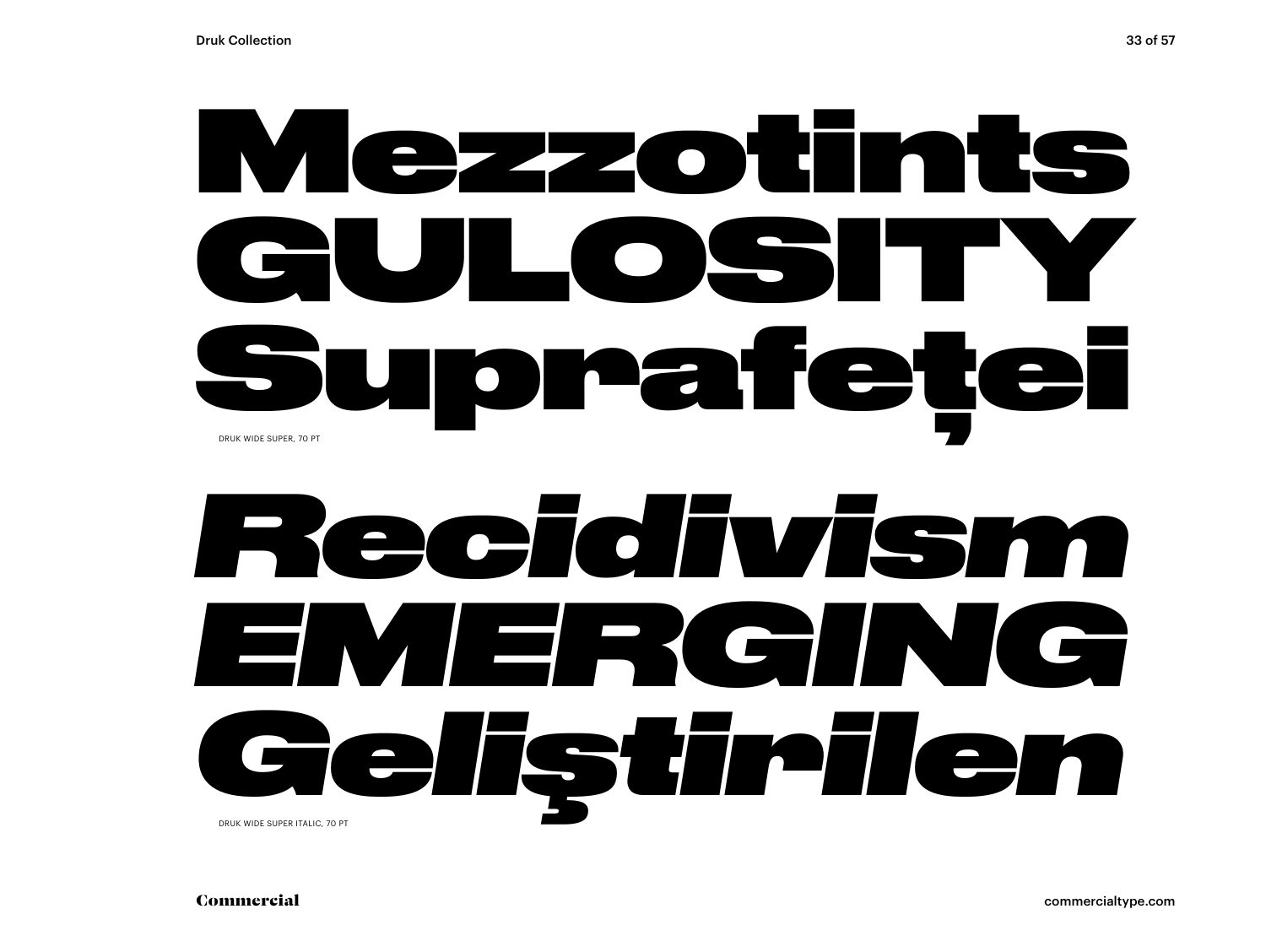Mezzotints
GULOSITY
Suprafeței

DRUK WIDE SUPER, 70 PT

*Recidivism*
*EMERGING*
*Geliştirilen*

DRUK WIDE SUPER ITALIC, 70 PT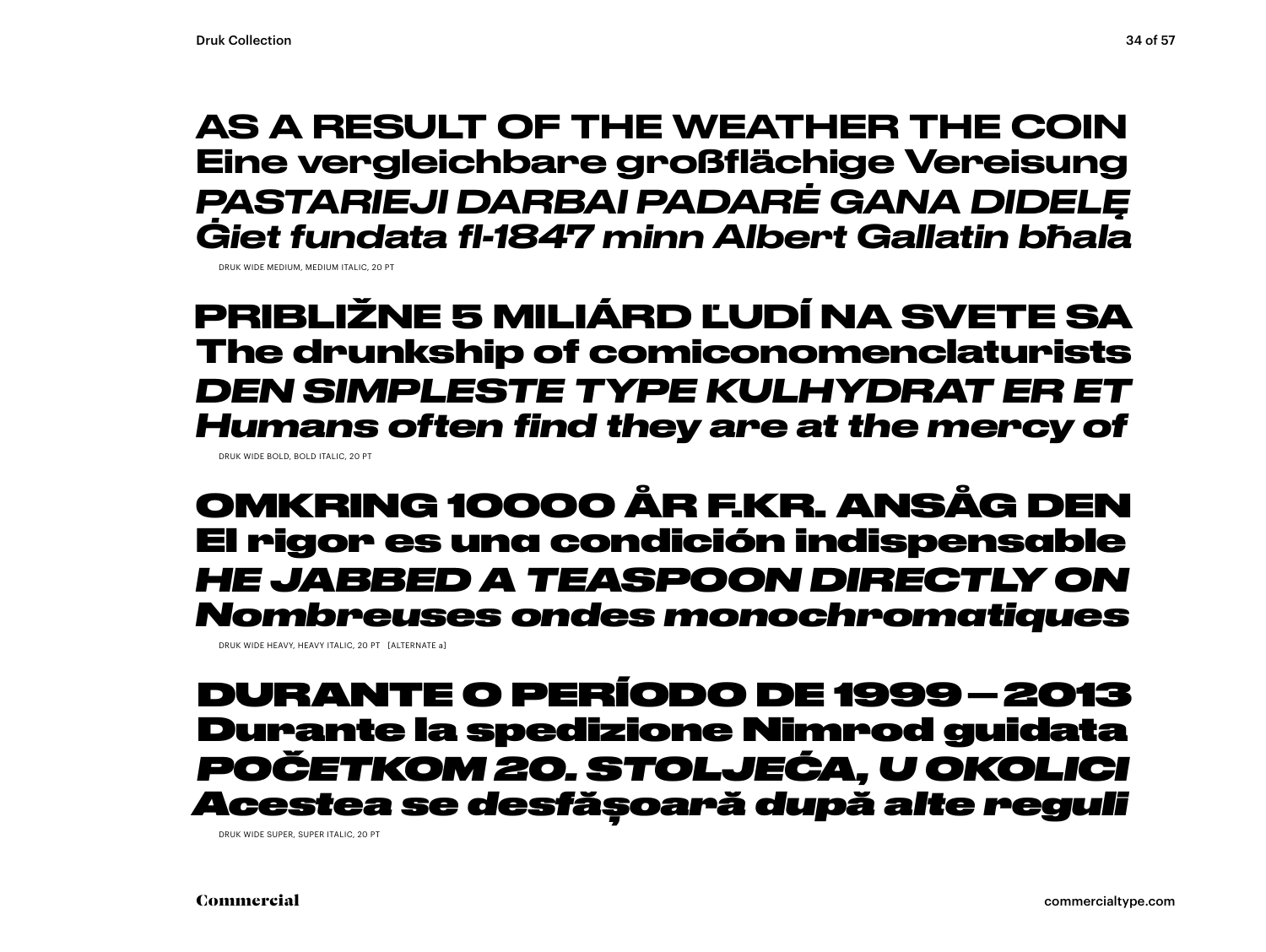AS A RESULT OF THE WEATHER THE COIN
Eine vergleichbare großflächige Vereisung
*PASTARIEJI DARBAI PADARĖ GANA DIDELĘ*
*Ġiet fundata fl-1847 minn Albert Gallatin bħala*

DRUK WIDE MEDIUM, MEDIUM ITALIC, 20 PT

**PRIBLIŽNE 5 MILIÁRD ĽUDÍ NA SVETE SA**
**The drunkship of comiconomenclaturists**
***DEN SIMPLESTE TYPE KULHYDRAT ER ET***
***Humans often find they are at the mercy of***

DRUK WIDE BOLD, BOLD ITALIC, 20 PT

**OMKRING 10000 ÅR F.KR. ANSÅG DEN**
**El rigor es una condición indispensable**
***HE JABBED A TEASPOON DIRECTLY ON***
***Nombreuses ondes monochromatiques***

DRUK WIDE HEAVY, HEAVY ITALIC, 20 PT [ALTERNATE a]

**DURANTE O PERÍODO DE 1999 – 2013**
**Durante la spedizione Nimrod guidata**
***POČETKOM 20. STOLJEĆA, U OKOLICI***
***Acestea se desfășoară după alte reguli***

DRUK WIDE SUPER, SUPER ITALIC, 20 PT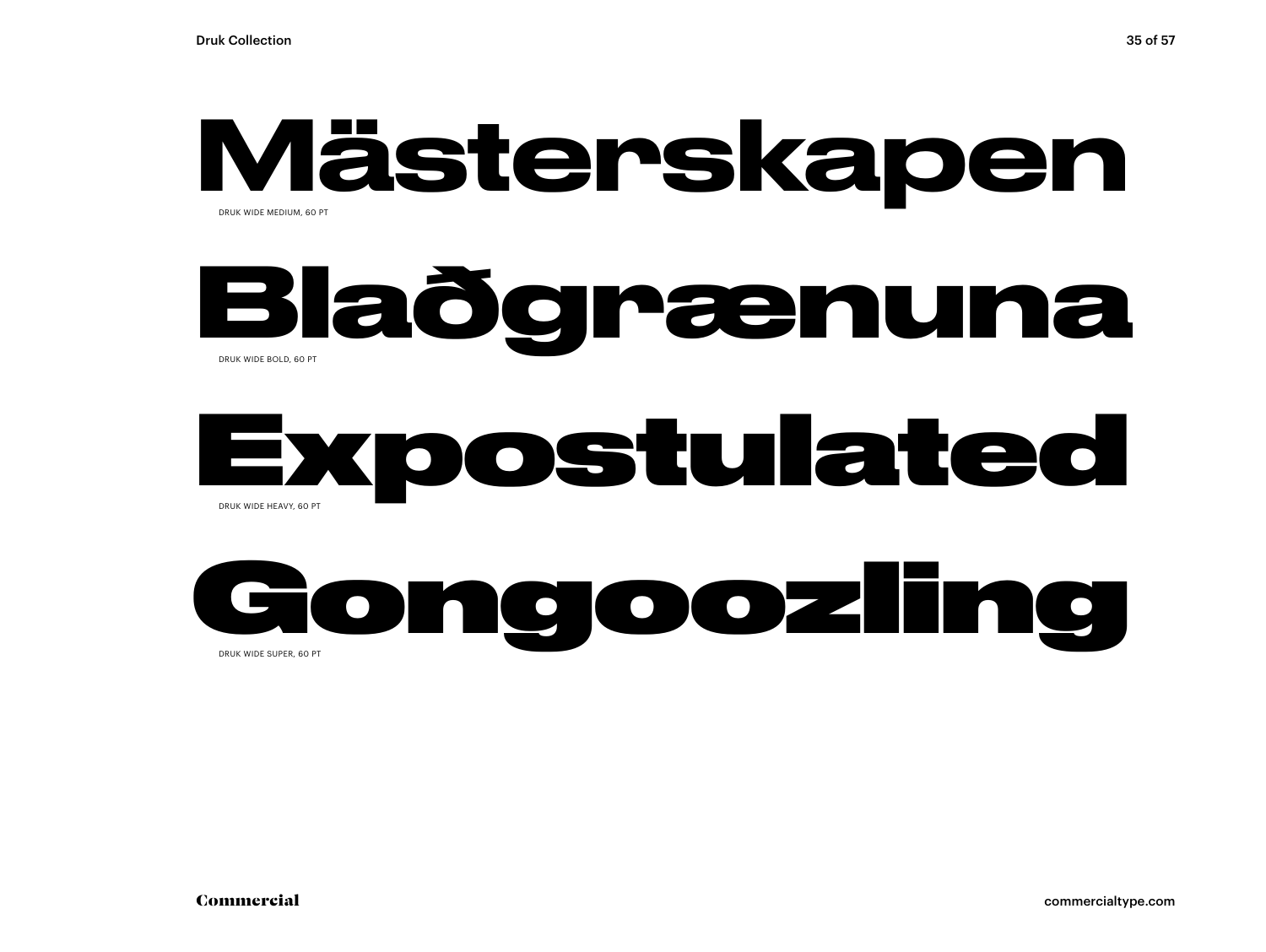# Mästerskapen

DRUK WIDE MEDIUM, 60 PT

# Blaðgrænuna

DRUK WIDE BOLD, 60 PT

# Expostulated

DRUK WIDE HEAVY, 60 PT

# Gongoozling

DRUK WIDE SUPER, 60 PT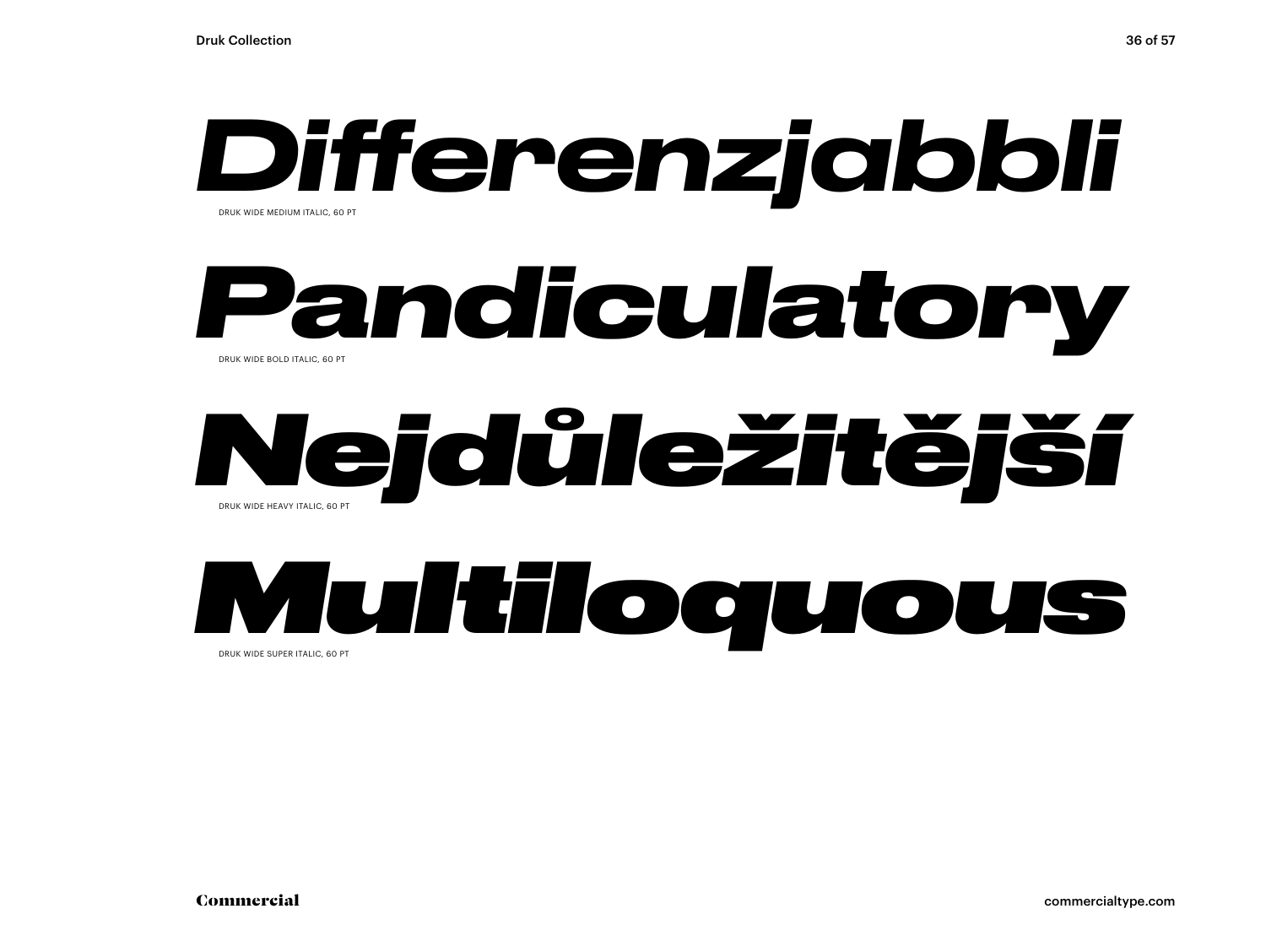*Differenzjabbli*

DRUK WIDE MEDIUM ITALIC, 60 PT

***Pandiculatory***

DRUK WIDE BOLD ITALIC, 60 PT

***Nejdůležitější***

DRUK WIDE HEAVY ITALIC, 60 PT

***Multiloquous***

DRUK WIDE SUPER ITALIC, 60 PT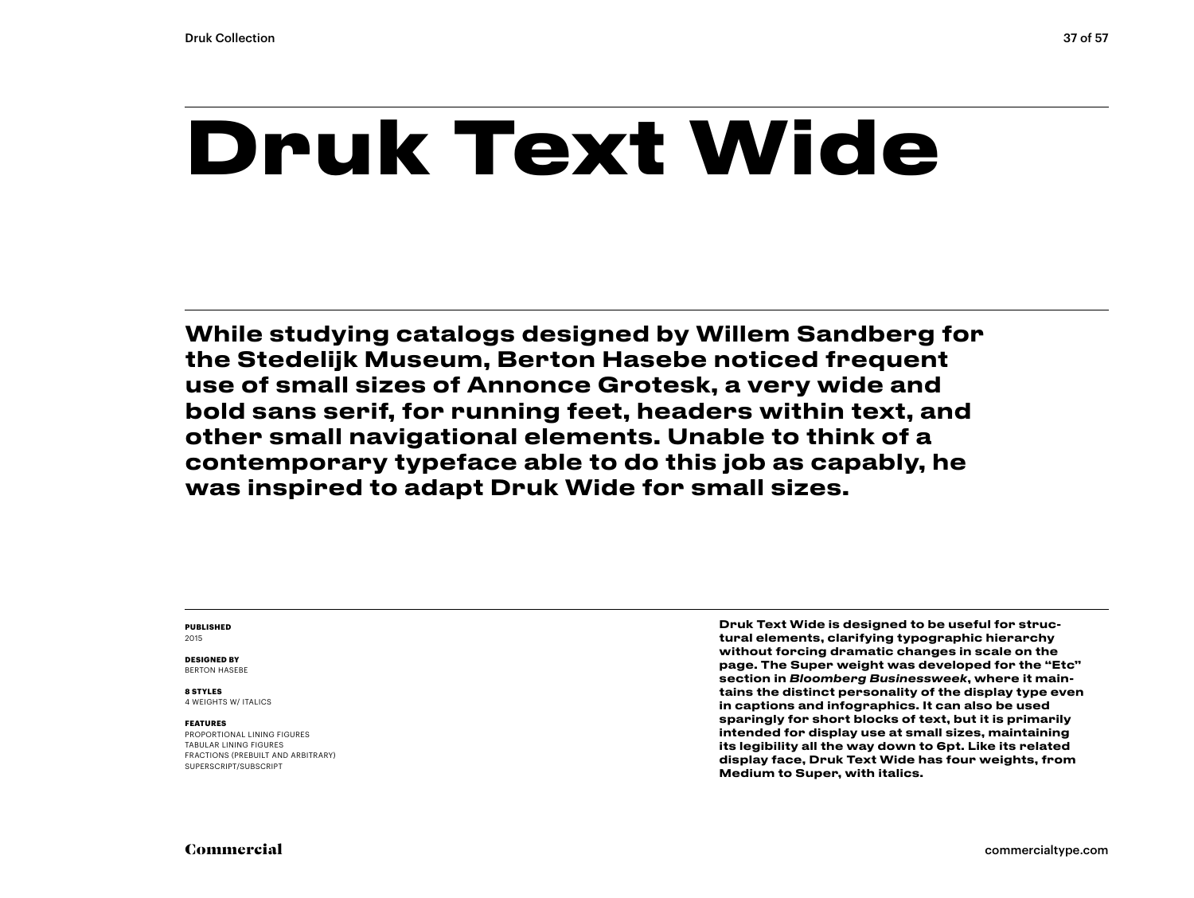# Druk Text Wide

**While studying catalogs designed by Willem Sandberg for the Stedelijk Museum, Berton Hasebe noticed frequent use of small sizes of Annonce Grotesk, a very wide and bold sans serif, for running feet, headers within text, and other small navigational elements. Unable to think of a contemporary typeface able to do this job as capably, he was inspired to adapt Druk Wide for small sizes.**

**PUBLISHED**
2015

**DESIGNED BY**
BERTON HASEBE

**8 STYLES**
4 WEIGHTS W/ ITALICS

**FEATURES**
PROPORTIONAL LINING FIGURES
TABULAR LINING FIGURES
FRACTIONS (PREBUILT AND ARBITRARY)
SUPERSCRIPT/SUBSCRIPT

**Druk Text Wide is designed to be useful for structural elements, clarifying typographic hierarchy without forcing dramatic changes in scale on the page. The Super weight was developed for the "Etc" section in *Bloomberg Businessweek*, where it maintains the distinct personality of the display type even in captions and infographics. It can also be used sparingly for short blocks of text, but it is primarily intended for display use at small sizes, maintaining its legibility all the way down to 6pt. Like its related display face, Druk Text Wide has four weights, from Medium to Super, with italics.**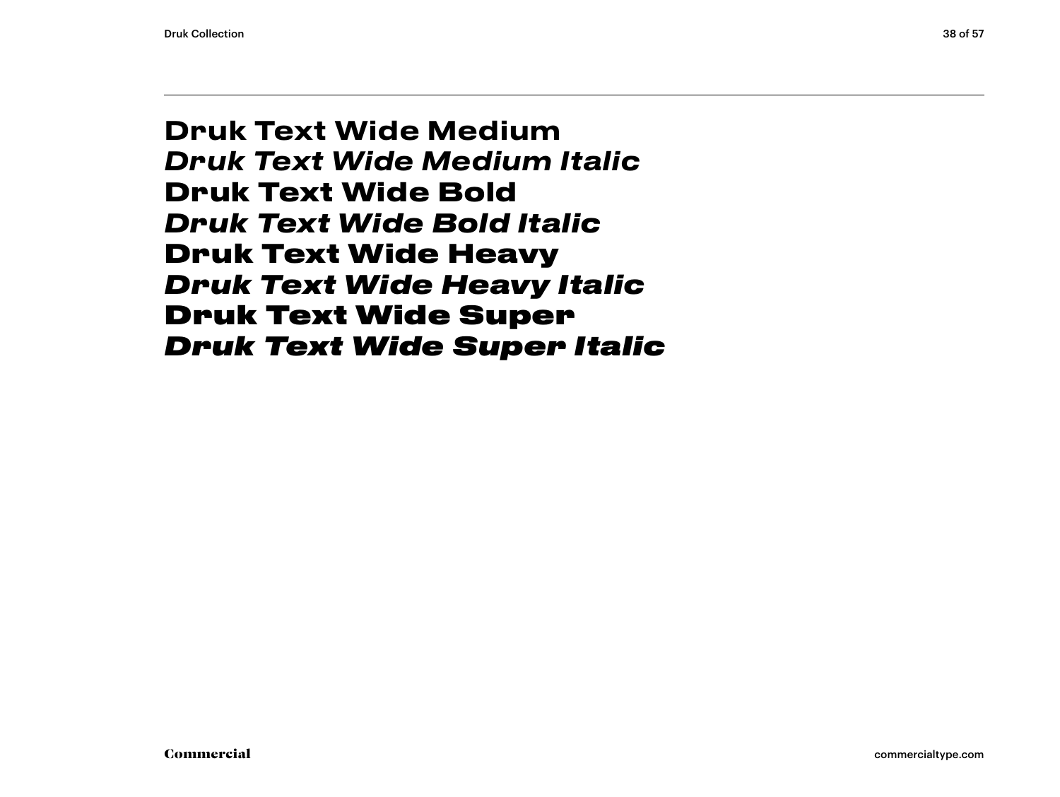**Druk Text Wide Medium**
***Druk Text Wide Medium Italic***
**Druk Text Wide Bold**
***Druk Text Wide Bold Italic***
**Druk Text Wide Heavy**
***Druk Text Wide Heavy Italic***
**Druk Text Wide Super**
***Druk Text Wide Super Italic***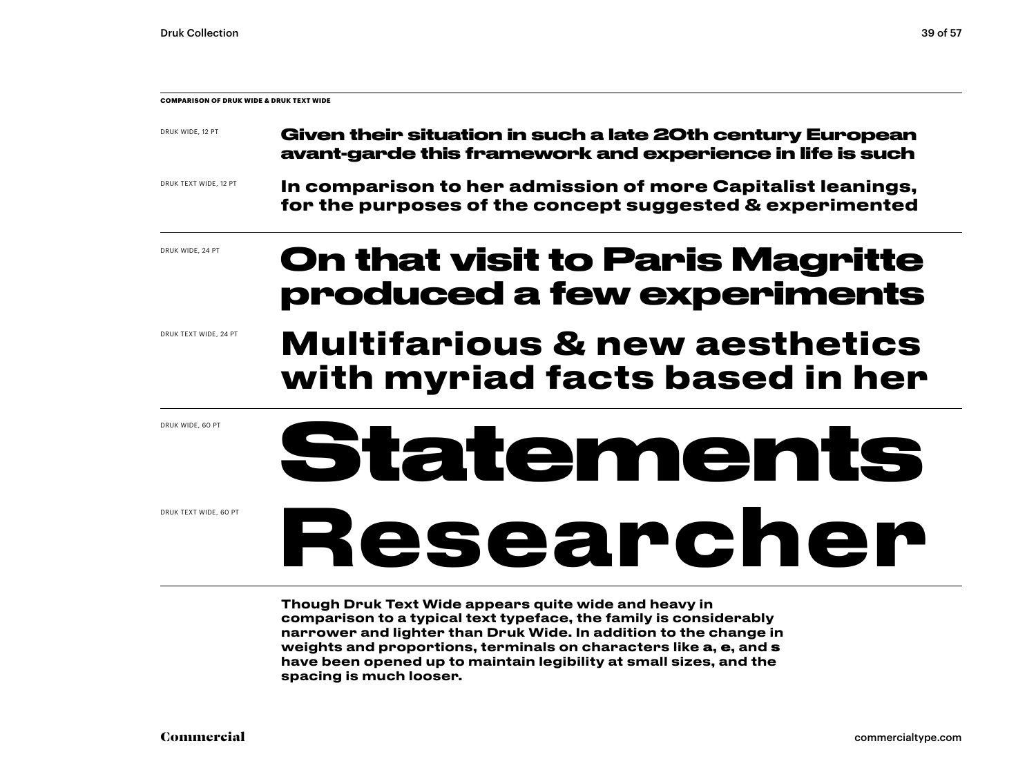**COMPARISON OF DRUK WIDE & DRUK TEXT WIDE**

DRUK WIDE, 12 PT

**Given their situation in such a late 20th century European avant-garde this framework and experience in life is such**

DRUK TEXT WIDE, 12 PT

**In comparison to her admission of more Capitalist leanings, for the purposes of the concept suggested & experimented**

DRUK WIDE, 24 PT

**On that visit to Paris Magritte produced a few experiments**

DRUK TEXT WIDE, 24 PT

**Multifarious & new aesthetics with myriad facts based in her**

DRUK WIDE, 60 PT

**Statements**

DRUK TEXT WIDE, 60 PT

**Researcher**

**Though Druk Text Wide appears quite wide and heavy in comparison to a typical text typeface, the family is considerably narrower and lighter than Druk Wide. In addition to the change in weights and proportions, terminals on characters like a, e, and s have been opened up to maintain legibility at small sizes, and the spacing is much looser.**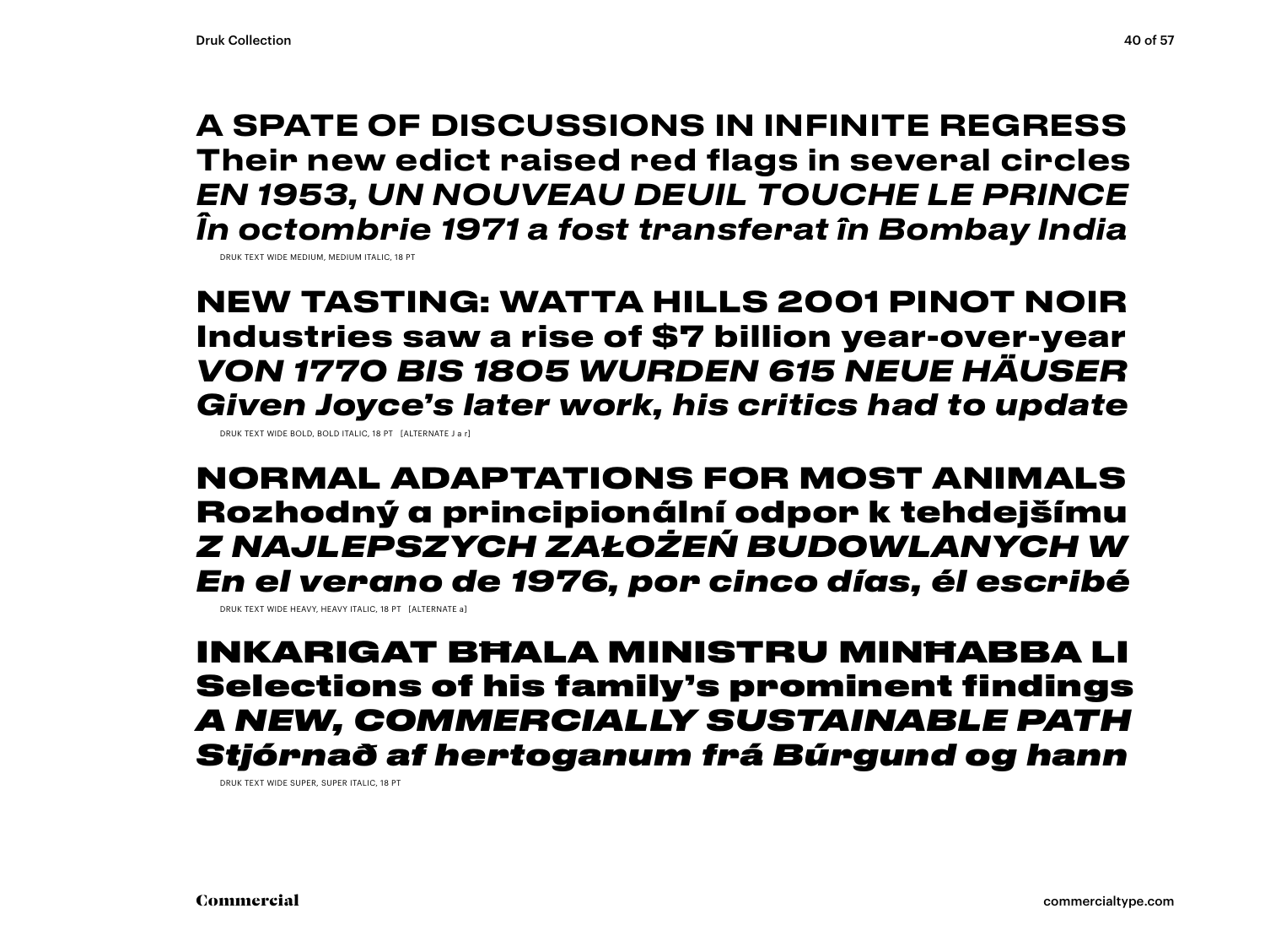**A SPATE OF DISCUSSIONS IN INFINITE REGRESS**
**Their new edict raised red flags in several circles**
***EN 1953, UN NOUVEAU DEUIL TOUCHE LE PRINCE***
***În octombrie 1971 a fost transferat în Bombay India***

DRUK TEXT WIDE MEDIUM, MEDIUM ITALIC, 18 PT

**NEW TASTING: WATTA HILLS 2001 PINOT NOIR**
**Industries saw a rise of $7 billion year-over-year**
***VON 1770 BIS 1805 WURDEN 615 NEUE HÄUSER***
***Given Joyce's later work, his critics had to update***

DRUK TEXT WIDE BOLD, BOLD ITALIC, 18 PT [ALTERNATE J a r]

**NORMAL ADAPTATIONS FOR MOST ANIMALS**
**Rozhodný a principionální odpor k tehdejšímu**
***Z NAJLEPSZYCH ZAŁOŻEŃ BUDOWLANYCH W***
***En el verano de 1976, por cinco días, él escribé***

DRUK TEXT WIDE HEAVY, HEAVY ITALIC, 18 PT [ALTERNATE a]

**INKARIGAT BĦALA MINISTRU MINĦABBA LI**
**Selections of his family's prominent findings**
***A NEW, COMMERCIALLY SUSTAINABLE PATH***
***Stjórnað af hertoganum frá Búrgund og hann***

DRUK TEXT WIDE SUPER, SUPER ITALIC, 18 PT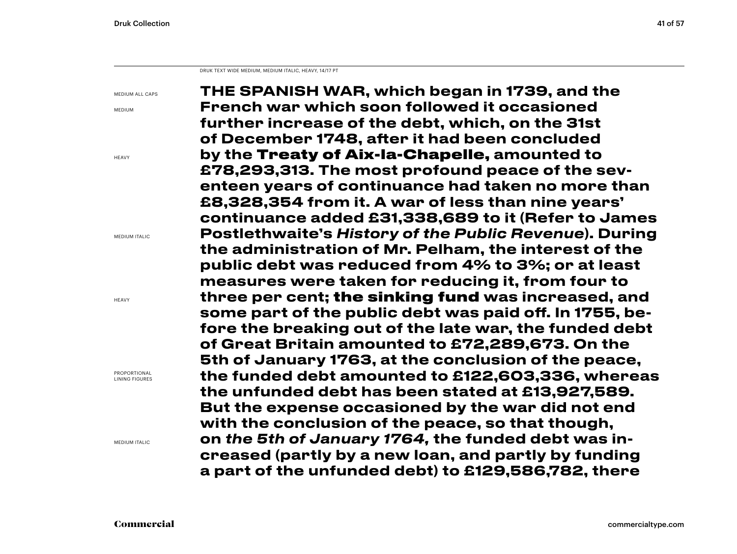DRUK TEXT WIDE MEDIUM, MEDIUM ITALIC, HEAVY, 14/17 PT

MEDIUM ALL CAPS

MEDIUM

HEAVY

MEDIUM ITALIC

HEAVY

PROPORTIONAL LINING FIGURES

MEDIUM ITALIC

THE SPANISH WAR, which began in 1739, and the French war which soon followed it occasioned further increase of the debt, which, on the 31st of December 1748, after it had been concluded by the **Treaty of Aix-la-Chapelle,** amounted to £78,293,313. The most profound peace of the seventeen years of continuance had taken no more than £8,328,354 from it. A war of less than nine years' continuance added £31,338,689 to it (Refer to James Postlethwaite's *History of the Public Revenue*). During the administration of Mr. Pelham, the interest of the public debt was reduced from 4% to 3%; or at least measures were taken for reducing it, from four to three per cent; **the sinking fund** was increased, and some part of the public debt was paid off. In 1755, before the breaking out of the late war, the funded debt of Great Britain amounted to £72,289,673. On the 5th of January 1763, at the conclusion of the peace, the funded debt amounted to £122,603,336, whereas the unfunded debt has been stated at £13,927,589. But the expense occasioned by the war did not end with the conclusion of the peace, so that though, on *the 5th of January 1764,* the funded debt was increased (partly by a new loan, and partly by funding a part of the unfunded debt) to £129,586,782, there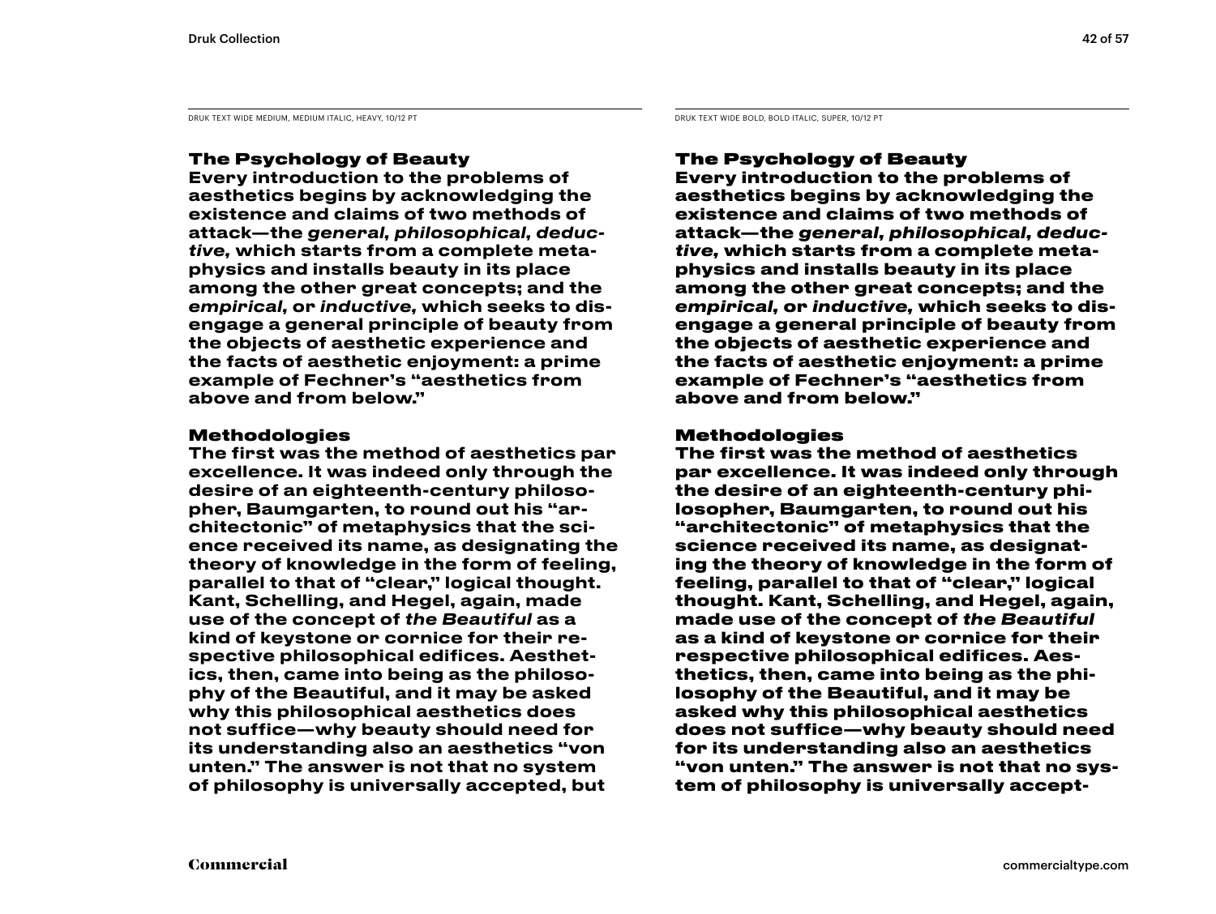DRUK TEXT WIDE MEDIUM, MEDIUM ITALIC, HEAVY, 10/12 PT

**The Psychology of Beauty**

**Every introduction to the problems of aesthetics begins by acknowledging the existence and claims of two methods of attack—the *general, philosophical, deductive,* which starts from a complete metaphysics and installs beauty in its place among the other great concepts; and the *empirical,* or *inductive,* which seeks to disengage a general principle of beauty from the objects of aesthetic experience and the facts of aesthetic enjoyment: a prime example of Fechner's "aesthetics from above and from below."**

**Methodologies**

**The first was the method of aesthetics par excellence. It was indeed only through the desire of an eighteenth-century philosopher, Baumgarten, to round out his "architectonic" of metaphysics that the science received its name, as designating the theory of knowledge in the form of feeling, parallel to that of "clear," logical thought. Kant, Schelling, and Hegel, again, made use of the concept of *the Beautiful* as a kind of keystone or cornice for their respective philosophical edifices. Aesthetics, then, came into being as the philosophy of the Beautiful, and it may be asked why this philosophical aesthetics does not suffice—why beauty should need for its understanding also an aesthetics "von unten." The answer is not that no system of philosophy is universally accepted, but**

DRUK TEXT WIDE BOLD, BOLD ITALIC, SUPER, 10/12 PT

**The Psychology of Beauty**

**Every introduction to the problems of aesthetics begins by acknowledging the existence and claims of two methods of attack—the *general, philosophical, deductive,* which starts from a complete metaphysics and installs beauty in its place among the other great concepts; and the *empirical,* or *inductive,* which seeks to disengage a general principle of beauty from the objects of aesthetic experience and the facts of aesthetic enjoyment: a prime example of Fechner's "aesthetics from above and from below."**

**Methodologies**

**The first was the method of aesthetics par excellence. It was indeed only through the desire of an eighteenth-century philosopher, Baumgarten, to round out his "architectonic" of metaphysics that the science received its name, as designating the theory of knowledge in the form of feeling, parallel to that of "clear," logical thought. Kant, Schelling, and Hegel, again, made use of the concept of *the Beautiful* as a kind of keystone or cornice for their respective philosophical edifices. Aesthetics, then, came into being as the philosophy of the Beautiful, and it may be asked why this philosophical aesthetics does not suffice—why beauty should need for its understanding also an aesthetics "von unten." The answer is not that no system of philosophy is universally accept-**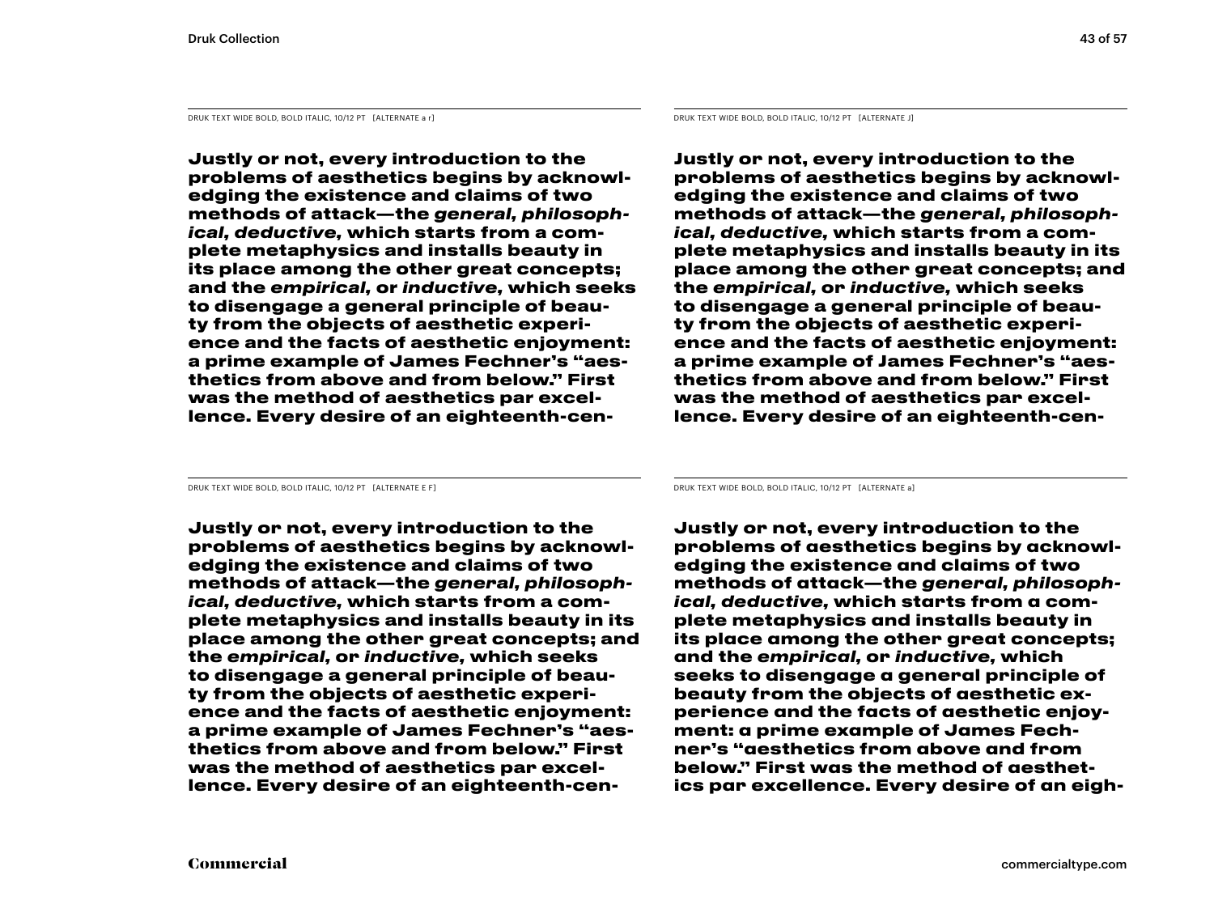DRUK TEXT WIDE BOLD, BOLD ITALIC, 10/12 PT [ALTERNATE a r]

**Justly or not, every introduction to the problems of aesthetics begins by acknowledging the existence and claims of two methods of attack—the *general, philosophical, deductive,* which starts from a complete metaphysics and installs beauty in its place among the other great concepts; and the *empirical,* or *inductive,* which seeks to disengage a general principle of beauty from the objects of aesthetic experience and the facts of aesthetic enjoyment: a prime example of James Fechner's "aesthetics from above and from below." First was the method of aesthetics par excellence. Every desire of an eighteenth-cen-**

DRUK TEXT WIDE BOLD, BOLD ITALIC, 10/12 PT [ALTERNATE J]

**Justly or not, every introduction to the problems of aesthetics begins by acknowledging the existence and claims of two methods of attack—the *general, philosophical, deductive,* which starts from a complete metaphysics and installs beauty in its place among the other great concepts; and the *empirical,* or *inductive,* which seeks to disengage a general principle of beauty from the objects of aesthetic experience and the facts of aesthetic enjoyment: a prime example of James Fechner's "aesthetics from above and from below." First was the method of aesthetics par excellence. Every desire of an eighteenth-cen-**

DRUK TEXT WIDE BOLD, BOLD ITALIC, 10/12 PT [ALTERNATE E F]

**Justly or not, every introduction to the problems of aesthetics begins by acknowledging the existence and claims of two methods of attack—the *general, philosophical, deductive,* which starts from a complete metaphysics and installs beauty in its place among the other great concepts; and the *empirical,* or *inductive,* which seeks to disengage a general principle of beauty from the objects of aesthetic experience and the facts of aesthetic enjoyment: a prime example of James Fechner's "aesthetics from above and from below." First was the method of aesthetics par excellence. Every desire of an eighteenth-cen-**

DRUK TEXT WIDE BOLD, BOLD ITALIC, 10/12 PT [ALTERNATE a]

**Justly or not, every introduction to the problems of aesthetics begins by acknowledging the existence and claims of two methods of attack—the *general, philosophical, deductive,* which starts from a complete metaphysics and installs beauty in its place among the other great concepts; and the *empirical,* or *inductive,* which seeks to disengage a general principle of beauty from the objects of aesthetic experience and the facts of aesthetic enjoyment: a prime example of James Fechner's "aesthetics from above and from below." First was the method of aesthetics par excellence. Every desire of an eigh-**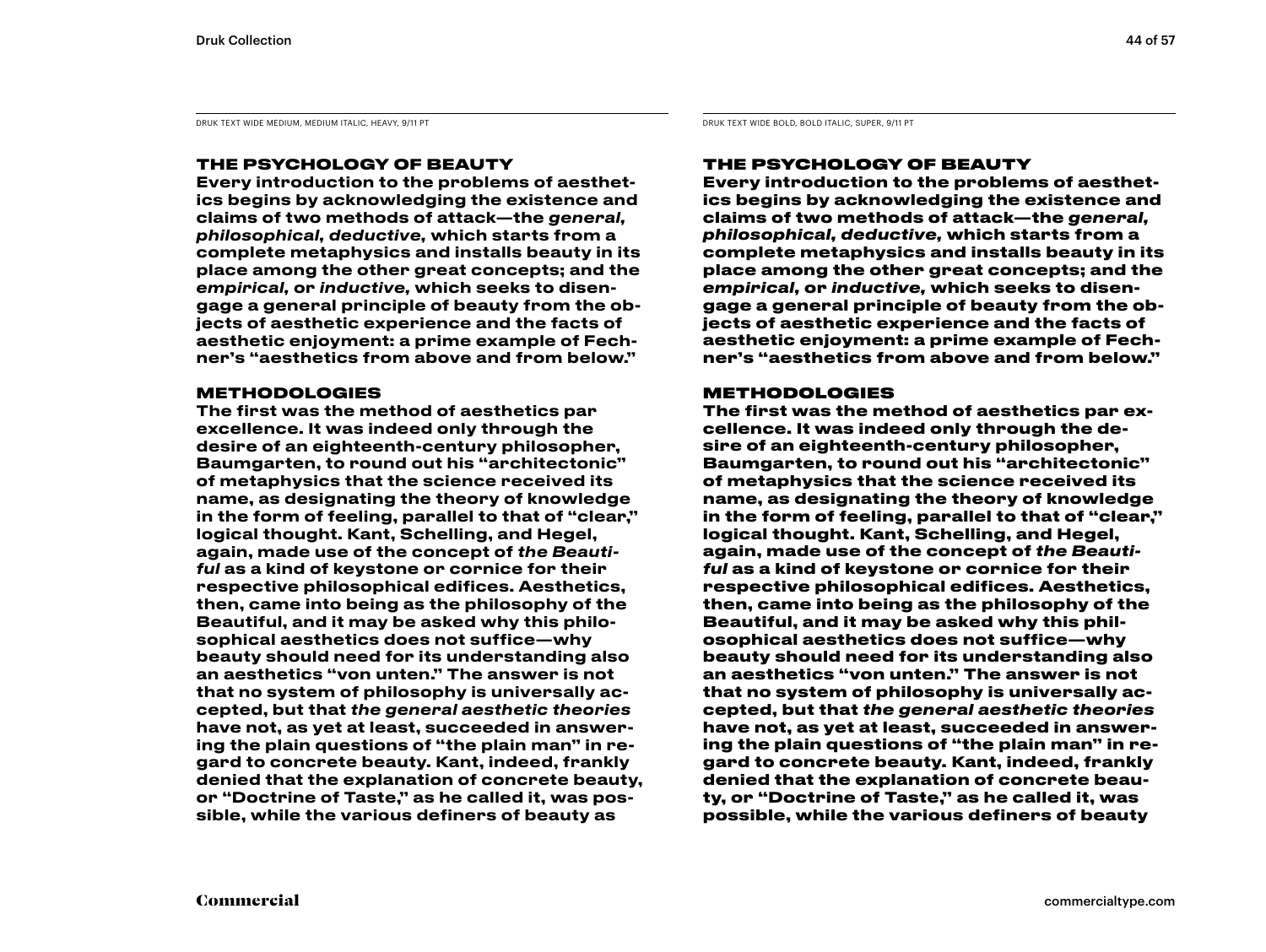DRUK TEXT WIDE MEDIUM, MEDIUM ITALIC, HEAVY, 9/11 PT

## THE PSYCHOLOGY OF BEAUTY

**Every introduction to the problems of aesthetics begins by acknowledging the existence and claims of two methods of attack—the *general, philosophical, deductive,* which starts from a complete metaphysics and installs beauty in its place among the other great concepts; and the *empirical,* or *inductive,* which seeks to disengage a general principle of beauty from the objects of aesthetic experience and the facts of aesthetic enjoyment: a prime example of Fechner's "aesthetics from above and from below."**

## METHODOLOGIES

**The first was the method of aesthetics par excellence. It was indeed only through the desire of an eighteenth-century philosopher, Baumgarten, to round out his "architectonic" of metaphysics that the science received its name, as designating the theory of knowledge in the form of feeling, parallel to that of "clear," logical thought. Kant, Schelling, and Hegel, again, made use of the concept of *the Beautiful* as a kind of keystone or cornice for their respective philosophical edifices. Aesthetics, then, came into being as the philosophy of the Beautiful, and it may be asked why this philosophical aesthetics does not suffice—why beauty should need for its understanding also an aesthetics "von unten." The answer is not that no system of philosophy is universally accepted, but that *the general aesthetic theories* have not, as yet at least, succeeded in answering the plain questions of "the plain man" in regard to concrete beauty. Kant, indeed, frankly denied that the explanation of concrete beauty, or "Doctrine of Taste," as he called it, was possible, while the various definers of beauty as**

DRUK TEXT WIDE BOLD, BOLD ITALIC, SUPER, 9/11 PT

## THE PSYCHOLOGY OF BEAUTY

**Every introduction to the problems of aesthetics begins by acknowledging the existence and claims of two methods of attack—the *general, philosophical, deductive,* which starts from a complete metaphysics and installs beauty in its place among the other great concepts; and the *empirical,* or *inductive,* which seeks to disengage a general principle of beauty from the objects of aesthetic experience and the facts of aesthetic enjoyment: a prime example of Fechner's "aesthetics from above and from below."**

## METHODOLOGIES

**The first was the method of aesthetics par excellence. It was indeed only through the desire of an eighteenth-century philosopher, Baumgarten, to round out his "architectonic" of metaphysics that the science received its name, as designating the theory of knowledge in the form of feeling, parallel to that of "clear," logical thought. Kant, Schelling, and Hegel, again, made use of the concept of *the Beautiful* as a kind of keystone or cornice for their respective philosophical edifices. Aesthetics, then, came into being as the philosophy of the Beautiful, and it may be asked why this philosophical aesthetics does not suffice—why beauty should need for its understanding also an aesthetics "von unten." The answer is not that no system of philosophy is universally accepted, but that *the general aesthetic theories* have not, as yet at least, succeeded in answering the plain questions of "the plain man" in regard to concrete beauty. Kant, indeed, frankly denied that the explanation of concrete beauty, or "Doctrine of Taste," as he called it, was possible, while the various definers of beauty**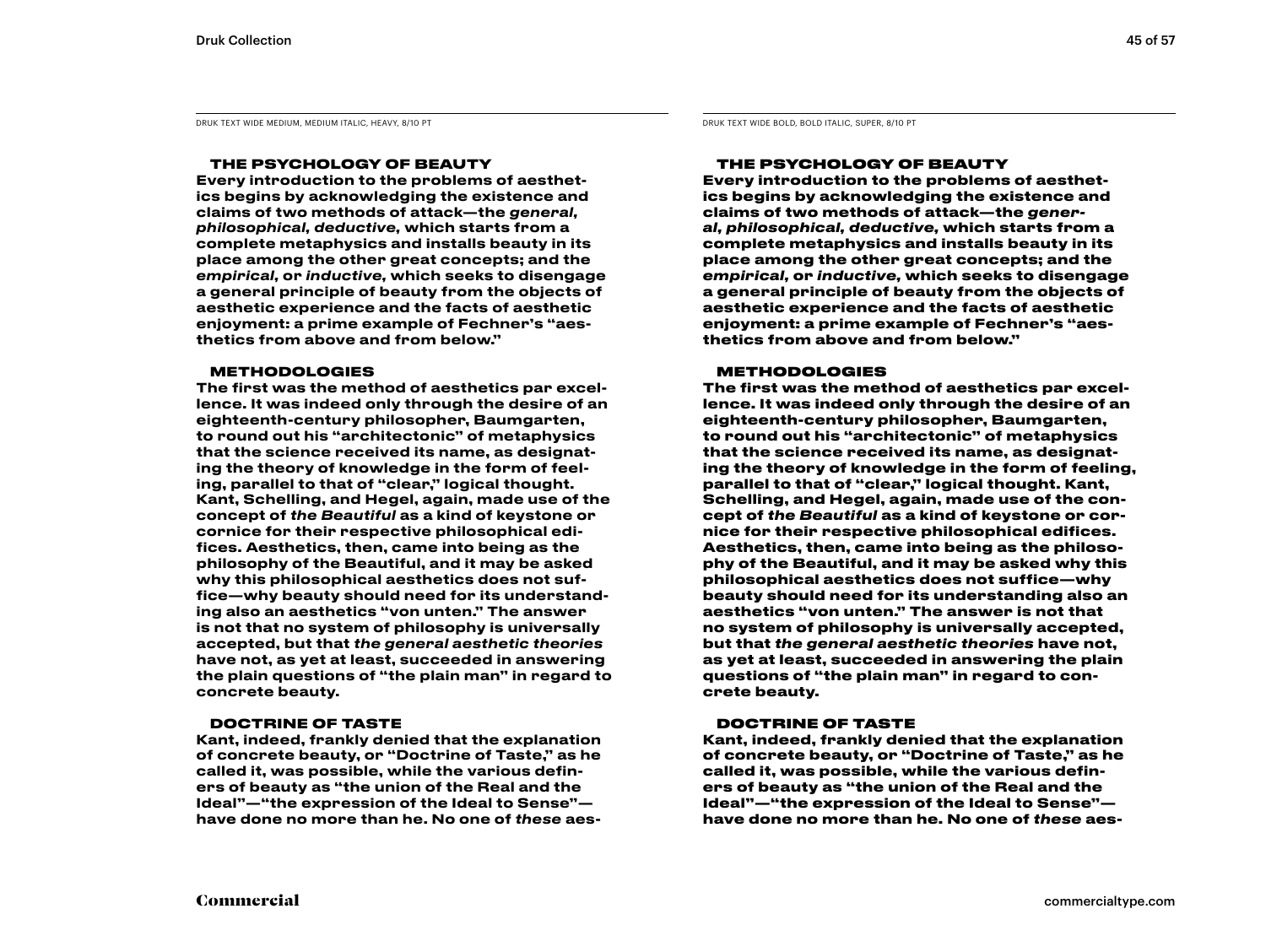DRUK TEXT WIDE MEDIUM, MEDIUM ITALIC, HEAVY, 8/10 PT

## THE PSYCHOLOGY OF BEAUTY

Every introduction to the problems of aesthetics begins by acknowledging the existence and claims of two methods of attack—the *general, philosophical, deductive,* which starts from a complete metaphysics and installs beauty in its place among the other great concepts; and the *empirical,* or *inductive,* which seeks to disengage a general principle of beauty from the objects of aesthetic experience and the facts of aesthetic enjoyment: a prime example of Fechner's "aesthetics from above and from below."

## METHODOLOGIES

The first was the method of aesthetics par excellence. It was indeed only through the desire of an eighteenth-century philosopher, Baumgarten, to round out his "architectonic" of metaphysics that the science received its name, as designating the theory of knowledge in the form of feeling, parallel to that of "clear," logical thought. Kant, Schelling, and Hegel, again, made use of the concept of *the Beautiful* as a kind of keystone or cornice for their respective philosophical edifices. Aesthetics, then, came into being as the philosophy of the Beautiful, and it may be asked why this philosophical aesthetics does not suffice—why beauty should need for its understanding also an aesthetics "von unten." The answer is not that no system of philosophy is universally accepted, but that *the general aesthetic theories* have not, as yet at least, succeeded in answering the plain questions of "the plain man" in regard to concrete beauty.

## DOCTRINE OF TASTE

Kant, indeed, frankly denied that the explanation of concrete beauty, or "Doctrine of Taste," as he called it, was possible, while the various definers of beauty as "the union of the Real and the Ideal"—"the expression of the Ideal to Sense"—have done no more than he. No one of *these* aes-

DRUK TEXT WIDE BOLD, BOLD ITALIC, SUPER, 8/10 PT

## THE PSYCHOLOGY OF BEAUTY

Every introduction to the problems of aesthetics begins by acknowledging the existence and claims of two methods of attack—the *general, philosophical, deductive,* which starts from a complete metaphysics and installs beauty in its place among the other great concepts; and the *empirical,* or *inductive,* which seeks to disengage a general principle of beauty from the objects of aesthetic experience and the facts of aesthetic enjoyment: a prime example of Fechner's "aesthetics from above and from below."

## METHODOLOGIES

The first was the method of aesthetics par excellence. It was indeed only through the desire of an eighteenth-century philosopher, Baumgarten, to round out his "architectonic" of metaphysics that the science received its name, as designating the theory of knowledge in the form of feeling, parallel to that of "clear," logical thought. Kant, Schelling, and Hegel, again, made use of the concept of *the Beautiful* as a kind of keystone or cornice for their respective philosophical edifices. Aesthetics, then, came into being as the philosophy of the Beautiful, and it may be asked why this philosophical aesthetics does not suffice—why beauty should need for its understanding also an aesthetics "von unten." The answer is not that no system of philosophy is universally accepted, but that *the general aesthetic theories* have not, as yet at least, succeeded in answering the plain questions of "the plain man" in regard to concrete beauty.

## DOCTRINE OF TASTE

Kant, indeed, frankly denied that the explanation of concrete beauty, or "Doctrine of Taste," as he called it, was possible, while the various definers of beauty as "the union of the Real and the Ideal"—"the expression of the Ideal to Sense"—have done no more than he. No one of *these* aes-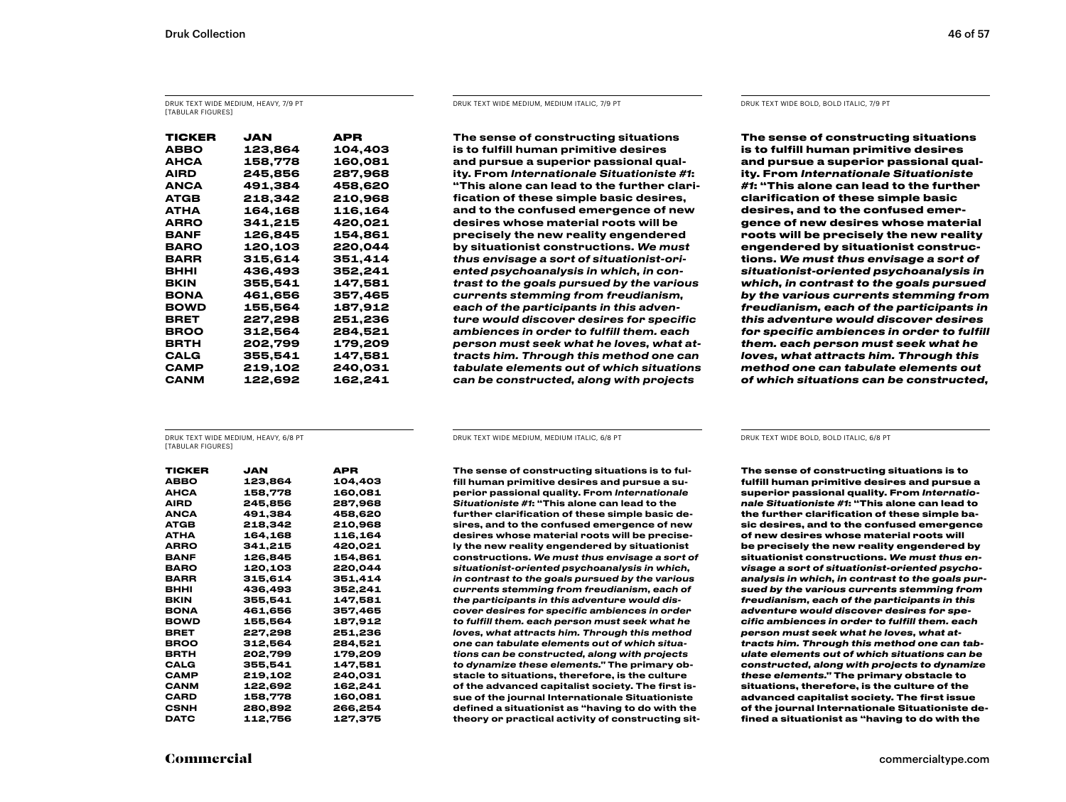DRUK TEXT WIDE MEDIUM, HEAVY, 7/9 PT
[TABULAR FIGURES]

| TICKER | JAN | APR |
|---|---|---|
| ABBO | 123,864 | 104,403 |
| AHCA | 158,778 | 160,081 |
| AIRD | 245,856 | 287,968 |
| ANCA | 491,384 | 458,620 |
| ATGB | 218,342 | 210,968 |
| ATHA | 164,168 | 116,164 |
| ARRO | 341,215 | 420,021 |
| BANF | 126,845 | 154,861 |
| BARO | 120,103 | 220,044 |
| BARR | 315,614 | 351,414 |
| BHHI | 436,493 | 352,241 |
| BKIN | 355,541 | 147,581 |
| BONA | 461,656 | 357,465 |
| BOWD | 155,564 | 187,912 |
| BRET | 227,298 | 251,236 |
| BROO | 312,564 | 284,521 |
| BRTH | 202,799 | 179,209 |
| CALG | 355,541 | 147,581 |
| CAMP | 219,102 | 240,031 |
| CANM | 122,692 | 162,241 |

DRUK TEXT WIDE MEDIUM, MEDIUM ITALIC, 7/9 PT

The sense of constructing situations is to fulfill human primitive desires and pursue a superior passional quality. From *Internationale Situationiste #1*: "This alone can lead to the further clarification of these simple basic desires, and to the confused emergence of new desires whose material roots will be precisely the new reality engendered by situationist constructions. *We must thus envisage a sort of situationist-oriented psychoanalysis in which, in contrast to the goals pursued by the various currents stemming from freudianism, each of the participants in this adventure would discover desires for specific ambiences in order to fulfill them. each person must seek what he loves, what attracts him. Through this method one can tabulate elements out of which situations can be constructed, along with projects*

DRUK TEXT WIDE BOLD, BOLD ITALIC, 7/9 PT

**The sense of constructing situations is to fulfill human primitive desires and pursue a superior passional quality. From *Internationale Situationiste #1*: "This alone can lead to the further clarification of these simple basic desires, and to the confused emergence of new desires whose material roots will be precisely the new reality engendered by situationist constructions. *We must thus envisage a sort of situationist-oriented psychoanalysis in which, in contrast to the goals pursued by the various currents stemming from freudianism, each of the participants in this adventure would discover desires for specific ambiences in order to fulfill them. each person must seek what he loves, what attracts him. Through this method one can tabulate elements out of which situations can be constructed,***

DRUK TEXT WIDE MEDIUM, HEAVY, 6/8 PT
[TABULAR FIGURES]

| TICKER | JAN | APR |
|---|---|---|
| ABBO | 123,864 | 104,403 |
| AHCA | 158,778 | 160,081 |
| AIRD | 245,856 | 287,968 |
| ANCA | 491,384 | 458,620 |
| ATGB | 218,342 | 210,968 |
| ATHA | 164,168 | 116,164 |
| ARRO | 341,215 | 420,021 |
| BANF | 126,845 | 154,861 |
| BARO | 120,103 | 220,044 |
| BARR | 315,614 | 351,414 |
| BHHI | 436,493 | 352,241 |
| BKIN | 355,541 | 147,581 |
| BONA | 461,656 | 357,465 |
| BOWD | 155,564 | 187,912 |
| BRET | 227,298 | 251,236 |
| BROO | 312,564 | 284,521 |
| BRTH | 202,799 | 179,209 |
| CALG | 355,541 | 147,581 |
| CAMP | 219,102 | 240,031 |
| CANM | 122,692 | 162,241 |
| CARD | 158,778 | 160,081 |
| CSNH | 280,892 | 266,254 |
| DATC | 112,756 | 127,375 |

DRUK TEXT WIDE MEDIUM, MEDIUM ITALIC, 6/8 PT

The sense of constructing situations is to fulfill human primitive desires and pursue a superior passional quality. From *Internationale Situationiste #1*: "This alone can lead to the further clarification of these simple basic desires, and to the confused emergence of new desires whose material roots will be precisely the new reality engendered by situationist constructions. *We must thus envisage a sort of situationist-oriented psychoanalysis in which, in contrast to the goals pursued by the various currents stemming from freudianism, each of the participants in this adventure would discover desires for specific ambiences in order to fulfill them. each person must seek what he loves, what attracts him. Through this method one can tabulate elements out of which situations can be constructed, along with projects to dynamize these elements*." The primary obstacle to situations, therefore, is the culture of the advanced capitalist society. The first issue of the journal Internationale Situationiste defined a situationist as "having to do with the theory or practical activity of constructing sit-

DRUK TEXT WIDE BOLD, BOLD ITALIC, 6/8 PT

**The sense of constructing situations is to fulfill human primitive desires and pursue a superior passional quality. From *Internationale Situationiste #1*: "This alone can lead to the further clarification of these simple basic desires, and to the confused emergence of new desires whose material roots will be precisely the new reality engendered by situationist constructions. *We must thus envisage a sort of situationist-oriented psychoanalysis in which, in contrast to the goals pursued by the various currents stemming from freudianism, each of the participants in this adventure would discover desires for specific ambiences in order to fulfill them. each person must seek what he loves, what attracts him. Through this method one can tabulate elements out of which situations can be constructed, along with projects to dynamize these elements*." The primary obstacle to situations, therefore, is the culture of the advanced capitalist society. The first issue of the journal Internationale Situationiste defined a situationist as "having to do with the**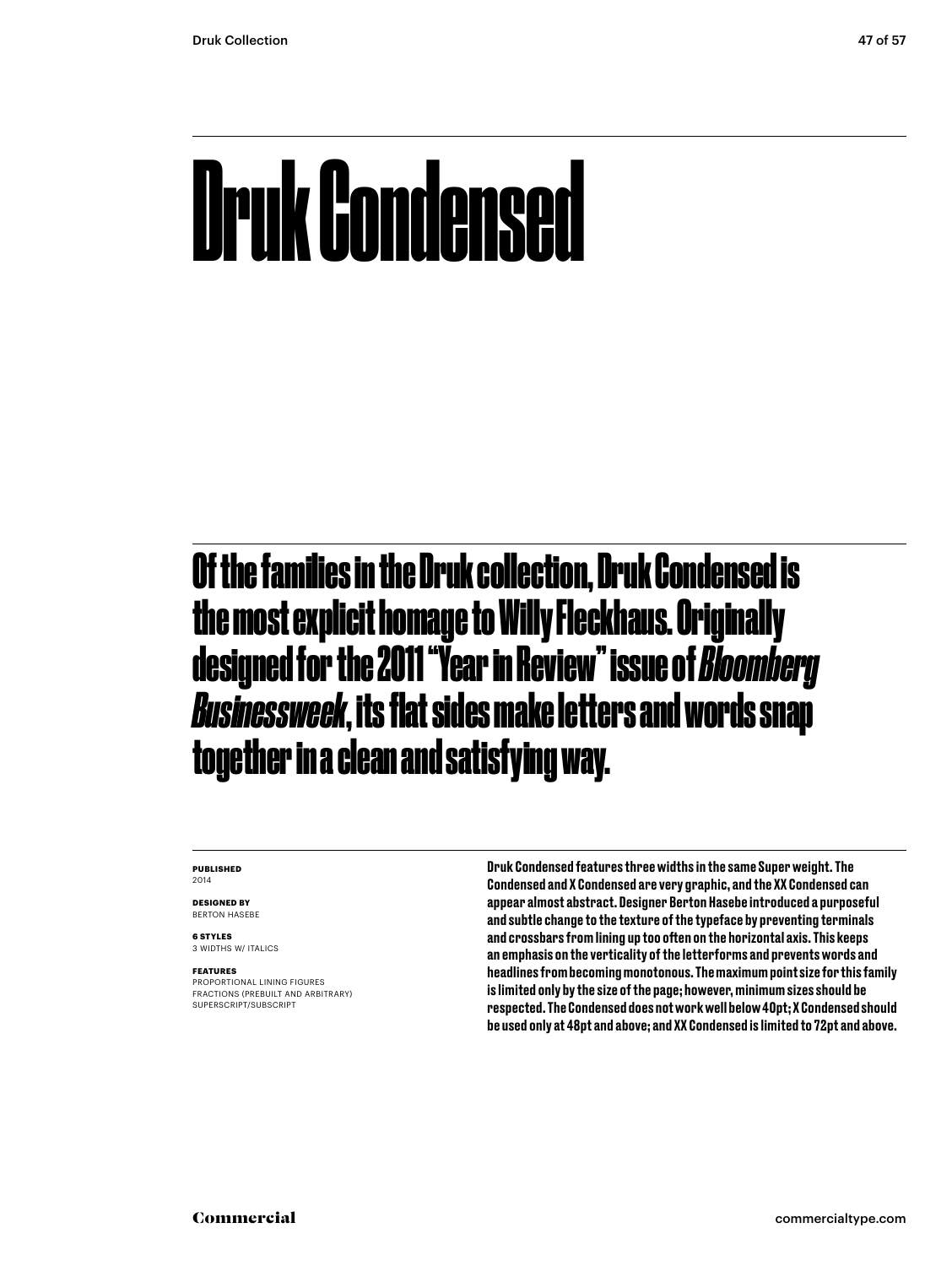# Druk Condensed

## Of the families in the Druk collection, Druk Condensed is the most explicit homage to Willy Fleckhaus. Originally designed for the 2011 "Year in Review" issue of *Bloomberg Businessweek*, its flat sides make letters and words snap together in a clean and satisfying way.

**PUBLISHED**
2014

**DESIGNED BY**
BERTON HASEBE

**6 STYLES**
3 WIDTHS W/ ITALICS

**FEATURES**
PROPORTIONAL LINING FIGURES
FRACTIONS (PREBUILT AND ARBITRARY)
SUPERSCRIPT/SUBSCRIPT

**Druk Condensed features three widths in the same Super weight. The Condensed and X Condensed are very graphic, and the XX Condensed can appear almost abstract. Designer Berton Hasebe introduced a purposeful and subtle change to the texture of the typeface by preventing terminals and crossbars from lining up too often on the horizontal axis. This keeps an emphasis on the verticality of the letterforms and prevents words and headlines from becoming monotonous. The maximum point size for this family is limited only by the size of the page; however, minimum sizes should be respected. The Condensed does not work well below 40pt; X Condensed should be used only at 48pt and above; and XX Condensed is limited to 72pt and above.**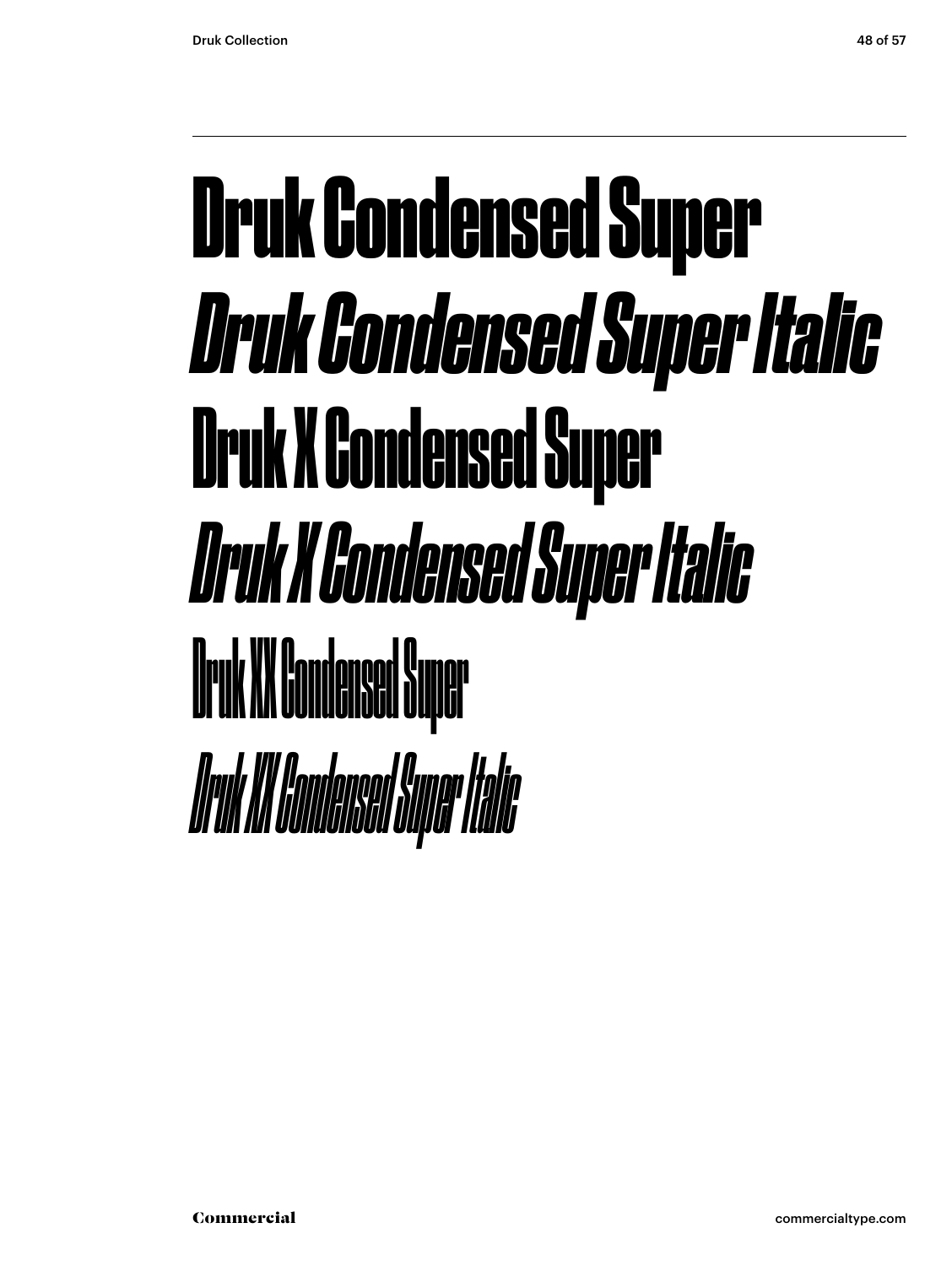Druk Condensed Super

*Druk Condensed Super Italic*

Druk X Condensed Super

*Druk X Condensed Super Italic*

Druk XX Condensed Super

*Druk XX Condensed Super Italic*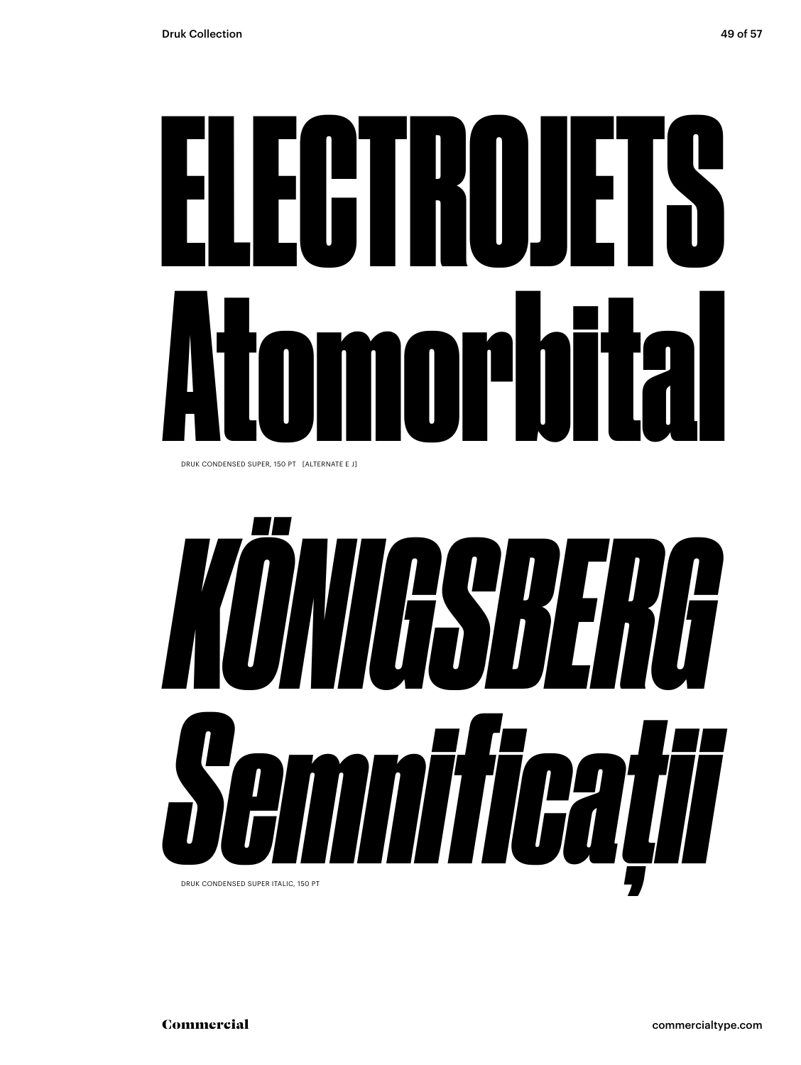# ELECTROJETS
# Atomorbital

DRUK CONDENSED SUPER, 150 PT [ALTERNATE E J]

# *KÖNIGSBERG*
# *Semnificații*

DRUK CONDENSED SUPER ITALIC, 150 PT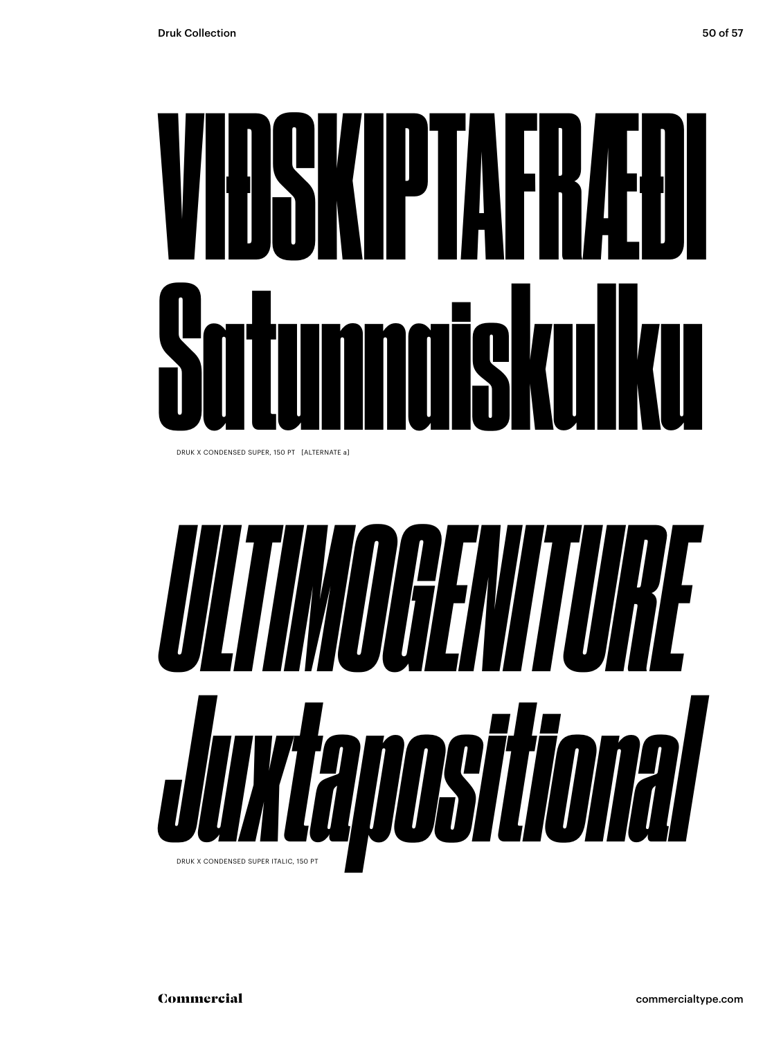VIÐSKIPTAFRÆÐI
Satunnaiskulku

DRUK X CONDENSED SUPER, 150 PT [ALTERNATE a]

*ULTIMOGENITURE*
*Juxtapositional*

DRUK X CONDENSED SUPER ITALIC, 150 PT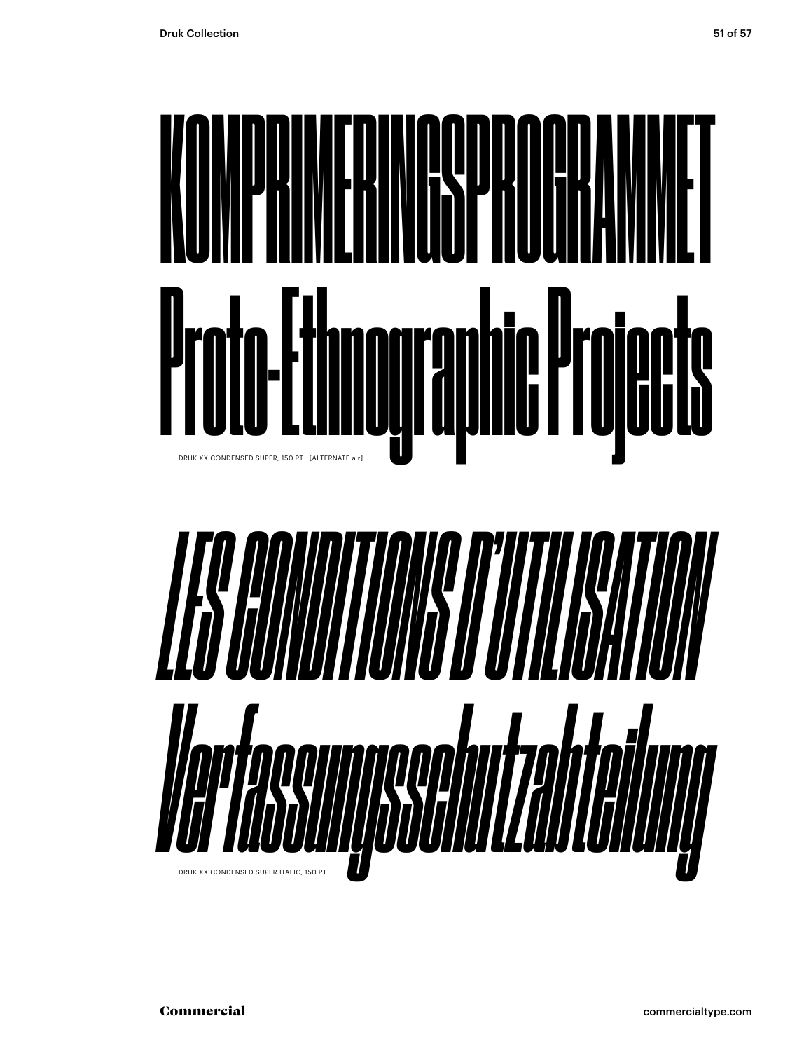KOMPRIMERINGSPROGRAMMET
Proto-Ethnographic Projects

DRUK XX CONDENSED SUPER, 150 PT [ALTERNATE a r]

*LES CONDITIONS D'UTILISATION*
*Verfassungsschutzabteilung*

DRUK XX CONDENSED SUPER ITALIC, 150 PT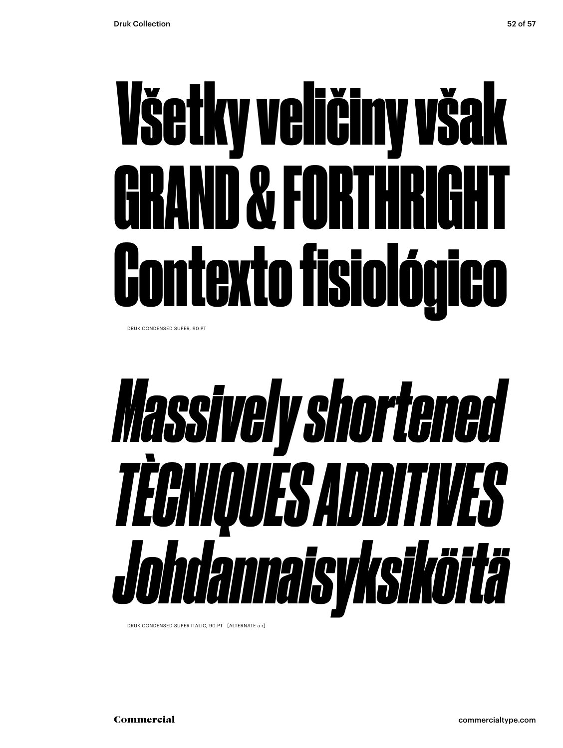# Všetky veličiny však GRAND & FORTHRIGHT Contexto fisiológico

DRUK CONDENSED SUPER, 90 PT

# *Massively shortened TÈCNIQUES ADDITIVES Johdannaisyksiköitä*

DRUK CONDENSED SUPER ITALIC, 90 PT [ALTERNATE a r]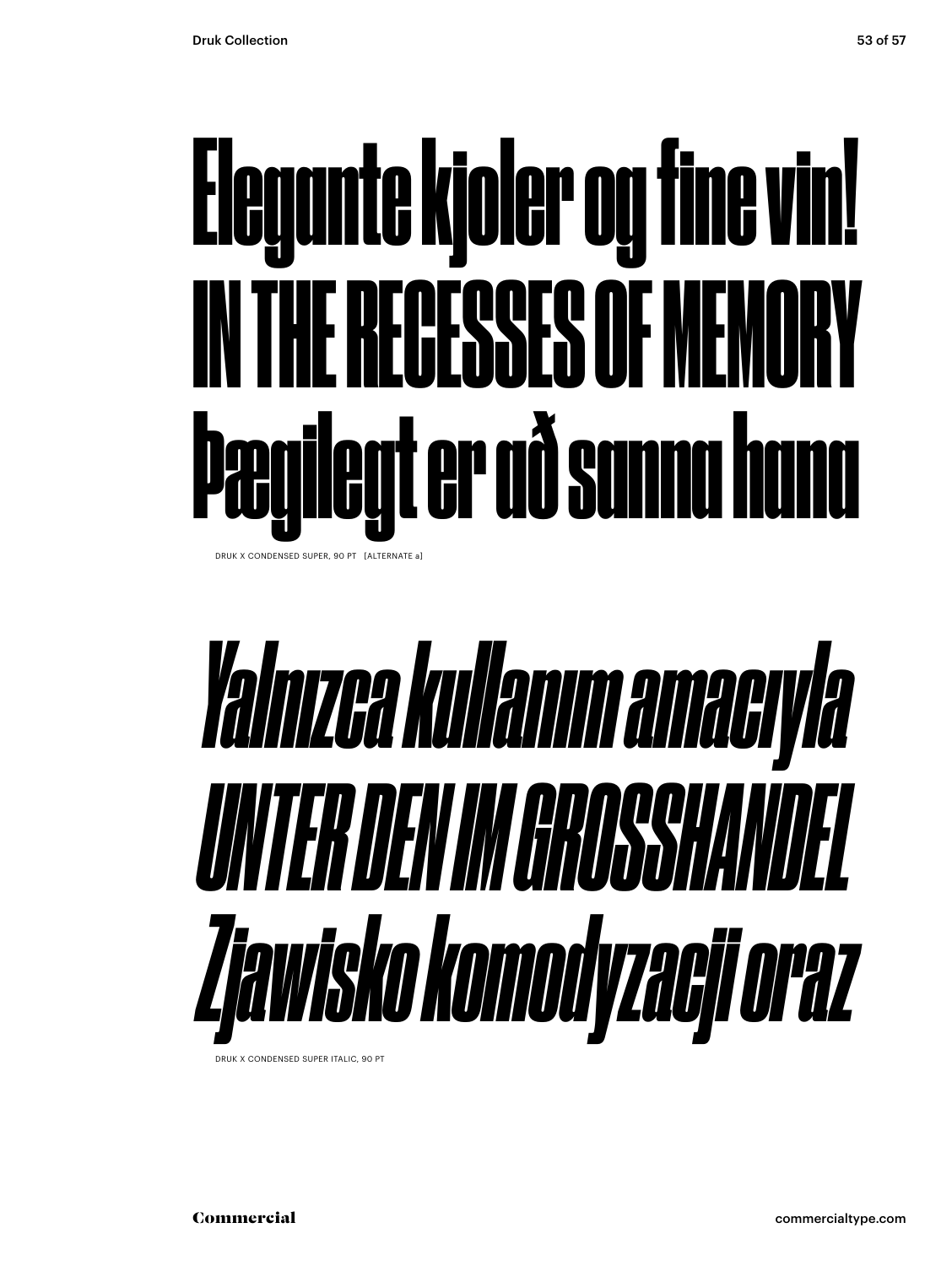Elegante kjoler og fine vin!
IN THE RECESSES OF MEMORY
Þægilegt er að sanna hana

DRUK X CONDENSED SUPER, 90 PT [ALTERNATE a]

*Yalnızca kullanım amacıyla*
*UNTER DEN IM GROSSHANDEL*
*Zjawisko komodyzacji oraz*

DRUK X CONDENSED SUPER ITALIC, 90 PT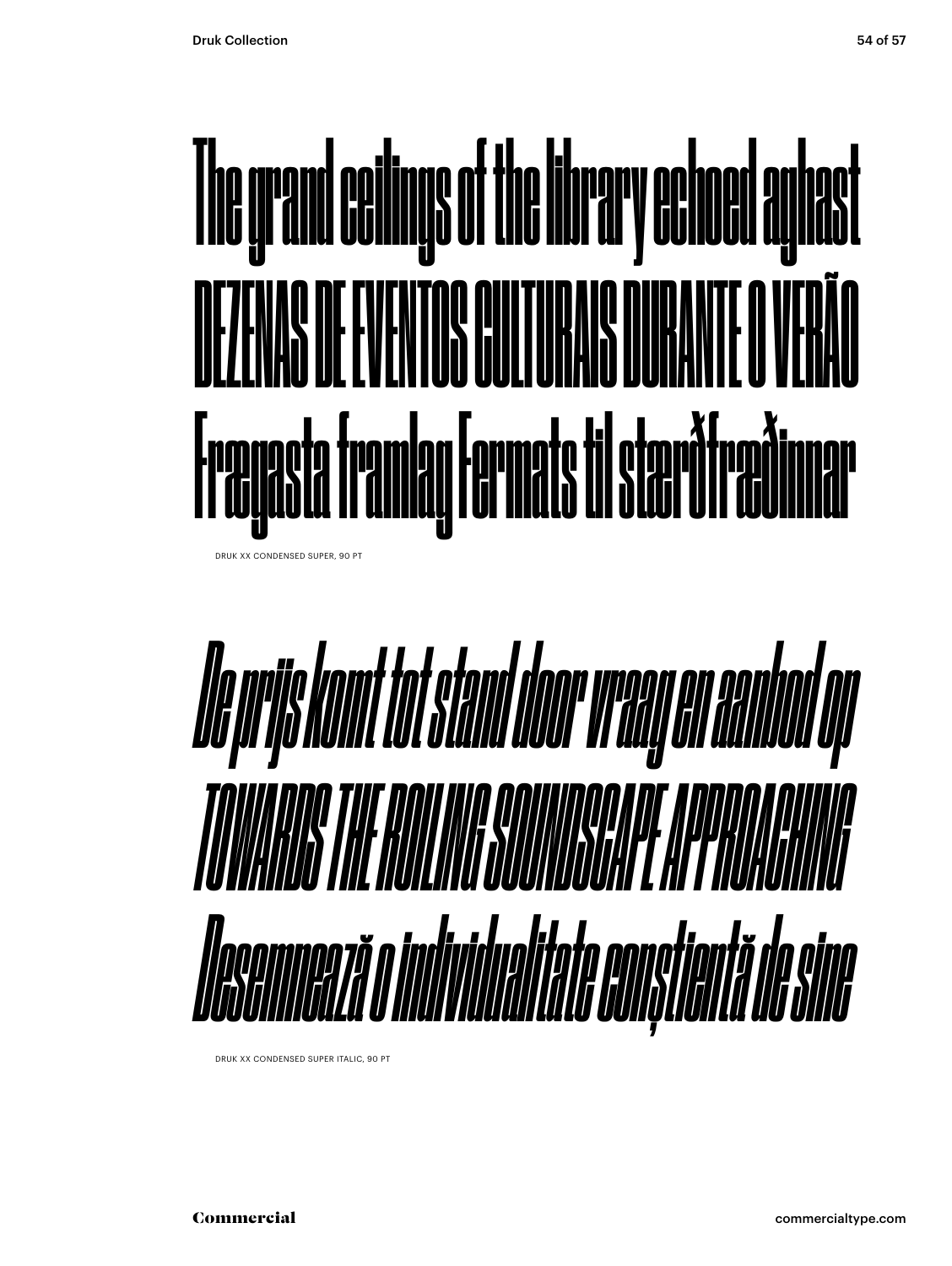The grand ceilings of the library echoed aghast
DEZENAS DE EVENTOS CULTURAIS DURANTE O VERÃO
Frægasta framlag Fermats til stærðfræðinnar

DRUK XX CONDENSED SUPER, 90 PT

*De prijs komt tot stand door vraag en aanbod op*
*TOWARDS THE ROLLING SOUNDSCAPE APPROACHING*
*Desemnează o individualitate conștientă de sine*

DRUK XX CONDENSED SUPER ITALIC, 90 PT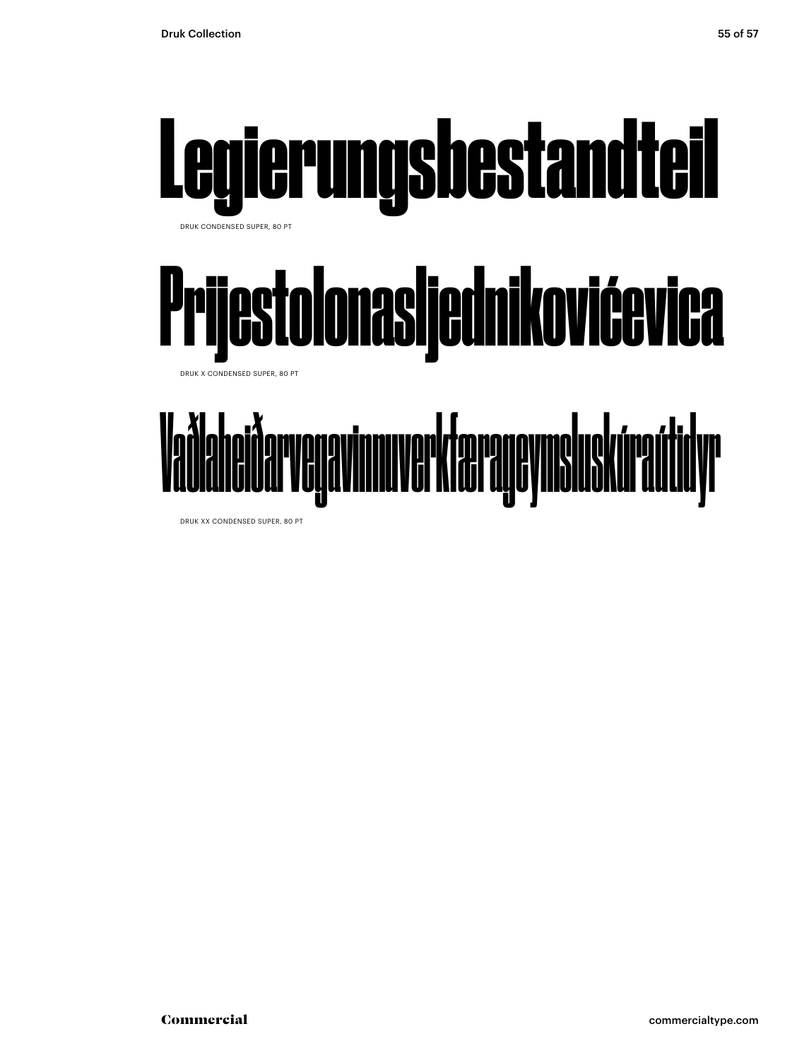# Legierungsbestandteil

DRUK CONDENSED SUPER, 80 PT

# Prijestolonasljednikovićevica

DRUK X CONDENSED SUPER, 80 PT

# Vaðlaheiðarvegavinnuverkfærageymsluskúraútidyr

DRUK XX CONDENSED SUPER, 80 PT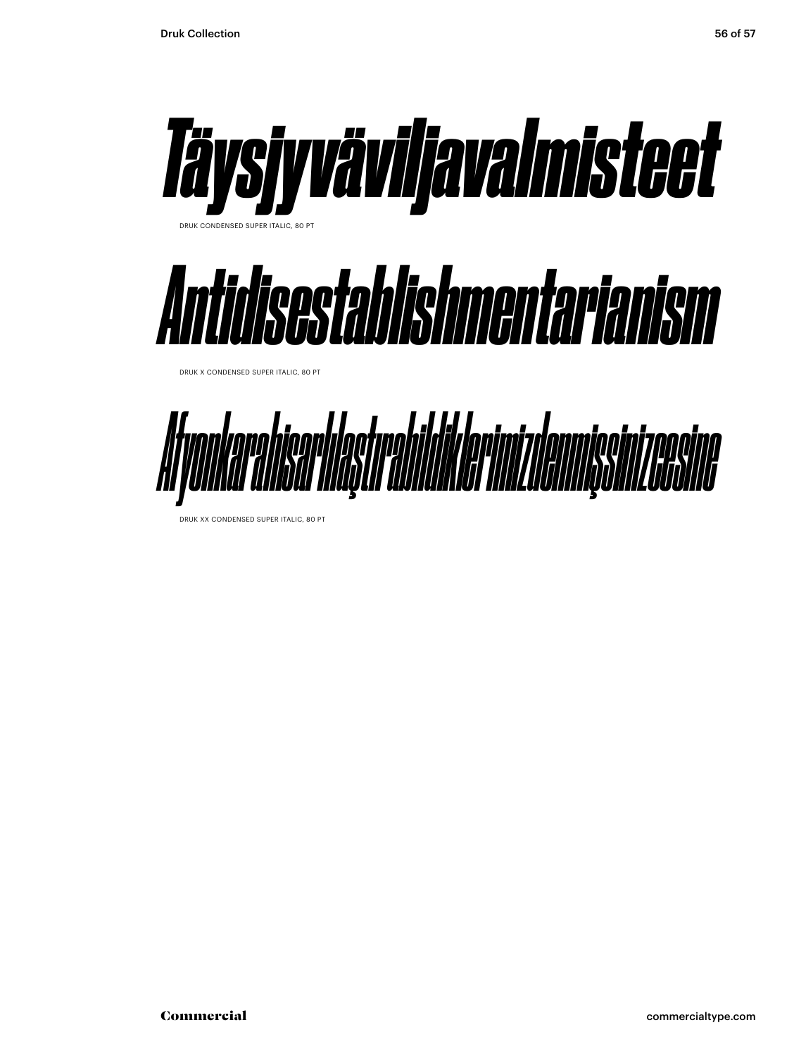# *Täysjyväviljavalmisteet*

DRUK CONDENSED SUPER ITALIC, 80 PT

# *Antidisestablishmentarianism*

DRUK X CONDENSED SUPER ITALIC, 80 PT

# *Afyonkarahisarlılaştırabildiklerimizdenmişsinizcesine*

DRUK XX CONDENSED SUPER ITALIC, 80 PT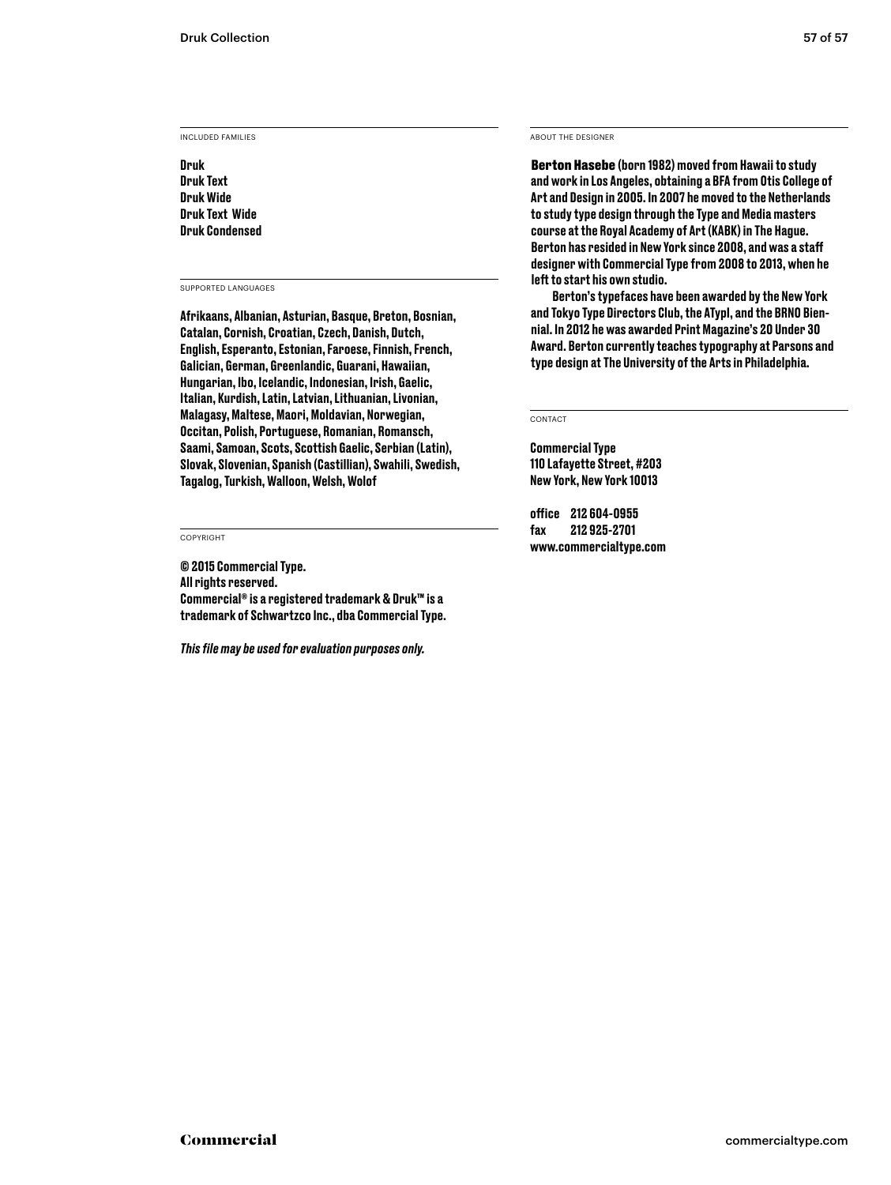## INCLUDED FAMILIES

**Druk**
**Druk Text**
**Druk Wide**
**Druk Text Wide**
**Druk Condensed**

## SUPPORTED LANGUAGES

**Afrikaans, Albanian, Asturian, Basque, Breton, Bosnian, Catalan, Cornish, Croatian, Czech, Danish, Dutch, English, Esperanto, Estonian, Faroese, Finnish, French, Galician, German, Greenlandic, Guarani, Hawaiian, Hungarian, Ibo, Icelandic, Indonesian, Irish, Gaelic, Italian, Kurdish, Latin, Latvian, Lithuanian, Livonian, Malagasy, Maltese, Maori, Moldavian, Norwegian, Occitan, Polish, Portuguese, Romanian, Romansch, Saami, Samoan, Scots, Scottish Gaelic, Serbian (Latin), Slovak, Slovenian, Spanish (Castillian), Swahili, Swedish, Tagalog, Turkish, Walloon, Welsh, Wolof**

## COPYRIGHT

**© 2015 Commercial Type.**
**All rights reserved.**
**Commercial® is a registered trademark & Druk™ is a trademark of Schwartzco Inc., dba Commercial Type.**

***This file may be used for evaluation purposes only.***

## ABOUT THE DESIGNER

**Berton Hasebe (born 1982) moved from Hawaii to study and work in Los Angeles, obtaining a BFA from Otis College of Art and Design in 2005. In 2007 he moved to the Netherlands to study type design through the Type and Media masters course at the Royal Academy of Art (KABK) in The Hague. Berton has resided in New York since 2008, and was a staff designer with Commercial Type from 2008 to 2013, when he left to start his own studio.**

**Berton's typefaces have been awarded by the New York and Tokyo Type Directors Club, the ATypI, and the BRNO Biennial. In 2012 he was awarded Print Magazine's 20 Under 30 Award. Berton currently teaches typography at Parsons and type design at The University of the Arts in Philadelphia.**

## CONTACT

**Commercial Type**
**110 Lafayette Street, #203**
**New York, New York 10013**

**office 212 604-0955**
**fax 212 925-2701**
**www.commercialtype.com**